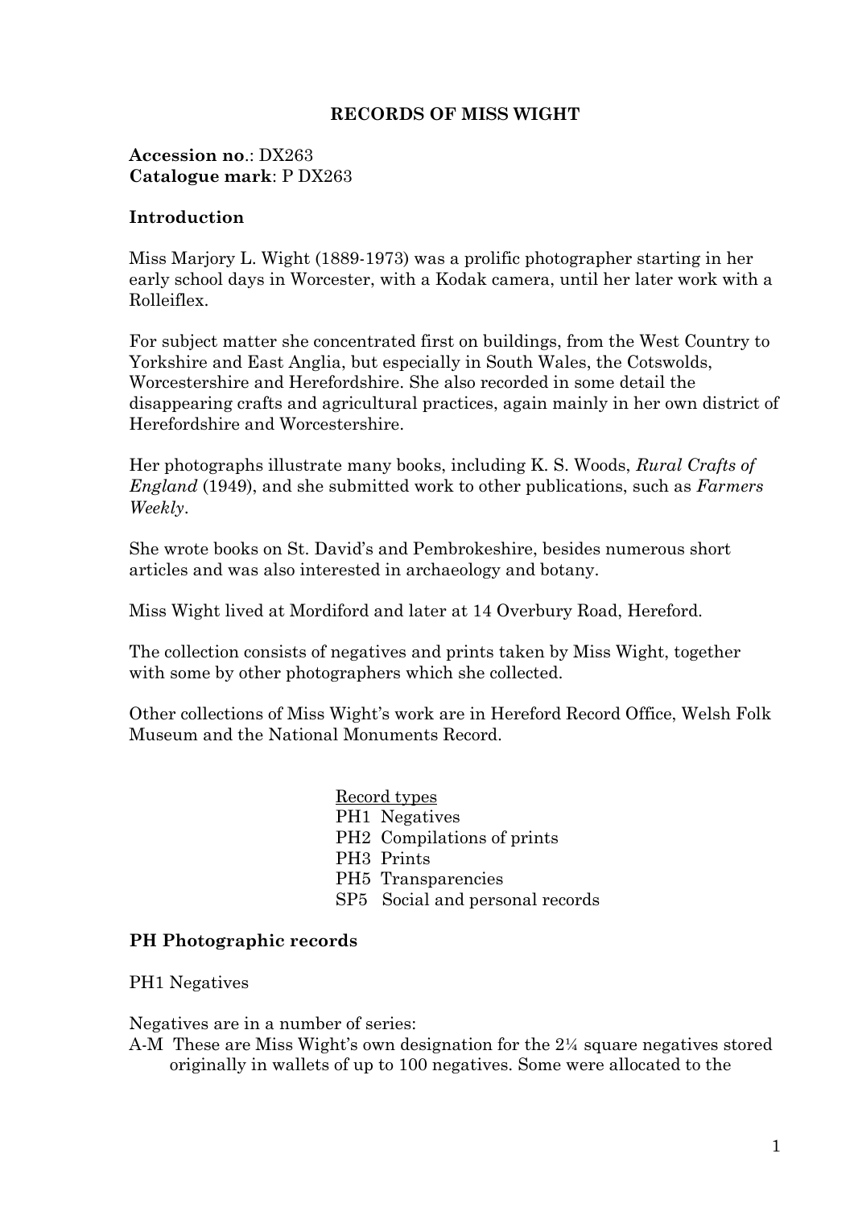# RECORDS OF MISS WIGHT

**Accession no**.: DX263
**Catalogue mark**: P DX263

## Introduction

Miss Marjory L. Wight (1889-1973) was a prolific photographer starting in her early school days in Worcester, with a Kodak camera, until her later work with a Rolleiflex.

For subject matter she concentrated first on buildings, from the West Country to Yorkshire and East Anglia, but especially in South Wales, the Cotswolds, Worcestershire and Herefordshire. She also recorded in some detail the disappearing crafts and agricultural practices, again mainly in her own district of Herefordshire and Worcestershire.

Her photographs illustrate many books, including K. S. Woods, *Rural Crafts of England* (1949), and she submitted work to other publications, such as *Farmers Weekly*.

She wrote books on St. David's and Pembrokeshire, besides numerous short articles and was also interested in archaeology and botany.

Miss Wight lived at Mordiford and later at 14 Overbury Road, Hereford.

The collection consists of negatives and prints taken by Miss Wight, together with some by other photographers which she collected.

Other collections of Miss Wight's work are in Hereford Record Office, Welsh Folk Museum and the National Monuments Record.

Record types
PH1 Negatives
PH2 Compilations of prints
PH3 Prints
PH5 Transparencies
SP5 Social and personal records

## PH Photographic records

PH1 Negatives

Negatives are in a number of series:
A-M These are Miss Wight's own designation for the 2¼ square negatives stored originally in wallets of up to 100 negatives. Some were allocated to the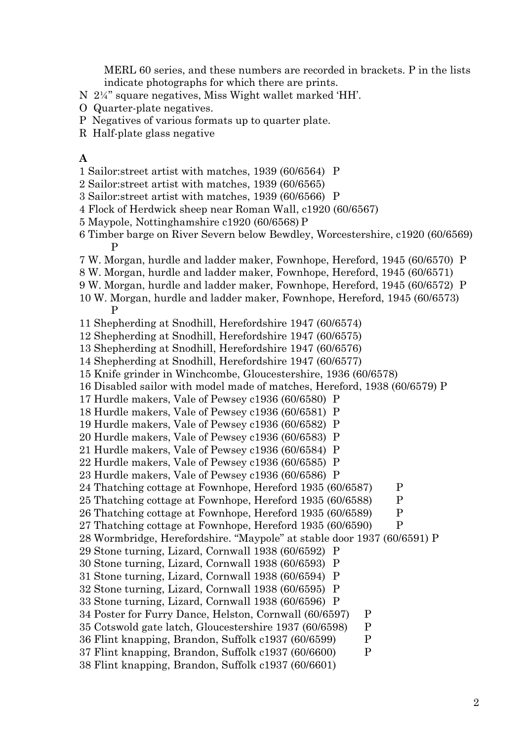MERL 60 series, and these numbers are recorded in brackets. P in the lists indicate photographs for which there are prints.

N 2¼" square negatives, Miss Wight wallet marked 'HH'.

O Quarter-plate negatives.

P Negatives of various formats up to quarter plate.

R Half-plate glass negative

**A**

1 Sailor:street artist with matches, 1939 (60/6564) P

2 Sailor:street artist with matches, 1939 (60/6565)

3 Sailor:street artist with matches, 1939 (60/6566) P

4 Flock of Herdwick sheep near Roman Wall, c1920 (60/6567)

5 Maypole, Nottinghamshire c1920 (60/6568) P

6 Timber barge on River Severn below Bewdley, Worcestershire, c1920 (60/6569) P

7 W. Morgan, hurdle and ladder maker, Fownhope, Hereford, 1945 (60/6570) P

8 W. Morgan, hurdle and ladder maker, Fownhope, Hereford, 1945 (60/6571)

9 W. Morgan, hurdle and ladder maker, Fownhope, Hereford, 1945 (60/6572) P

10 W. Morgan, hurdle and ladder maker, Fownhope, Hereford, 1945 (60/6573) P

11 Shepherding at Snodhill, Herefordshire 1947 (60/6574)

12 Shepherding at Snodhill, Herefordshire 1947 (60/6575)

13 Shepherding at Snodhill, Herefordshire 1947 (60/6576)

14 Shepherding at Snodhill, Herefordshire 1947 (60/6577)

15 Knife grinder in Winchcombe, Gloucestershire, 1936 (60/6578)

16 Disabled sailor with model made of matches, Hereford, 1938 (60/6579) P

17 Hurdle makers, Vale of Pewsey c1936 (60/6580) P

18 Hurdle makers, Vale of Pewsey c1936 (60/6581) P

19 Hurdle makers, Vale of Pewsey c1936 (60/6582) P

20 Hurdle makers, Vale of Pewsey c1936 (60/6583) P

21 Hurdle makers, Vale of Pewsey c1936 (60/6584) P

22 Hurdle makers, Vale of Pewsey c1936 (60/6585) P

23 Hurdle makers, Vale of Pewsey c1936 (60/6586) P

24 Thatching cottage at Fownhope, Hereford 1935 (60/6587) P

25 Thatching cottage at Fownhope, Hereford 1935 (60/6588) P

26 Thatching cottage at Fownhope, Hereford 1935 (60/6589) P

27 Thatching cottage at Fownhope, Hereford 1935 (60/6590) P

28 Wormbridge, Herefordshire. "Maypole" at stable door 1937 (60/6591) P

29 Stone turning, Lizard, Cornwall 1938 (60/6592) P

30 Stone turning, Lizard, Cornwall 1938 (60/6593) P

31 Stone turning, Lizard, Cornwall 1938 (60/6594) P

32 Stone turning, Lizard, Cornwall 1938 (60/6595) P

33 Stone turning, Lizard, Cornwall 1938 (60/6596) P

34 Poster for Furry Dance, Helston, Cornwall (60/6597) P

35 Cotswold gate latch, Gloucestershire 1937 (60/6598) P

36 Flint knapping, Brandon, Suffolk c1937 (60/6599) P

37 Flint knapping, Brandon, Suffolk c1937 (60/6600) P

38 Flint knapping, Brandon, Suffolk c1937 (60/6601)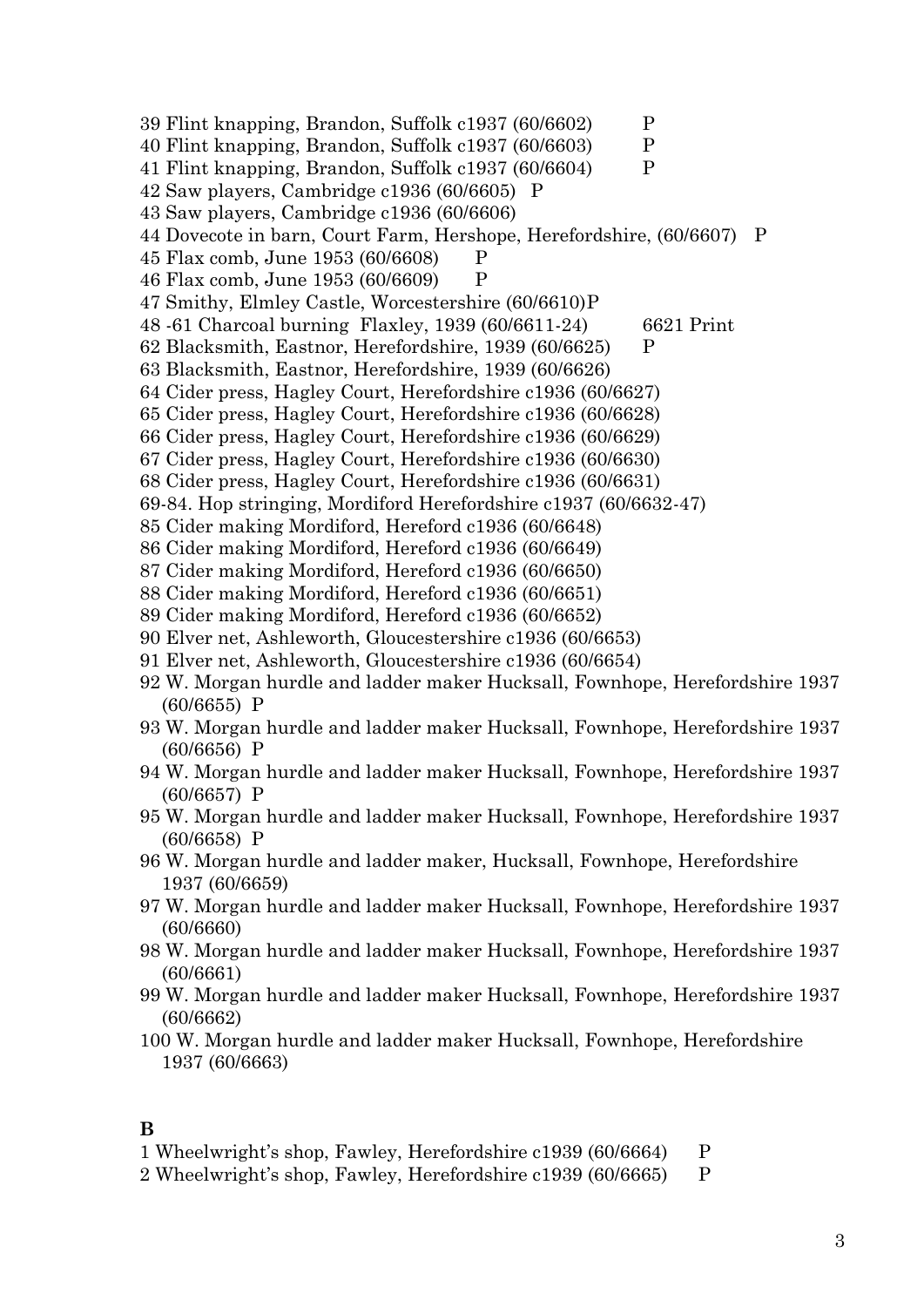39 Flint knapping, Brandon, Suffolk c1937 (60/6602) P
40 Flint knapping, Brandon, Suffolk c1937 (60/6603) P
41 Flint knapping, Brandon, Suffolk c1937 (60/6604) P
42 Saw players, Cambridge c1936 (60/6605) P
43 Saw players, Cambridge c1936 (60/6606)
44 Dovecote in barn, Court Farm, Hershope, Herefordshire, (60/6607) P
45 Flax comb, June 1953 (60/6608) P
46 Flax comb, June 1953 (60/6609) P
47 Smithy, Elmley Castle, Worcestershire (60/6610)P
48 -61 Charcoal burning Flaxley, 1939 (60/6611-24) 6621 Print
62 Blacksmith, Eastnor, Herefordshire, 1939 (60/6625) P
63 Blacksmith, Eastnor, Herefordshire, 1939 (60/6626)
64 Cider press, Hagley Court, Herefordshire c1936 (60/6627)
65 Cider press, Hagley Court, Herefordshire c1936 (60/6628)
66 Cider press, Hagley Court, Herefordshire c1936 (60/6629)
67 Cider press, Hagley Court, Herefordshire c1936 (60/6630)
68 Cider press, Hagley Court, Herefordshire c1936 (60/6631)
69-84. Hop stringing, Mordiford Herefordshire c1937 (60/6632-47)
85 Cider making Mordiford, Hereford c1936 (60/6648)
86 Cider making Mordiford, Hereford c1936 (60/6649)
87 Cider making Mordiford, Hereford c1936 (60/6650)
88 Cider making Mordiford, Hereford c1936 (60/6651)
89 Cider making Mordiford, Hereford c1936 (60/6652)
90 Elver net, Ashleworth, Gloucestershire c1936 (60/6653)
91 Elver net, Ashleworth, Gloucestershire c1936 (60/6654)
92 W. Morgan hurdle and ladder maker Hucksall, Fownhope, Herefordshire 1937 (60/6655) P
93 W. Morgan hurdle and ladder maker Hucksall, Fownhope, Herefordshire 1937 (60/6656) P
94 W. Morgan hurdle and ladder maker Hucksall, Fownhope, Herefordshire 1937 (60/6657) P
95 W. Morgan hurdle and ladder maker Hucksall, Fownhope, Herefordshire 1937 (60/6658) P
96 W. Morgan hurdle and ladder maker, Hucksall, Fownhope, Herefordshire 1937 (60/6659)
97 W. Morgan hurdle and ladder maker Hucksall, Fownhope, Herefordshire 1937 (60/6660)
98 W. Morgan hurdle and ladder maker Hucksall, Fownhope, Herefordshire 1937 (60/6661)
99 W. Morgan hurdle and ladder maker Hucksall, Fownhope, Herefordshire 1937 (60/6662)
100 W. Morgan hurdle and ladder maker Hucksall, Fownhope, Herefordshire 1937 (60/6663)

**B**

1 Wheelwright's shop, Fawley, Herefordshire c1939 (60/6664) P
2 Wheelwright's shop, Fawley, Herefordshire c1939 (60/6665) P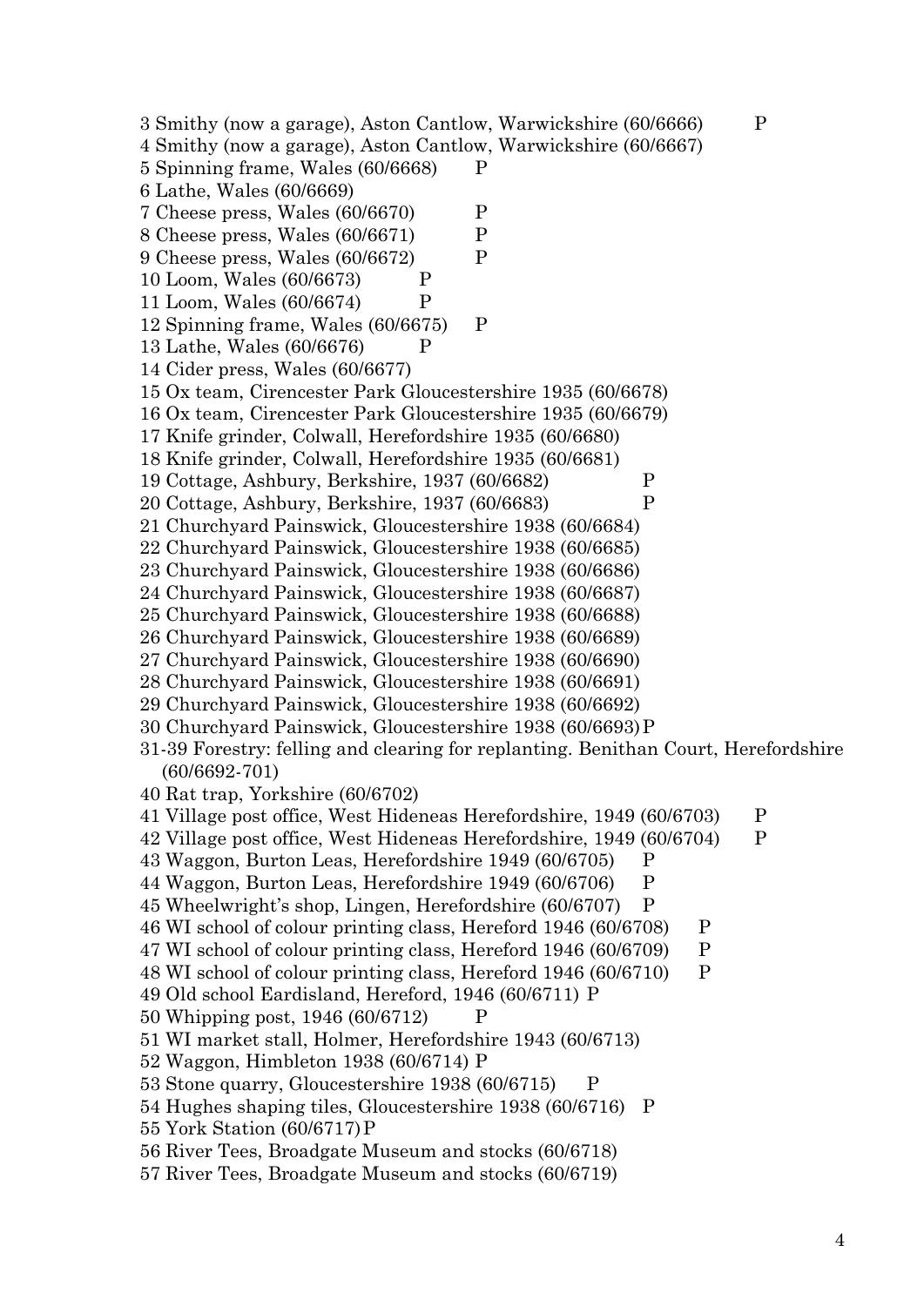3 Smithy (now a garage), Aston Cantlow, Warwickshire (60/6666) P
4 Smithy (now a garage), Aston Cantlow, Warwickshire (60/6667)
5 Spinning frame, Wales (60/6668) P
6 Lathe, Wales (60/6669)
7 Cheese press, Wales (60/6670) P
8 Cheese press, Wales (60/6671) P
9 Cheese press, Wales (60/6672) P
10 Loom, Wales (60/6673) P
11 Loom, Wales (60/6674) P
12 Spinning frame, Wales (60/6675) P
13 Lathe, Wales (60/6676) P
14 Cider press, Wales (60/6677)
15 Ox team, Cirencester Park Gloucestershire 1935 (60/6678)
16 Ox team, Cirencester Park Gloucestershire 1935 (60/6679)
17 Knife grinder, Colwall, Herefordshire 1935 (60/6680)
18 Knife grinder, Colwall, Herefordshire 1935 (60/6681)
19 Cottage, Ashbury, Berkshire, 1937 (60/6682) P
20 Cottage, Ashbury, Berkshire, 1937 (60/6683) P
21 Churchyard Painswick, Gloucestershire 1938 (60/6684)
22 Churchyard Painswick, Gloucestershire 1938 (60/6685)
23 Churchyard Painswick, Gloucestershire 1938 (60/6686)
24 Churchyard Painswick, Gloucestershire 1938 (60/6687)
25 Churchyard Painswick, Gloucestershire 1938 (60/6688)
26 Churchyard Painswick, Gloucestershire 1938 (60/6689)
27 Churchyard Painswick, Gloucestershire 1938 (60/6690)
28 Churchyard Painswick, Gloucestershire 1938 (60/6691)
29 Churchyard Painswick, Gloucestershire 1938 (60/6692)
30 Churchyard Painswick, Gloucestershire 1938 (60/6693) P
31-39 Forestry: felling and clearing for replanting. Benithan Court, Herefordshire (60/6692-701)
40 Rat trap, Yorkshire (60/6702)
41 Village post office, West Hideneas Herefordshire, 1949 (60/6703) P
42 Village post office, West Hideneas Herefordshire, 1949 (60/6704) P
43 Waggon, Burton Leas, Herefordshire 1949 (60/6705) P
44 Waggon, Burton Leas, Herefordshire 1949 (60/6706) P
45 Wheelwright's shop, Lingen, Herefordshire (60/6707) P
46 WI school of colour printing class, Hereford 1946 (60/6708) P
47 WI school of colour printing class, Hereford 1946 (60/6709) P
48 WI school of colour printing class, Hereford 1946 (60/6710) P
49 Old school Eardisland, Hereford, 1946 (60/6711) P
50 Whipping post, 1946 (60/6712) P
51 WI market stall, Holmer, Herefordshire 1943 (60/6713)
52 Waggon, Himbleton 1938 (60/6714) P
53 Stone quarry, Gloucestershire 1938 (60/6715) P
54 Hughes shaping tiles, Gloucestershire 1938 (60/6716) P
55 York Station (60/6717) P
56 River Tees, Broadgate Museum and stocks (60/6718)
57 River Tees, Broadgate Museum and stocks (60/6719)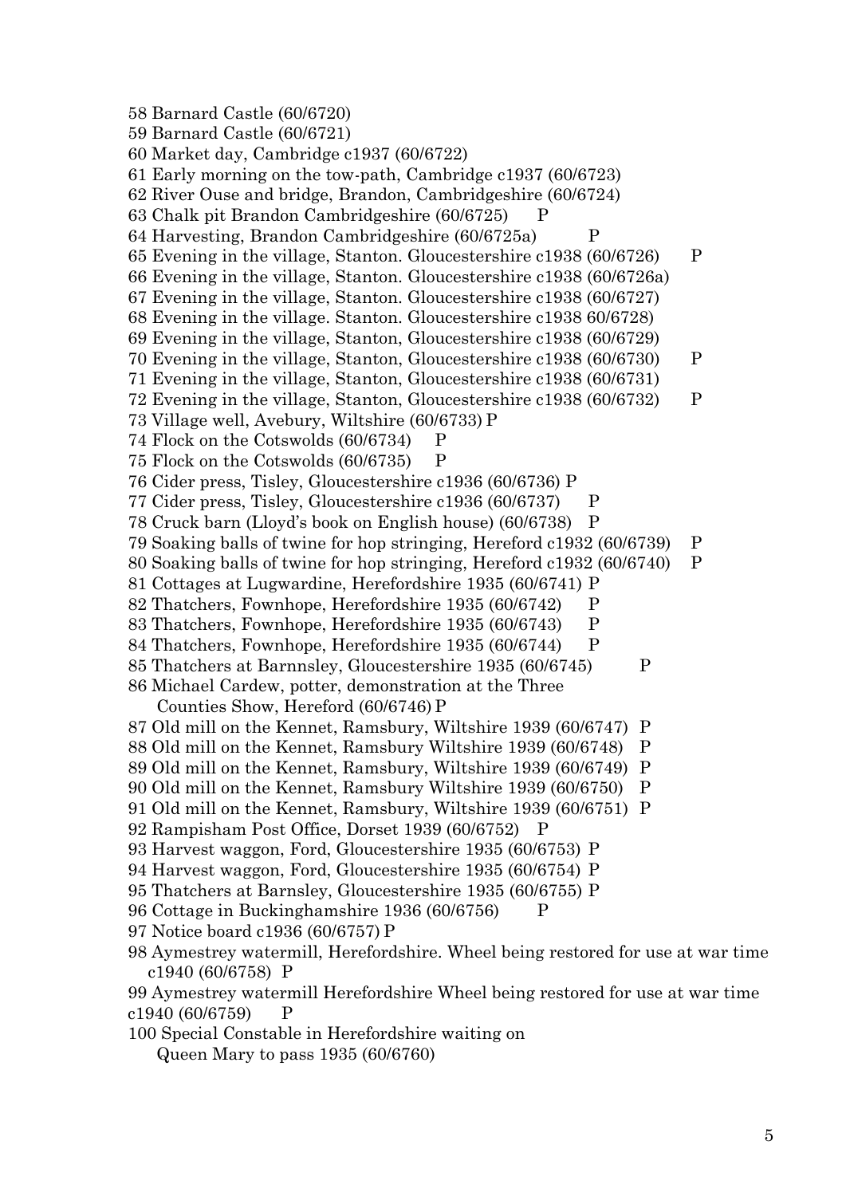58 Barnard Castle (60/6720)
59 Barnard Castle (60/6721)
60 Market day, Cambridge c1937 (60/6722)
61 Early morning on the tow-path, Cambridge c1937 (60/6723)
62 River Ouse and bridge, Brandon, Cambridgeshire (60/6724)
63 Chalk pit Brandon Cambridgeshire (60/6725) P
64 Harvesting, Brandon Cambridgeshire (60/6725a) P
65 Evening in the village, Stanton. Gloucestershire c1938 (60/6726) P
66 Evening in the village, Stanton. Gloucestershire c1938 (60/6726a)
67 Evening in the village, Stanton. Gloucestershire c1938 (60/6727)
68 Evening in the village. Stanton. Gloucestershire c1938 60/6728)
69 Evening in the village, Stanton, Gloucestershire c1938 (60/6729)
70 Evening in the village, Stanton, Gloucestershire c1938 (60/6730) P
71 Evening in the village, Stanton, Gloucestershire c1938 (60/6731)
72 Evening in the village, Stanton, Gloucestershire c1938 (60/6732) P
73 Village well, Avebury, Wiltshire (60/6733) P
74 Flock on the Cotswolds (60/6734) P
75 Flock on the Cotswolds (60/6735) P
76 Cider press, Tisley, Gloucestershire c1936 (60/6736) P
77 Cider press, Tisley, Gloucestershire c1936 (60/6737) P
78 Cruck barn (Lloyd's book on English house) (60/6738) P
79 Soaking balls of twine for hop stringing, Hereford c1932 (60/6739) P
80 Soaking balls of twine for hop stringing, Hereford c1932 (60/6740) P
81 Cottages at Lugwardine, Herefordshire 1935 (60/6741) P
82 Thatchers, Fownhope, Herefordshire 1935 (60/6742) P
83 Thatchers, Fownhope, Herefordshire 1935 (60/6743) P
84 Thatchers, Fownhope, Herefordshire 1935 (60/6744) P
85 Thatchers at Barnnsley, Gloucestershire 1935 (60/6745) P
86 Michael Cardew, potter, demonstration at the Three Counties Show, Hereford (60/6746) P
87 Old mill on the Kennet, Ramsbury, Wiltshire 1939 (60/6747) P
88 Old mill on the Kennet, Ramsbury Wiltshire 1939 (60/6748) P
89 Old mill on the Kennet, Ramsbury, Wiltshire 1939 (60/6749) P
90 Old mill on the Kennet, Ramsbury Wiltshire 1939 (60/6750) P
91 Old mill on the Kennet, Ramsbury, Wiltshire 1939 (60/6751) P
92 Rampisham Post Office, Dorset 1939 (60/6752) P
93 Harvest waggon, Ford, Gloucestershire 1935 (60/6753) P
94 Harvest waggon, Ford, Gloucestershire 1935 (60/6754) P
95 Thatchers at Barnsley, Gloucestershire 1935 (60/6755) P
96 Cottage in Buckinghamshire 1936 (60/6756) P
97 Notice board c1936 (60/6757) P
98 Aymestrey watermill, Herefordshire. Wheel being restored for use at war time c1940 (60/6758) P
99 Aymestrey watermill Herefordshire Wheel being restored for use at war time c1940 (60/6759) P
100 Special Constable in Herefordshire waiting on Queen Mary to pass 1935 (60/6760)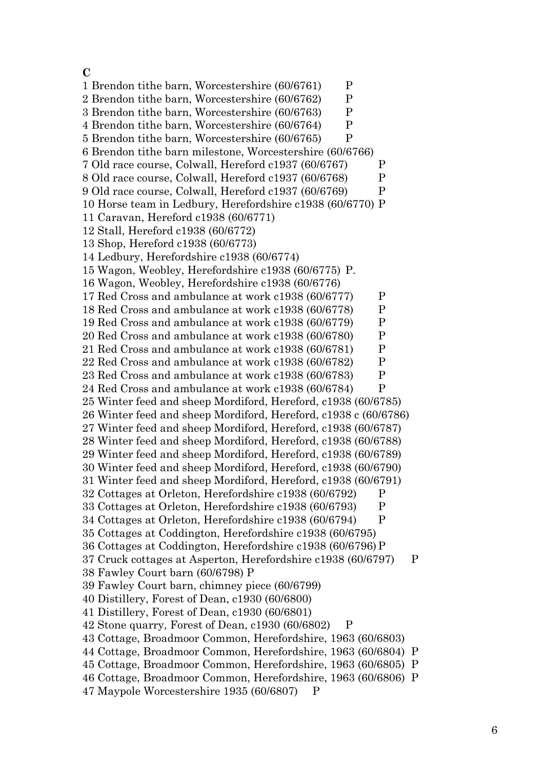**C**

1 Brendon tithe barn, Worcestershire (60/6761) P
2 Brendon tithe barn, Worcestershire (60/6762) P
3 Brendon tithe barn, Worcestershire (60/6763) P
4 Brendon tithe barn, Worcestershire (60/6764) P
5 Brendon tithe barn, Worcestershire (60/6765) P
6 Brendon tithe barn milestone, Worcestershire (60/6766)
7 Old race course, Colwall, Hereford c1937 (60/6767) P
8 Old race course, Colwall, Hereford c1937 (60/6768) P
9 Old race course, Colwall, Hereford c1937 (60/6769) P
10 Horse team in Ledbury, Herefordshire c1938 (60/6770) P
11 Caravan, Hereford c1938 (60/6771)
12 Stall, Hereford c1938 (60/6772)
13 Shop, Hereford c1938 (60/6773)
14 Ledbury, Herefordshire c1938 (60/6774)
15 Wagon, Weobley, Herefordshire c1938 (60/6775) P.
16 Wagon, Weobley, Herefordshire c1938 (60/6776)
17 Red Cross and ambulance at work c1938 (60/6777) P
18 Red Cross and ambulance at work c1938 (60/6778) P
19 Red Cross and ambulance at work c1938 (60/6779) P
20 Red Cross and ambulance at work c1938 (60/6780) P
21 Red Cross and ambulance at work c1938 (60/6781) P
22 Red Cross and ambulance at work c1938 (60/6782) P
23 Red Cross and ambulance at work c1938 (60/6783) P
24 Red Cross and ambulance at work c1938 (60/6784) P
25 Winter feed and sheep Mordiford, Hereford, c1938 (60/6785)
26 Winter feed and sheep Mordiford, Hereford, c1938 c (60/6786)
27 Winter feed and sheep Mordiford, Hereford, c1938 (60/6787)
28 Winter feed and sheep Mordiford, Hereford, c1938 (60/6788)
29 Winter feed and sheep Mordiford, Hereford, c1938 (60/6789)
30 Winter feed and sheep Mordiford, Hereford, c1938 (60/6790)
31 Winter feed and sheep Mordiford, Hereford, c1938 (60/6791)
32 Cottages at Orleton, Herefordshire c1938 (60/6792) P
33 Cottages at Orleton, Herefordshire c1938 (60/6793) P
34 Cottages at Orleton, Herefordshire c1938 (60/6794) P
35 Cottages at Coddington, Herefordshire c1938 (60/6795)
36 Cottages at Coddington, Herefordshire c1938 (60/6796) P
37 Cruck cottages at Asperton, Herefordshire c1938 (60/6797) P
38 Fawley Court barn (60/6798) P
39 Fawley Court barn, chimney piece (60/6799)
40 Distillery, Forest of Dean, c1930 (60/6800)
41 Distillery, Forest of Dean, c1930 (60/6801)
42 Stone quarry, Forest of Dean, c1930 (60/6802) P
43 Cottage, Broadmoor Common, Herefordshire, 1963 (60/6803)
44 Cottage, Broadmoor Common, Herefordshire, 1963 (60/6804) P
45 Cottage, Broadmoor Common, Herefordshire, 1963 (60/6805) P
46 Cottage, Broadmoor Common, Herefordshire, 1963 (60/6806) P
47 Maypole Worcestershire 1935 (60/6807) P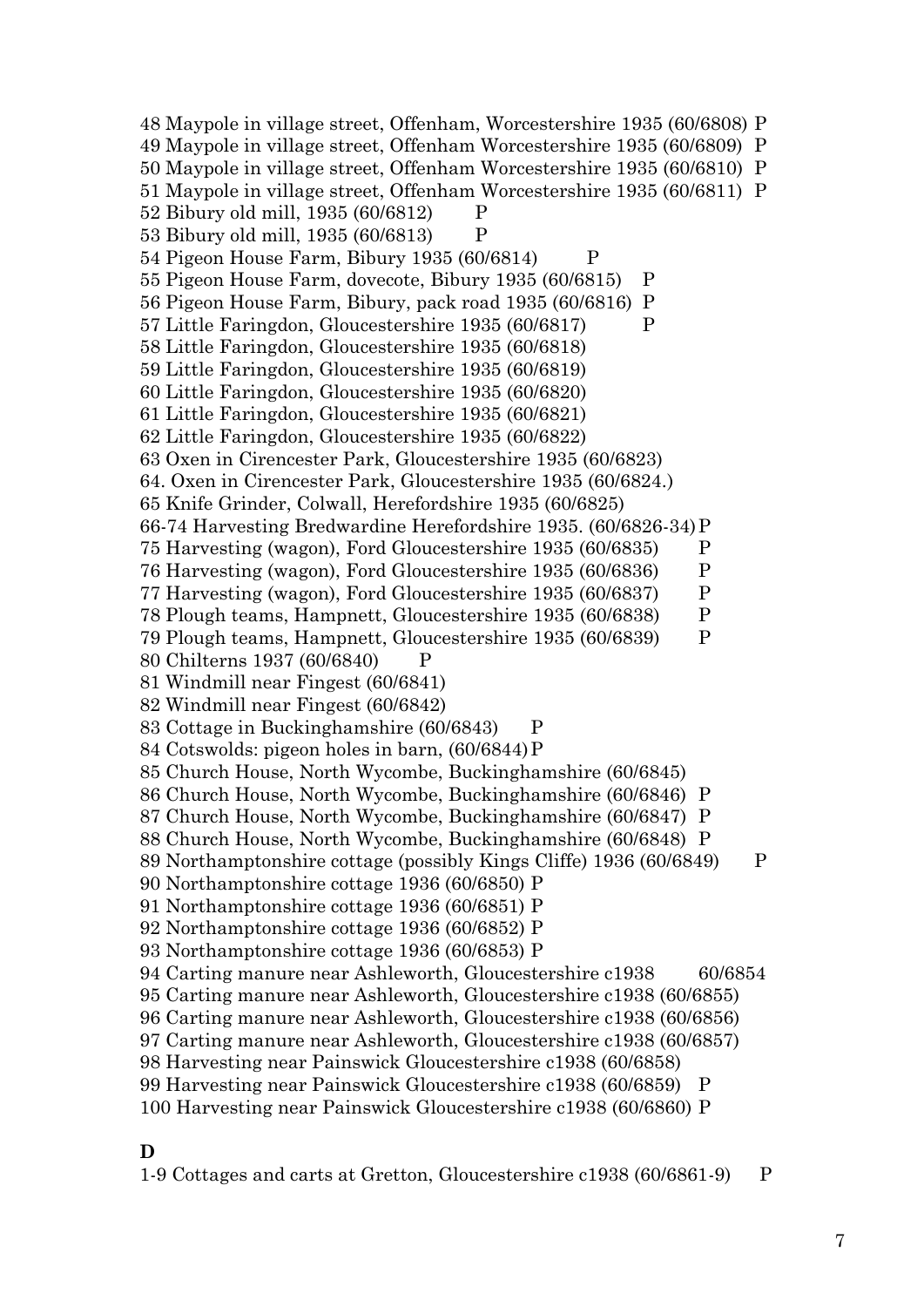48 Maypole in village street, Offenham, Worcestershire 1935 (60/6808) P
49 Maypole in village street, Offenham Worcestershire 1935 (60/6809) P
50 Maypole in village street, Offenham Worcestershire 1935 (60/6810) P
51 Maypole in village street, Offenham Worcestershire 1935 (60/6811) P
52 Bibury old mill, 1935 (60/6812) P
53 Bibury old mill, 1935 (60/6813) P
54 Pigeon House Farm, Bibury 1935 (60/6814) P
55 Pigeon House Farm, dovecote, Bibury 1935 (60/6815) P
56 Pigeon House Farm, Bibury, pack road 1935 (60/6816) P
57 Little Faringdon, Gloucestershire 1935 (60/6817) P
58 Little Faringdon, Gloucestershire 1935 (60/6818)
59 Little Faringdon, Gloucestershire 1935 (60/6819)
60 Little Faringdon, Gloucestershire 1935 (60/6820)
61 Little Faringdon, Gloucestershire 1935 (60/6821)
62 Little Faringdon, Gloucestershire 1935 (60/6822)
63 Oxen in Cirencester Park, Gloucestershire 1935 (60/6823)
64. Oxen in Cirencester Park, Gloucestershire 1935 (60/6824.)
65 Knife Grinder, Colwall, Herefordshire 1935 (60/6825)
66-74 Harvesting Bredwardine Herefordshire 1935. (60/6826-34) P
75 Harvesting (wagon), Ford Gloucestershire 1935 (60/6835) P
76 Harvesting (wagon), Ford Gloucestershire 1935 (60/6836) P
77 Harvesting (wagon), Ford Gloucestershire 1935 (60/6837) P
78 Plough teams, Hampnett, Gloucestershire 1935 (60/6838) P
79 Plough teams, Hampnett, Gloucestershire 1935 (60/6839) P
80 Chilterns 1937 (60/6840) P
81 Windmill near Fingest (60/6841)
82 Windmill near Fingest (60/6842)
83 Cottage in Buckinghamshire (60/6843) P
84 Cotswolds: pigeon holes in barn, (60/6844) P
85 Church House, North Wycombe, Buckinghamshire (60/6845)
86 Church House, North Wycombe, Buckinghamshire (60/6846) P
87 Church House, North Wycombe, Buckinghamshire (60/6847) P
88 Church House, North Wycombe, Buckinghamshire (60/6848) P
89 Northamptonshire cottage (possibly Kings Cliffe) 1936 (60/6849) P
90 Northamptonshire cottage 1936 (60/6850) P
91 Northamptonshire cottage 1936 (60/6851) P
92 Northamptonshire cottage 1936 (60/6852) P
93 Northamptonshire cottage 1936 (60/6853) P
94 Carting manure near Ashleworth, Gloucestershire c1938 60/6854
95 Carting manure near Ashleworth, Gloucestershire c1938 (60/6855)
96 Carting manure near Ashleworth, Gloucestershire c1938 (60/6856)
97 Carting manure near Ashleworth, Gloucestershire c1938 (60/6857)
98 Harvesting near Painswick Gloucestershire c1938 (60/6858)
99 Harvesting near Painswick Gloucestershire c1938 (60/6859) P
100 Harvesting near Painswick Gloucestershire c1938 (60/6860) P

**D**

1-9 Cottages and carts at Gretton, Gloucestershire c1938 (60/6861-9) P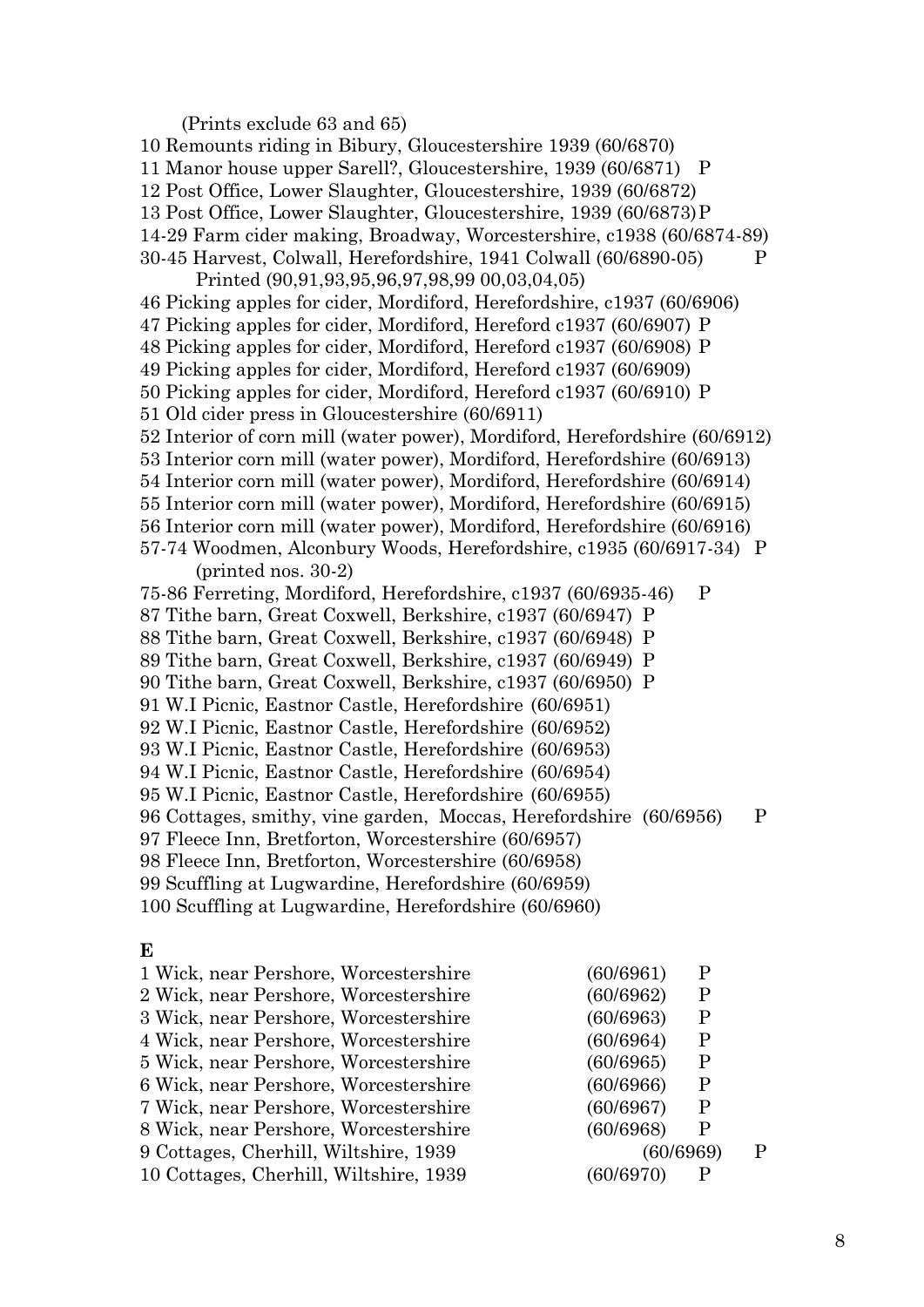(Prints exclude 63 and 65)

10 Remounts riding in Bibury, Gloucestershire 1939 (60/6870)
11 Manor house upper Sarell?, Gloucestershire, 1939 (60/6871) P
12 Post Office, Lower Slaughter, Gloucestershire, 1939 (60/6872)
13 Post Office, Lower Slaughter, Gloucestershire, 1939 (60/6873) P
14-29 Farm cider making, Broadway, Worcestershire, c1938 (60/6874-89)
30-45 Harvest, Colwall, Herefordshire, 1941 Colwall (60/6890-05) P
  Printed (90,91,93,95,96,97,98,99 00,03,04,05)
46 Picking apples for cider, Mordiford, Herefordshire, c1937 (60/6906)
47 Picking apples for cider, Mordiford, Hereford c1937 (60/6907) P
48 Picking apples for cider, Mordiford, Hereford c1937 (60/6908) P
49 Picking apples for cider, Mordiford, Hereford c1937 (60/6909)
50 Picking apples for cider, Mordiford, Hereford c1937 (60/6910) P
51 Old cider press in Gloucestershire (60/6911)
52 Interior of corn mill (water power), Mordiford, Herefordshire (60/6912)
53 Interior corn mill (water power), Mordiford, Herefordshire (60/6913)
54 Interior corn mill (water power), Mordiford, Herefordshire (60/6914)
55 Interior corn mill (water power), Mordiford, Herefordshire (60/6915)
56 Interior corn mill (water power), Mordiford, Herefordshire (60/6916)
57-74 Woodmen, Alconbury Woods, Herefordshire, c1935 (60/6917-34) P
  (printed nos. 30-2)
75-86 Ferreting, Mordiford, Herefordshire, c1937 (60/6935-46) P
87 Tithe barn, Great Coxwell, Berkshire, c1937 (60/6947) P
88 Tithe barn, Great Coxwell, Berkshire, c1937 (60/6948) P
89 Tithe barn, Great Coxwell, Berkshire, c1937 (60/6949) P
90 Tithe barn, Great Coxwell, Berkshire, c1937 (60/6950) P
91 W.I Picnic, Eastnor Castle, Herefordshire (60/6951)
92 W.I Picnic, Eastnor Castle, Herefordshire (60/6952)
93 W.I Picnic, Eastnor Castle, Herefordshire (60/6953)
94 W.I Picnic, Eastnor Castle, Herefordshire (60/6954)
95 W.I Picnic, Eastnor Castle, Herefordshire (60/6955)
96 Cottages, smithy, vine garden, Moccas, Herefordshire (60/6956) P
97 Fleece Inn, Bretforton, Worcestershire (60/6957)
98 Fleece Inn, Bretforton, Worcestershire (60/6958)
99 Scuffling at Lugwardine, Herefordshire (60/6959)
100 Scuffling at Lugwardine, Herefordshire (60/6960)

**E**

1 Wick, near Pershore, Worcestershire (60/6961) P
2 Wick, near Pershore, Worcestershire (60/6962) P
3 Wick, near Pershore, Worcestershire (60/6963) P
4 Wick, near Pershore, Worcestershire (60/6964) P
5 Wick, near Pershore, Worcestershire (60/6965) P
6 Wick, near Pershore, Worcestershire (60/6966) P
7 Wick, near Pershore, Worcestershire (60/6967) P
8 Wick, near Pershore, Worcestershire (60/6968) P
9 Cottages, Cherhill, Wiltshire, 1939 (60/6969) P
10 Cottages, Cherhill, Wiltshire, 1939 (60/6970) P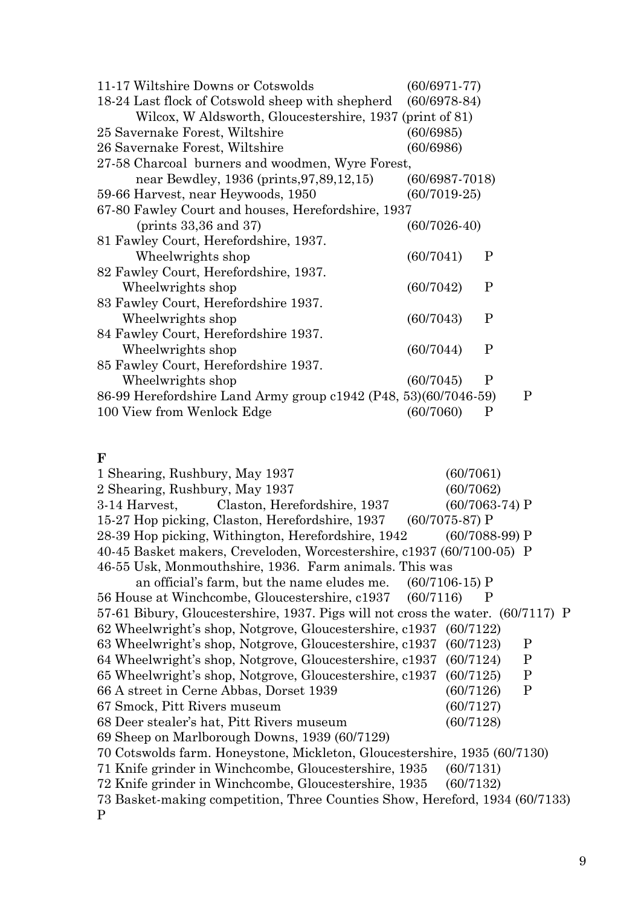11-17 Wiltshire Downs or Cotswolds (60/6971-77)
18-24 Last flock of Cotswold sheep with shepherd (60/6978-84)
    Wilcox, W Aldsworth, Gloucestershire, 1937 (print of 81)
25 Savernake Forest, Wiltshire (60/6985)
26 Savernake Forest, Wiltshire (60/6986)
27-58 Charcoal burners and woodmen, Wyre Forest,
    near Bewdley, 1936 (prints,97,89,12,15) (60/6987-7018)
59-66 Harvest, near Heywoods, 1950 (60/7019-25)
67-80 Fawley Court and houses, Herefordshire, 1937
    (prints 33,36 and 37) (60/7026-40)
81 Fawley Court, Herefordshire, 1937.
    Wheelwrights shop (60/7041) P
82 Fawley Court, Herefordshire, 1937.
    Wheelwrights shop (60/7042) P
83 Fawley Court, Herefordshire 1937.
    Wheelwrights shop (60/7043) P
84 Fawley Court, Herefordshire 1937.
    Wheelwrights shop (60/7044) P
85 Fawley Court, Herefordshire 1937.
    Wheelwrights shop (60/7045) P
86-99 Herefordshire Land Army group c1942 (P48, 53)(60/7046-59) P
100 View from Wenlock Edge (60/7060) P

**F**

1 Shearing, Rushbury, May 1937 (60/7061)
2 Shearing, Rushbury, May 1937 (60/7062)
3-14 Harvest, Claston, Herefordshire, 1937 (60/7063-74) P
15-27 Hop picking, Claston, Herefordshire, 1937 (60/7075-87) P
28-39 Hop picking, Withington, Herefordshire, 1942 (60/7088-99) P
40-45 Basket makers, Creveloden, Worcestershire, c1937 (60/7100-05) P
46-55 Usk, Monmouthshire, 1936. Farm animals. This was
    an official's farm, but the name eludes me. (60/7106-15) P
56 House at Winchcombe, Gloucestershire, c1937 (60/7116) P
57-61 Bibury, Gloucestershire, 1937. Pigs will not cross the water. (60/7117) P
62 Wheelwright's shop, Notgrove, Gloucestershire, c1937 (60/7122)
63 Wheelwright's shop, Notgrove, Gloucestershire, c1937 (60/7123) P
64 Wheelwright's shop, Notgrove, Gloucestershire, c1937 (60/7124) P
65 Wheelwright's shop, Notgrove, Gloucestershire, c1937 (60/7125) P
66 A street in Cerne Abbas, Dorset 1939 (60/7126) P
67 Smock, Pitt Rivers museum (60/7127)
68 Deer stealer's hat, Pitt Rivers museum (60/7128)
69 Sheep on Marlborough Downs, 1939 (60/7129)
70 Cotswolds farm. Honeystone, Mickleton, Gloucestershire, 1935 (60/7130)
71 Knife grinder in Winchcombe, Gloucestershire, 1935 (60/7131)
72 Knife grinder in Winchcombe, Gloucestershire, 1935 (60/7132)
73 Basket-making competition, Three Counties Show, Hereford, 1934 (60/7133)
P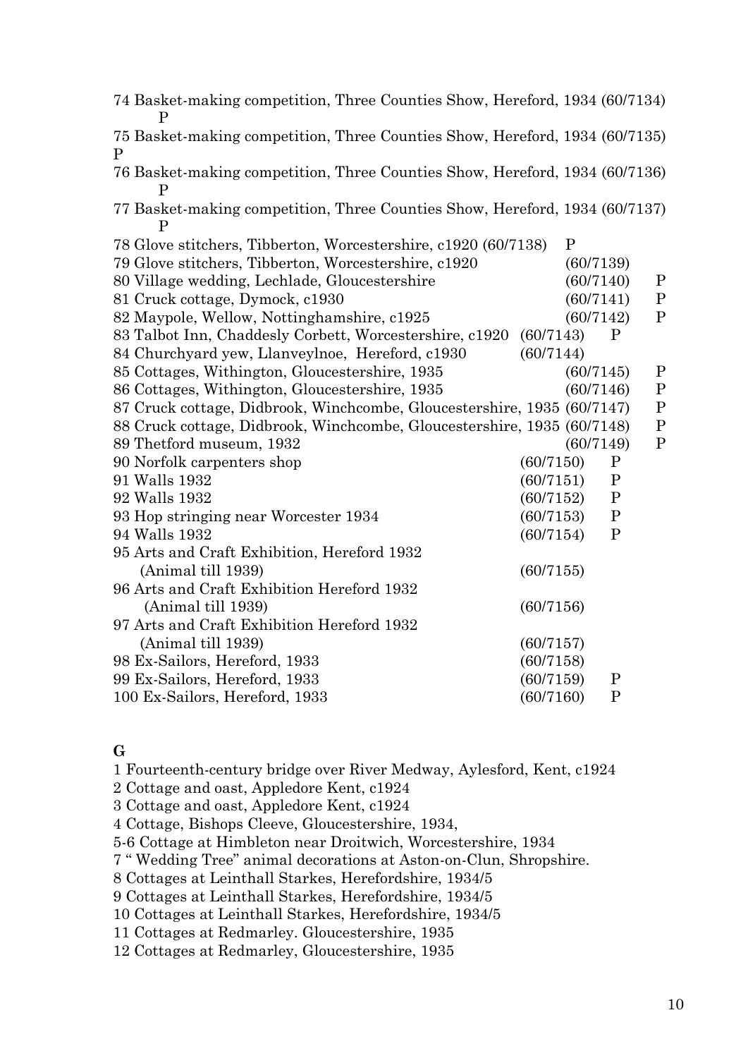74 Basket-making competition, Three Counties Show, Hereford, 1934 (60/7134) P

75 Basket-making competition, Three Counties Show, Hereford, 1934 (60/7135) P

76 Basket-making competition, Three Counties Show, Hereford, 1934 (60/7136) P

77 Basket-making competition, Three Counties Show, Hereford, 1934 (60/7137) P

78 Glove stitchers, Tibberton, Worcestershire, c1920 (60/7138) P

79 Glove stitchers, Tibberton, Worcestershire, c1920 (60/7139)

80 Village wedding, Lechlade, Gloucestershire (60/7140) P

81 Cruck cottage, Dymock, c1930 (60/7141) P

82 Maypole, Wellow, Nottinghamshire, c1925 (60/7142) P

83 Talbot Inn, Chaddesly Corbett, Worcestershire, c1920 (60/7143) P

84 Churchyard yew, Llanveylnoe, Hereford, c1930 (60/7144)

85 Cottages, Withington, Gloucestershire, 1935 (60/7145) P

86 Cottages, Withington, Gloucestershire, 1935 (60/7146) P

87 Cruck cottage, Didbrook, Winchcombe, Gloucestershire, 1935 (60/7147) P

88 Cruck cottage, Didbrook, Winchcombe, Gloucestershire, 1935 (60/7148) P

89 Thetford museum, 1932 (60/7149) P

90 Norfolk carpenters shop (60/7150) P

91 Walls 1932 (60/7151) P

92 Walls 1932 (60/7152) P

93 Hop stringing near Worcester 1934 (60/7153) P

94 Walls 1932 (60/7154) P

95 Arts and Craft Exhibition, Hereford 1932 (Animal till 1939) (60/7155)

96 Arts and Craft Exhibition Hereford 1932 (Animal till 1939) (60/7156)

97 Arts and Craft Exhibition Hereford 1932 (Animal till 1939) (60/7157)

98 Ex-Sailors, Hereford, 1933 (60/7158)

99 Ex-Sailors, Hereford, 1933 (60/7159) P

100 Ex-Sailors, Hereford, 1933 (60/7160) P

**G**

1 Fourteenth-century bridge over River Medway, Aylesford, Kent, c1924

2 Cottage and oast, Appledore Kent, c1924

3 Cottage and oast, Appledore Kent, c1924

4 Cottage, Bishops Cleeve, Gloucestershire, 1934,

5-6 Cottage at Himbleton near Droitwich, Worcestershire, 1934

7 " Wedding Tree" animal decorations at Aston-on-Clun, Shropshire.

8 Cottages at Leinthall Starkes, Herefordshire, 1934/5

9 Cottages at Leinthall Starkes, Herefordshire, 1934/5

10 Cottages at Leinthall Starkes, Herefordshire, 1934/5

11 Cottages at Redmarley. Gloucestershire, 1935

12 Cottages at Redmarley, Gloucestershire, 1935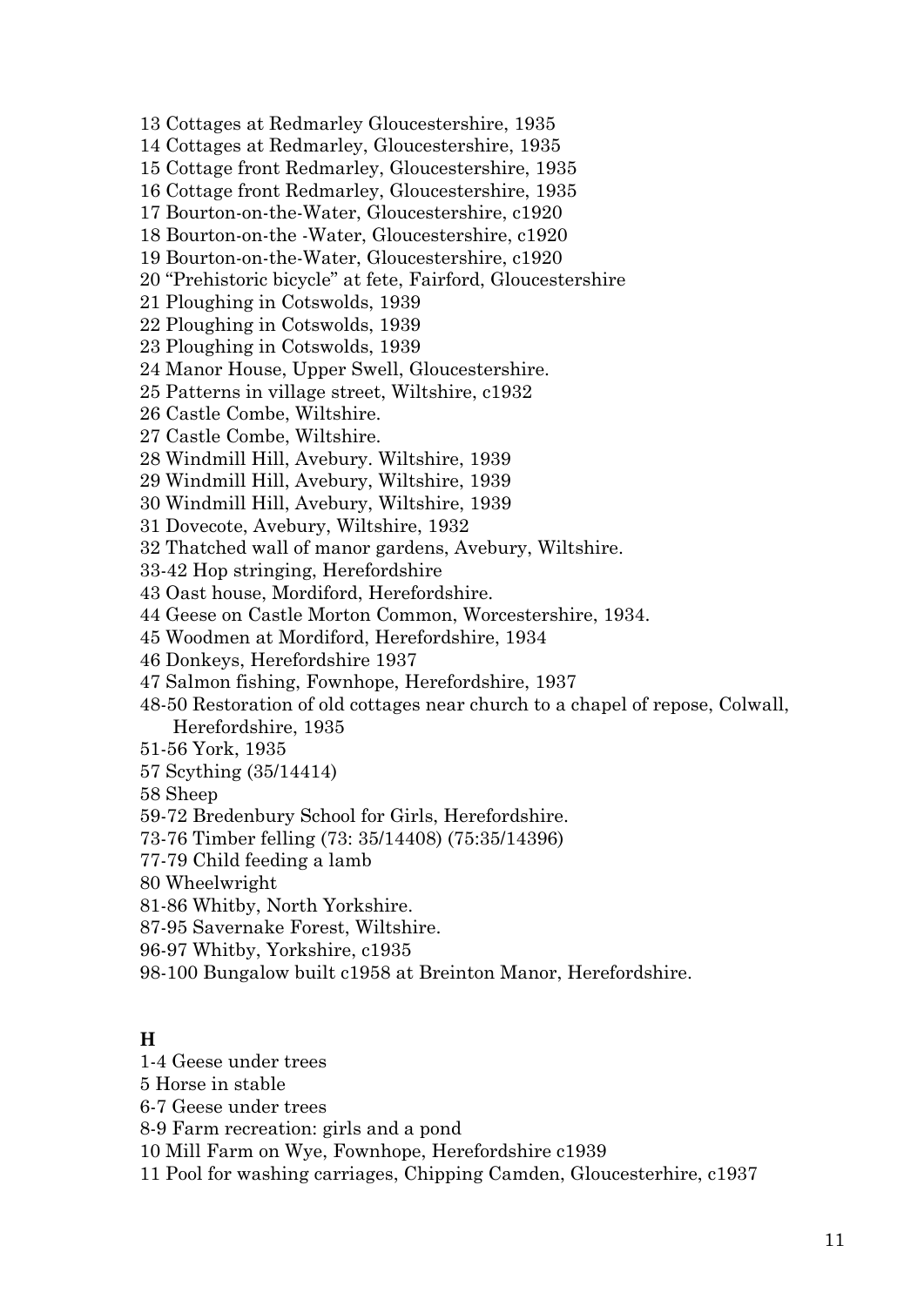13 Cottages at Redmarley Gloucestershire, 1935
14 Cottages at Redmarley, Gloucestershire, 1935
15 Cottage front Redmarley, Gloucestershire, 1935
16 Cottage front Redmarley, Gloucestershire, 1935
17 Bourton-on-the-Water, Gloucestershire, c1920
18 Bourton-on-the -Water, Gloucestershire, c1920
19 Bourton-on-the-Water, Gloucestershire, c1920
20 "Prehistoric bicycle" at fete, Fairford, Gloucestershire
21 Ploughing in Cotswolds, 1939
22 Ploughing in Cotswolds, 1939
23 Ploughing in Cotswolds, 1939
24 Manor House, Upper Swell, Gloucestershire.
25 Patterns in village street, Wiltshire, c1932
26 Castle Combe, Wiltshire.
27 Castle Combe, Wiltshire.
28 Windmill Hill, Avebury. Wiltshire, 1939
29 Windmill Hill, Avebury, Wiltshire, 1939
30 Windmill Hill, Avebury, Wiltshire, 1939
31 Dovecote, Avebury, Wiltshire, 1932
32 Thatched wall of manor gardens, Avebury, Wiltshire.
33-42 Hop stringing, Herefordshire
43 Oast house, Mordiford, Herefordshire.
44 Geese on Castle Morton Common, Worcestershire, 1934.
45 Woodmen at Mordiford, Herefordshire, 1934
46 Donkeys, Herefordshire 1937
47 Salmon fishing, Fownhope, Herefordshire, 1937
48-50 Restoration of old cottages near church to a chapel of repose, Colwall, Herefordshire, 1935
51-56 York, 1935
57 Scything (35/14414)
58 Sheep
59-72 Bredenbury School for Girls, Herefordshire.
73-76 Timber felling (73: 35/14408) (75:35/14396)
77-79 Child feeding a lamb
80 Wheelwright
81-86 Whitby, North Yorkshire.
87-95 Savernake Forest, Wiltshire.
96-97 Whitby, Yorkshire, c1935
98-100 Bungalow built c1958 at Breinton Manor, Herefordshire.

**H**

1-4 Geese under trees
5 Horse in stable
6-7 Geese under trees
8-9 Farm recreation: girls and a pond
10 Mill Farm on Wye, Fownhope, Herefordshire c1939
11 Pool for washing carriages, Chipping Camden, Gloucesterhire, c1937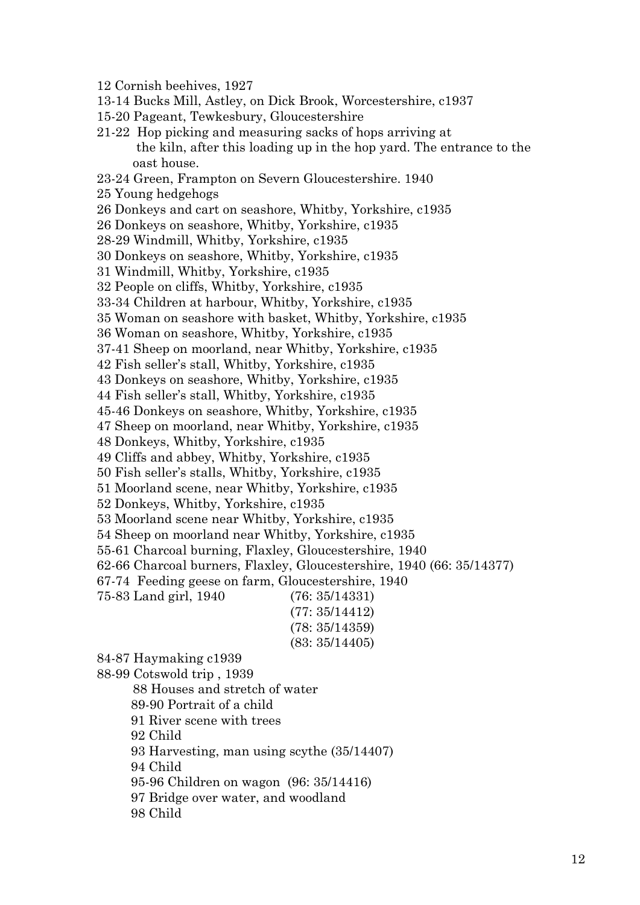12 Cornish beehives, 1927

13-14 Bucks Mill, Astley, on Dick Brook, Worcestershire, c1937

15-20 Pageant, Tewkesbury, Gloucestershire

21-22 Hop picking and measuring sacks of hops arriving at the kiln, after this loading up in the hop yard. The entrance to the oast house.

23-24 Green, Frampton on Severn Gloucestershire. 1940

25 Young hedgehogs

26 Donkeys and cart on seashore, Whitby, Yorkshire, c1935

26 Donkeys on seashore, Whitby, Yorkshire, c1935

28-29 Windmill, Whitby, Yorkshire, c1935

30 Donkeys on seashore, Whitby, Yorkshire, c1935

31 Windmill, Whitby, Yorkshire, c1935

32 People on cliffs, Whitby, Yorkshire, c1935

33-34 Children at harbour, Whitby, Yorkshire, c1935

35 Woman on seashore with basket, Whitby, Yorkshire, c1935

36 Woman on seashore, Whitby, Yorkshire, c1935

37-41 Sheep on moorland, near Whitby, Yorkshire, c1935

42 Fish seller's stall, Whitby, Yorkshire, c1935

43 Donkeys on seashore, Whitby, Yorkshire, c1935

44 Fish seller's stall, Whitby, Yorkshire, c1935

45-46 Donkeys on seashore, Whitby, Yorkshire, c1935

47 Sheep on moorland, near Whitby, Yorkshire, c1935

48 Donkeys, Whitby, Yorkshire, c1935

49 Cliffs and abbey, Whitby, Yorkshire, c1935

50 Fish seller's stalls, Whitby, Yorkshire, c1935

51 Moorland scene, near Whitby, Yorkshire, c1935

52 Donkeys, Whitby, Yorkshire, c1935

53 Moorland scene near Whitby, Yorkshire, c1935

54 Sheep on moorland near Whitby, Yorkshire, c1935

55-61 Charcoal burning, Flaxley, Gloucestershire, 1940

62-66 Charcoal burners, Flaxley, Gloucestershire, 1940 (66: 35/14377)

67-74 Feeding geese on farm, Gloucestershire, 1940

75-83 Land girl, 1940 (76: 35/14331)
(77: 35/14412)
(78: 35/14359)
(83: 35/14405)

84-87 Haymaking c1939

88-99 Cotswold trip , 1939

- 88 Houses and stretch of water
- 89-90 Portrait of a child
- 91 River scene with trees
- 92 Child
- 93 Harvesting, man using scythe (35/14407)
- 94 Child
- 95-96 Children on wagon (96: 35/14416)
- 97 Bridge over water, and woodland
- 98 Child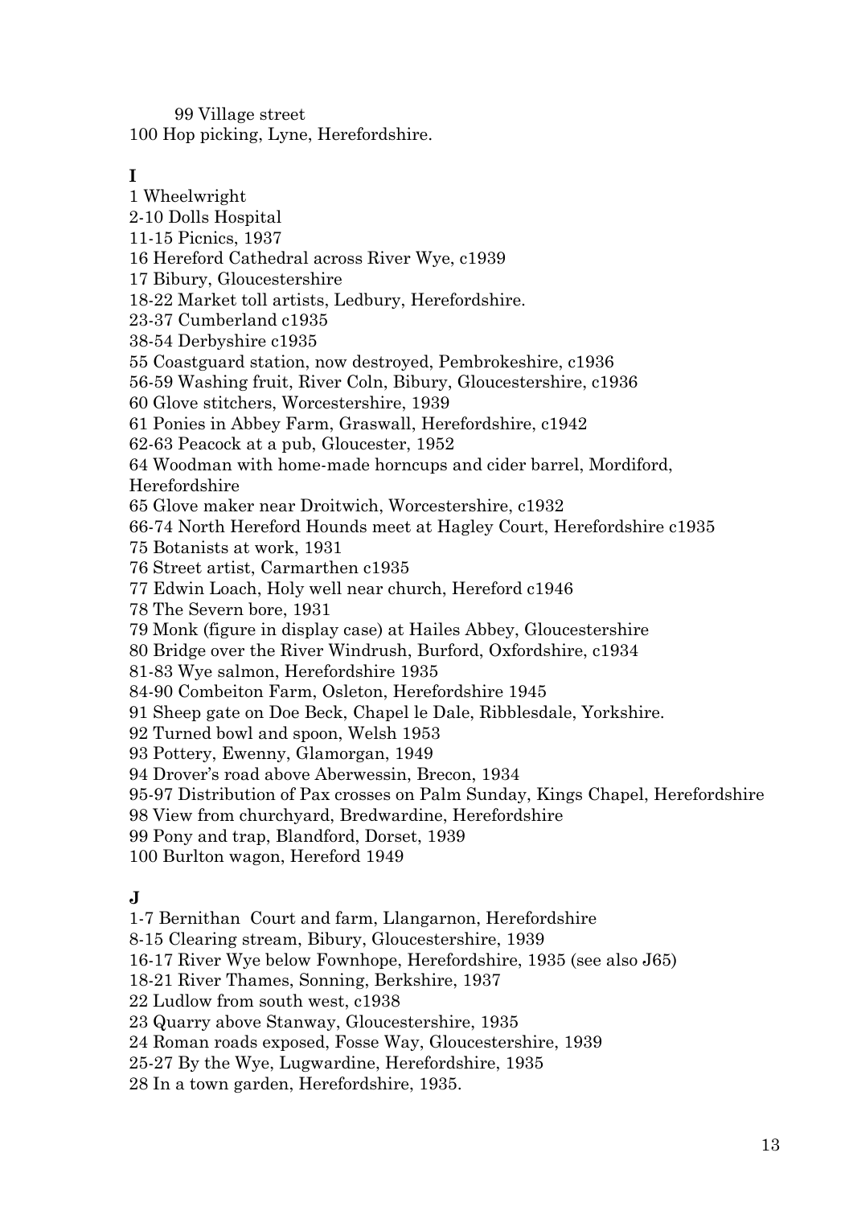99 Village street
100 Hop picking, Lyne, Herefordshire.

**I**

1 Wheelwright
2-10 Dolls Hospital
11-15 Picnics, 1937
16 Hereford Cathedral across River Wye, c1939
17 Bibury, Gloucestershire
18-22 Market toll artists, Ledbury, Herefordshire.
23-37 Cumberland c1935
38-54 Derbyshire c1935
55 Coastguard station, now destroyed, Pembrokeshire, c1936
56-59 Washing fruit, River Coln, Bibury, Gloucestershire, c1936
60 Glove stitchers, Worcestershire, 1939
61 Ponies in Abbey Farm, Graswall, Herefordshire, c1942
62-63 Peacock at a pub, Gloucester, 1952
64 Woodman with home-made horncups and cider barrel, Mordiford, Herefordshire
65 Glove maker near Droitwich, Worcestershire, c1932
66-74 North Hereford Hounds meet at Hagley Court, Herefordshire c1935
75 Botanists at work, 1931
76 Street artist, Carmarthen c1935
77 Edwin Loach, Holy well near church, Hereford c1946
78 The Severn bore, 1931
79 Monk (figure in display case) at Hailes Abbey, Gloucestershire
80 Bridge over the River Windrush, Burford, Oxfordshire, c1934
81-83 Wye salmon, Herefordshire 1935
84-90 Combeiton Farm, Osleton, Herefordshire 1945
91 Sheep gate on Doe Beck, Chapel le Dale, Ribblesdale, Yorkshire.
92 Turned bowl and spoon, Welsh 1953
93 Pottery, Ewenny, Glamorgan, 1949
94 Drover's road above Aberwessin, Brecon, 1934
95-97 Distribution of Pax crosses on Palm Sunday, Kings Chapel, Herefordshire
98 View from churchyard, Bredwardine, Herefordshire
99 Pony and trap, Blandford, Dorset, 1939
100 Burlton wagon, Hereford 1949

**J**

1-7 Bernithan Court and farm, Llangarnon, Herefordshire
8-15 Clearing stream, Bibury, Gloucestershire, 1939
16-17 River Wye below Fownhope, Herefordshire, 1935 (see also J65)
18-21 River Thames, Sonning, Berkshire, 1937
22 Ludlow from south west, c1938
23 Quarry above Stanway, Gloucestershire, 1935
24 Roman roads exposed, Fosse Way, Gloucestershire, 1939
25-27 By the Wye, Lugwardine, Herefordshire, 1935
28 In a town garden, Herefordshire, 1935.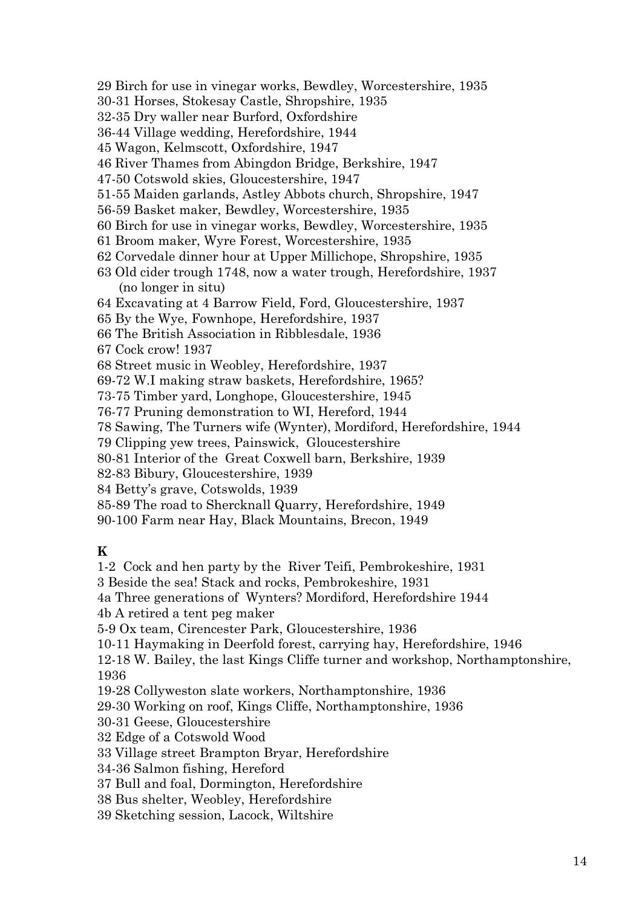29 Birch for use in vinegar works, Bewdley, Worcestershire, 1935
30-31 Horses, Stokesay Castle, Shropshire, 1935
32-35 Dry waller near Burford, Oxfordshire
36-44 Village wedding, Herefordshire, 1944
45 Wagon, Kelmscott, Oxfordshire, 1947
46 River Thames from Abingdon Bridge, Berkshire, 1947
47-50 Cotswold skies, Gloucestershire, 1947
51-55 Maiden garlands, Astley Abbots church, Shropshire, 1947
56-59 Basket maker, Bewdley, Worcestershire, 1935
60 Birch for use in vinegar works, Bewdley, Worcestershire, 1935
61 Broom maker, Wyre Forest, Worcestershire, 1935
62 Corvedale dinner hour at Upper Millichope, Shropshire, 1935
63 Old cider trough 1748, now a water trough, Herefordshire, 1937
(no longer in situ)
64 Excavating at 4 Barrow Field, Ford, Gloucestershire, 1937
65 By the Wye, Fownhope, Herefordshire, 1937
66 The British Association in Ribblesdale, 1936
67 Cock crow! 1937
68 Street music in Weobley, Herefordshire, 1937
69-72 W.I making straw baskets, Herefordshire, 1965?
73-75 Timber yard, Longhope, Gloucestershire, 1945
76-77 Pruning demonstration to WI, Hereford, 1944
78 Sawing, The Turners wife (Wynter), Mordiford, Herefordshire, 1944
79 Clipping yew trees, Painswick, Gloucestershire
80-81 Interior of the Great Coxwell barn, Berkshire, 1939
82-83 Bibury, Gloucestershire, 1939
84 Betty's grave, Cotswolds, 1939
85-89 The road to Shercknall Quarry, Herefordshire, 1949
90-100 Farm near Hay, Black Mountains, Brecon, 1949

**K**

1-2 Cock and hen party by the River Teifi, Pembrokeshire, 1931
3 Beside the sea! Stack and rocks, Pembrokeshire, 1931
4a Three generations of Wynters? Mordiford, Herefordshire 1944
4b A retired a tent peg maker
5-9 Ox team, Cirencester Park, Gloucestershire, 1936
10-11 Haymaking in Deerfold forest, carrying hay, Herefordshire, 1946
12-18 W. Bailey, the last Kings Cliffe turner and workshop, Northamptonshire, 1936
19-28 Collyweston slate workers, Northamptonshire, 1936
29-30 Working on roof, Kings Cliffe, Northamptonshire, 1936
30-31 Geese, Gloucestershire
32 Edge of a Cotswold Wood
33 Village street Brampton Bryar, Herefordshire
34-36 Salmon fishing, Hereford
37 Bull and foal, Dormington, Herefordshire
38 Bus shelter, Weobley, Herefordshire
39 Sketching session, Lacock, Wiltshire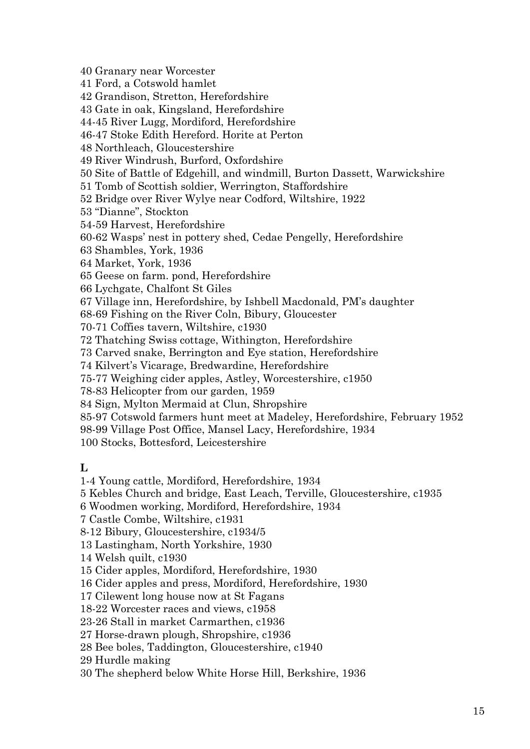40 Granary near Worcester
41 Ford, a Cotswold hamlet
42 Grandison, Stretton, Herefordshire
43 Gate in oak, Kingsland, Herefordshire
44-45 River Lugg, Mordiford, Herefordshire
46-47 Stoke Edith Hereford. Horite at Perton
48 Northleach, Gloucestershire
49 River Windrush, Burford, Oxfordshire
50 Site of Battle of Edgehill, and windmill, Burton Dassett, Warwickshire
51 Tomb of Scottish soldier, Werrington, Staffordshire
52 Bridge over River Wylye near Codford, Wiltshire, 1922
53 "Dianne", Stockton
54-59 Harvest, Herefordshire
60-62 Wasps' nest in pottery shed, Cedae Pengelly, Herefordshire
63 Shambles, York, 1936
64 Market, York, 1936
65 Geese on farm. pond, Herefordshire
66 Lychgate, Chalfont St Giles
67 Village inn, Herefordshire, by Ishbell Macdonald, PM's daughter
68-69 Fishing on the River Coln, Bibury, Gloucester
70-71 Coffies tavern, Wiltshire, c1930
72 Thatching Swiss cottage, Withington, Herefordshire
73 Carved snake, Berrington and Eye station, Herefordshire
74 Kilvert's Vicarage, Bredwardine, Herefordshire
75-77 Weighing cider apples, Astley, Worcestershire, c1950
78-83 Helicopter from our garden, 1959
84 Sign, Mylton Mermaid at Clun, Shropshire
85-97 Cotswold farmers hunt meet at Madeley, Herefordshire, February 1952
98-99 Village Post Office, Mansel Lacy, Herefordshire, 1934
100 Stocks, Bottesford, Leicestershire

**L**

1-4 Young cattle, Mordiford, Herefordshire, 1934
5 Kebles Church and bridge, East Leach, Terville, Gloucestershire, c1935
6 Woodmen working, Mordiford, Herefordshire, 1934
7 Castle Combe, Wiltshire, c1931
8-12 Bibury, Gloucestershire, c1934/5
13 Lastingham, North Yorkshire, 1930
14 Welsh quilt, c1930
15 Cider apples, Mordiford, Herefordshire, 1930
16 Cider apples and press, Mordiford, Herefordshire, 1930
17 Cilewent long house now at St Fagans
18-22 Worcester races and views, c1958
23-26 Stall in market Carmarthen, c1936
27 Horse-drawn plough, Shropshire, c1936
28 Bee boles, Taddington, Gloucestershire, c1940
29 Hurdle making
30 The shepherd below White Horse Hill, Berkshire, 1936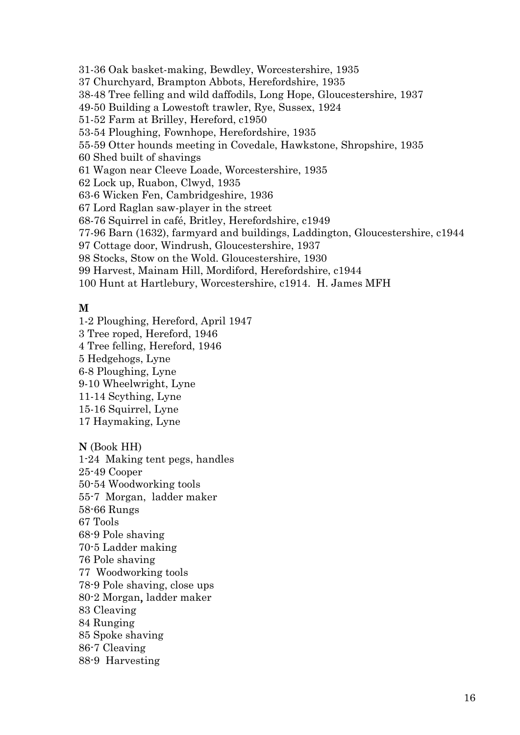31-36 Oak basket-making, Bewdley, Worcestershire, 1935
37 Churchyard, Brampton Abbots, Herefordshire, 1935
38-48 Tree felling and wild daffodils, Long Hope, Gloucestershire, 1937
49-50 Building a Lowestoft trawler, Rye, Sussex, 1924
51-52 Farm at Brilley, Hereford, c1950
53-54 Ploughing, Fownhope, Herefordshire, 1935
55-59 Otter hounds meeting in Covedale, Hawkstone, Shropshire, 1935
60 Shed built of shavings
61 Wagon near Cleeve Loade, Worcestershire, 1935
62 Lock up, Ruabon, Clwyd, 1935
63-6 Wicken Fen, Cambridgeshire, 1936
67 Lord Raglan saw-player in the street
68-76 Squirrel in café, Britley, Herefordshire, c1949
77-96 Barn (1632), farmyard and buildings, Laddington, Gloucestershire, c1944
97 Cottage door, Windrush, Gloucestershire, 1937
98 Stocks, Stow on the Wold. Gloucestershire, 1930
99 Harvest, Mainam Hill, Mordiford, Herefordshire, c1944
100 Hunt at Hartlebury, Worcestershire, c1914. H. James MFH

**M**

1-2 Ploughing, Hereford, April 1947
3 Tree roped, Hereford, 1946
4 Tree felling, Hereford, 1946
5 Hedgehogs, Lyne
6-8 Ploughing, Lyne
9-10 Wheelwright, Lyne
11-14 Scything, Lyne
15-16 Squirrel, Lyne
17 Haymaking, Lyne

**N** (Book HH)

1-24 Making tent pegs, handles
25-49 Cooper
50-54 Woodworking tools
55-7 Morgan, ladder maker
58-66 Rungs
67 Tools
68-9 Pole shaving
70-5 Ladder making
76 Pole shaving
77 Woodworking tools
78-9 Pole shaving, close ups
80-2 Morgan, ladder maker
83 Cleaving
84 Runging
85 Spoke shaving
86-7 Cleaving
88-9 Harvesting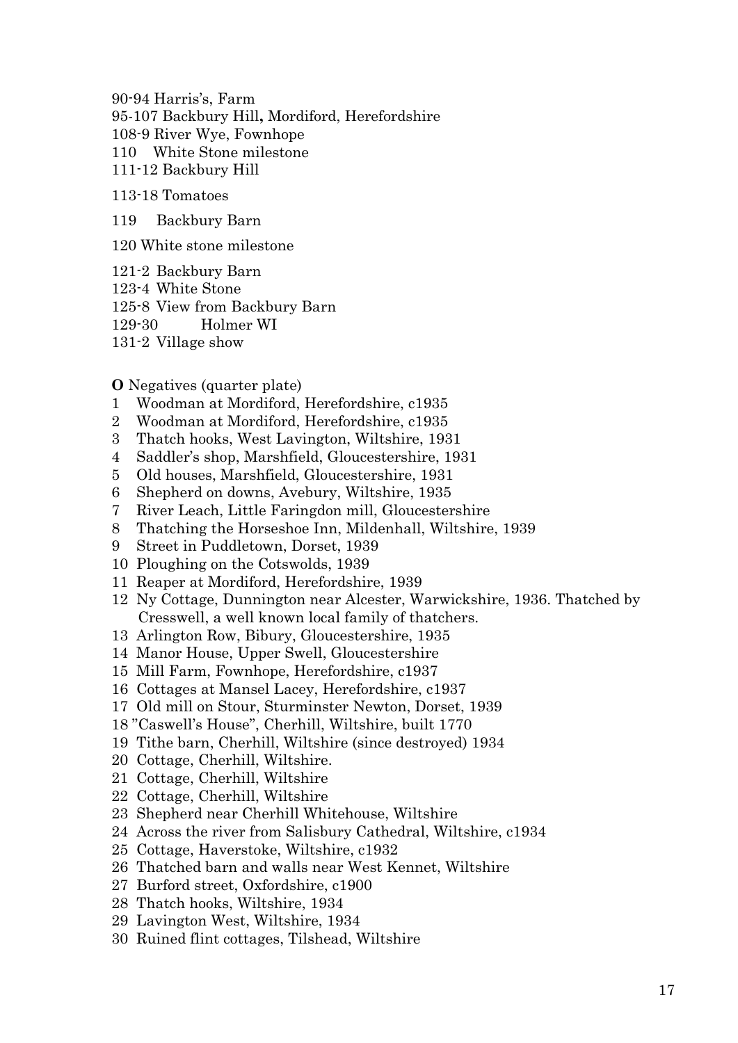90-94 Harris's, Farm
95-107 Backbury Hill**,** Mordiford, Herefordshire
108-9 River Wye, Fownhope
110 White Stone milestone
111-12 Backbury Hill

113-18 Tomatoes

119 Backbury Barn

120 White stone milestone

121-2 Backbury Barn
123-4 White Stone
125-8 View from Backbury Barn
129-30 Holmer WI
131-2 Village show

**O** Negatives (quarter plate)

1 Woodman at Mordiford, Herefordshire, c1935
2 Woodman at Mordiford, Herefordshire, c1935
3 Thatch hooks, West Lavington, Wiltshire, 1931
4 Saddler's shop, Marshfield, Gloucestershire, 1931
5 Old houses, Marshfield, Gloucestershire, 1931
6 Shepherd on downs, Avebury, Wiltshire, 1935
7 River Leach, Little Faringdon mill, Gloucestershire
8 Thatching the Horseshoe Inn, Mildenhall, Wiltshire, 1939
9 Street in Puddletown, Dorset, 1939
10 Ploughing on the Cotswolds, 1939
11 Reaper at Mordiford, Herefordshire, 1939
12 Ny Cottage, Dunnington near Alcester, Warwickshire, 1936. Thatched by Cresswell, a well known local family of thatchers.
13 Arlington Row, Bibury, Gloucestershire, 1935
14 Manor House, Upper Swell, Gloucestershire
15 Mill Farm, Fownhope, Herefordshire, c1937
16 Cottages at Mansel Lacey, Herefordshire, c1937
17 Old mill on Stour, Sturminster Newton, Dorset, 1939
18 "Caswell's House", Cherhill, Wiltshire, built 1770
19 Tithe barn, Cherhill, Wiltshire (since destroyed) 1934
20 Cottage, Cherhill, Wiltshire.
21 Cottage, Cherhill, Wiltshire
22 Cottage, Cherhill, Wiltshire
23 Shepherd near Cherhill Whitehouse, Wiltshire
24 Across the river from Salisbury Cathedral, Wiltshire, c1934
25 Cottage, Haverstoke, Wiltshire, c1932
26 Thatched barn and walls near West Kennet, Wiltshire
27 Burford street, Oxfordshire, c1900
28 Thatch hooks, Wiltshire, 1934
29 Lavington West, Wiltshire, 1934
30 Ruined flint cottages, Tilshead, Wiltshire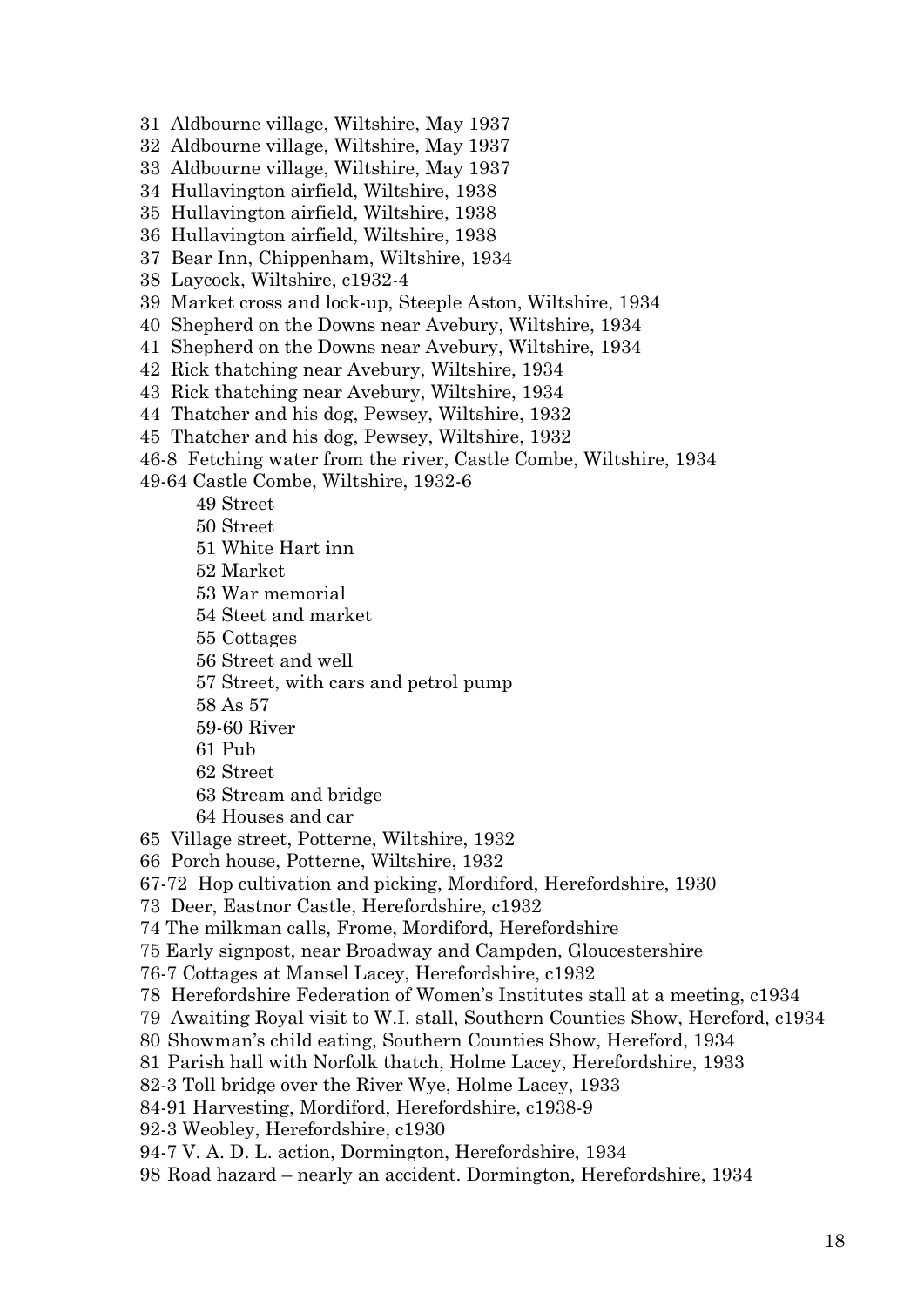31 Aldbourne village, Wiltshire, May 1937
32 Aldbourne village, Wiltshire, May 1937
33 Aldbourne village, Wiltshire, May 1937
34 Hullavington airfield, Wiltshire, 1938
35 Hullavington airfield, Wiltshire, 1938
36 Hullavington airfield, Wiltshire, 1938
37 Bear Inn, Chippenham, Wiltshire, 1934
38 Laycock, Wiltshire, c1932-4
39 Market cross and lock-up, Steeple Aston, Wiltshire, 1934
40 Shepherd on the Downs near Avebury, Wiltshire, 1934
41 Shepherd on the Downs near Avebury, Wiltshire, 1934
42 Rick thatching near Avebury, Wiltshire, 1934
43 Rick thatching near Avebury, Wiltshire, 1934
44 Thatcher and his dog, Pewsey, Wiltshire, 1932
45 Thatcher and his dog, Pewsey, Wiltshire, 1932
46-8 Fetching water from the river, Castle Combe, Wiltshire, 1934
49-64 Castle Combe, Wiltshire, 1932-6

- 49 Street
- 50 Street
- 51 White Hart inn
- 52 Market
- 53 War memorial
- 54 Steet and market
- 55 Cottages
- 56 Street and well
- 57 Street, with cars and petrol pump
- 58 As 57
- 59-60 River
- 61 Pub
- 62 Street
- 63 Stream and bridge
- 64 Houses and car

65 Village street, Potterne, Wiltshire, 1932
66 Porch house, Potterne, Wiltshire, 1932
67-72 Hop cultivation and picking, Mordiford, Herefordshire, 1930
73 Deer, Eastnor Castle, Herefordshire, c1932
74 The milkman calls, Frome, Mordiford, Herefordshire
75 Early signpost, near Broadway and Campden, Gloucestershire
76-7 Cottages at Mansel Lacey, Herefordshire, c1932
78 Herefordshire Federation of Women's Institutes stall at a meeting, c1934
79 Awaiting Royal visit to W.I. stall, Southern Counties Show, Hereford, c1934
80 Showman's child eating, Southern Counties Show, Hereford, 1934
81 Parish hall with Norfolk thatch, Holme Lacey, Herefordshire, 1933
82-3 Toll bridge over the River Wye, Holme Lacey, 1933
84-91 Harvesting, Mordiford, Herefordshire, c1938-9
92-3 Weobley, Herefordshire, c1930
94-7 V. A. D. L. action, Dormington, Herefordshire, 1934
98 Road hazard – nearly an accident. Dormington, Herefordshire, 1934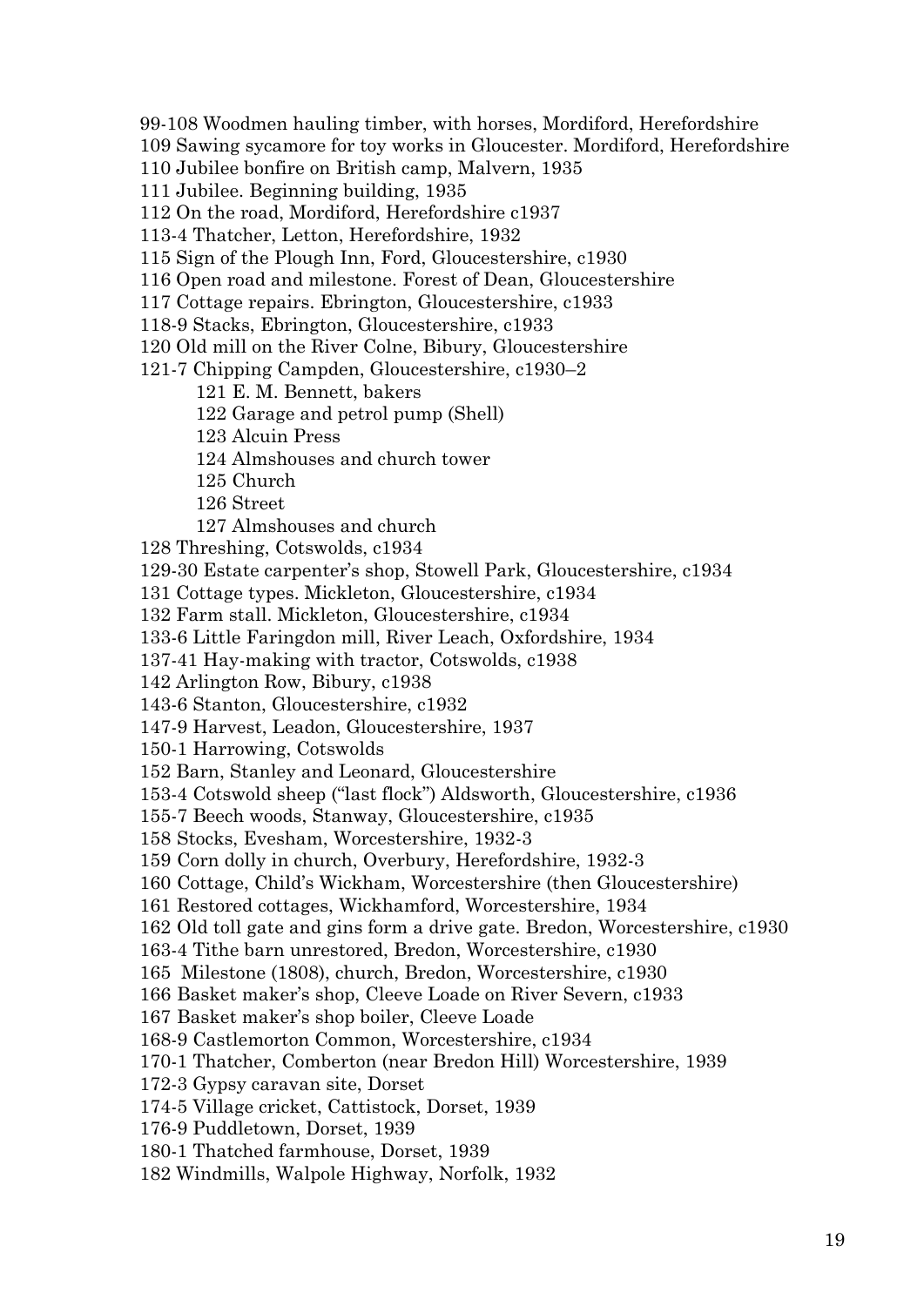99-108 Woodmen hauling timber, with horses, Mordiford, Herefordshire

109 Sawing sycamore for toy works in Gloucester. Mordiford, Herefordshire

110 Jubilee bonfire on British camp, Malvern, 1935

111 Jubilee. Beginning building, 1935

112 On the road, Mordiford, Herefordshire c1937

113-4 Thatcher, Letton, Herefordshire, 1932

115 Sign of the Plough Inn, Ford, Gloucestershire, c1930

116 Open road and milestone. Forest of Dean, Gloucestershire

117 Cottage repairs. Ebrington, Gloucestershire, c1933

118-9 Stacks, Ebrington, Gloucestershire, c1933

120 Old mill on the River Colne, Bibury, Gloucestershire

121-7 Chipping Campden, Gloucestershire, c1930–2

- 121 E. M. Bennett, bakers
- 122 Garage and petrol pump (Shell)
- 123 Alcuin Press
- 124 Almshouses and church tower
- 125 Church
- 126 Street
- 127 Almshouses and church

128 Threshing, Cotswolds, c1934

129-30 Estate carpenter's shop, Stowell Park, Gloucestershire, c1934

131 Cottage types. Mickleton, Gloucestershire, c1934

132 Farm stall. Mickleton, Gloucestershire, c1934

133-6 Little Faringdon mill, River Leach, Oxfordshire, 1934

137-41 Hay-making with tractor, Cotswolds, c1938

142 Arlington Row, Bibury, c1938

143-6 Stanton, Gloucestershire, c1932

147-9 Harvest, Leadon, Gloucestershire, 1937

150-1 Harrowing, Cotswolds

152 Barn, Stanley and Leonard, Gloucestershire

153-4 Cotswold sheep ("last flock") Aldsworth, Gloucestershire, c1936

155-7 Beech woods, Stanway, Gloucestershire, c1935

158 Stocks, Evesham, Worcestershire, 1932-3

159 Corn dolly in church, Overbury, Herefordshire, 1932-3

160 Cottage, Child's Wickham, Worcestershire (then Gloucestershire)

161 Restored cottages, Wickhamford, Worcestershire, 1934

162 Old toll gate and gins form a drive gate. Bredon, Worcestershire, c1930

163-4 Tithe barn unrestored, Bredon, Worcestershire, c1930

165 Milestone (1808), church, Bredon, Worcestershire, c1930

166 Basket maker's shop, Cleeve Loade on River Severn, c1933

167 Basket maker's shop boiler, Cleeve Loade

168-9 Castlemorton Common, Worcestershire, c1934

170-1 Thatcher, Comberton (near Bredon Hill) Worcestershire, 1939

172-3 Gypsy caravan site, Dorset

174-5 Village cricket, Cattistock, Dorset, 1939

176-9 Puddletown, Dorset, 1939

180-1 Thatched farmhouse, Dorset, 1939

182 Windmills, Walpole Highway, Norfolk, 1932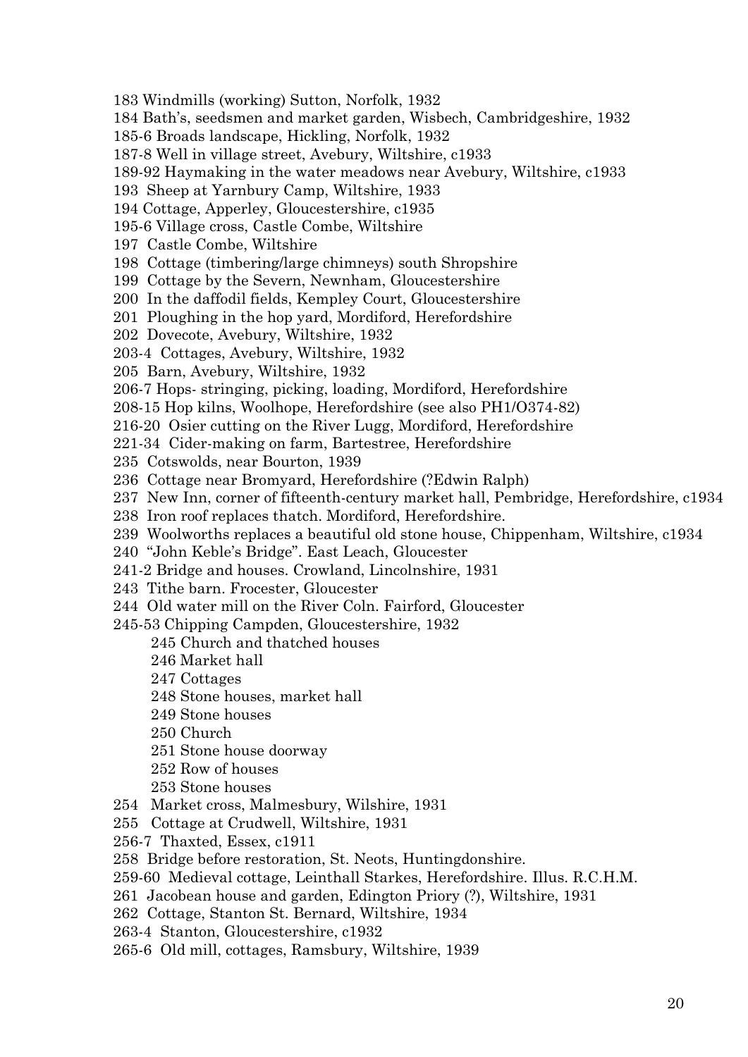183 Windmills (working) Sutton, Norfolk, 1932

184 Bath's, seedsmen and market garden, Wisbech, Cambridgeshire, 1932

185-6 Broads landscape, Hickling, Norfolk, 1932

187-8 Well in village street, Avebury, Wiltshire, c1933

189-92 Haymaking in the water meadows near Avebury, Wiltshire, c1933

193 Sheep at Yarnbury Camp, Wiltshire, 1933

194 Cottage, Apperley, Gloucestershire, c1935

195-6 Village cross, Castle Combe, Wiltshire

197 Castle Combe, Wiltshire

198 Cottage (timbering/large chimneys) south Shropshire

199 Cottage by the Severn, Newnham, Gloucestershire

200 In the daffodil fields, Kempley Court, Gloucestershire

201 Ploughing in the hop yard, Mordiford, Herefordshire

202 Dovecote, Avebury, Wiltshire, 1932

203-4 Cottages, Avebury, Wiltshire, 1932

205 Barn, Avebury, Wiltshire, 1932

206-7 Hops- stringing, picking, loading, Mordiford, Herefordshire

208-15 Hop kilns, Woolhope, Herefordshire (see also PH1/O374-82)

216-20 Osier cutting on the River Lugg, Mordiford, Herefordshire

221-34 Cider-making on farm, Bartestree, Herefordshire

235 Cotswolds, near Bourton, 1939

236 Cottage near Bromyard, Herefordshire (?Edwin Ralph)

237 New Inn, corner of fifteenth-century market hall, Pembridge, Herefordshire, c1934

238 Iron roof replaces thatch. Mordiford, Herefordshire.

239 Woolworths replaces a beautiful old stone house, Chippenham, Wiltshire, c1934

240 "John Keble's Bridge". East Leach, Gloucester

241-2 Bridge and houses. Crowland, Lincolnshire, 1931

243 Tithe barn. Frocester, Gloucester

244 Old water mill on the River Coln. Fairford, Gloucester

245-53 Chipping Campden, Gloucestershire, 1932

- 245 Church and thatched houses
- 246 Market hall
- 247 Cottages
- 248 Stone houses, market hall
- 249 Stone houses
- 250 Church
- 251 Stone house doorway
- 252 Row of houses
- 253 Stone houses

254 Market cross, Malmesbury, Wilshire, 1931

255 Cottage at Crudwell, Wiltshire, 1931

256-7 Thaxted, Essex, c1911

258 Bridge before restoration, St. Neots, Huntingdonshire.

259-60 Medieval cottage, Leinthall Starkes, Herefordshire. Illus. R.C.H.M.

261 Jacobean house and garden, Edington Priory (?), Wiltshire, 1931

262 Cottage, Stanton St. Bernard, Wiltshire, 1934

263-4 Stanton, Gloucestershire, c1932

265-6 Old mill, cottages, Ramsbury, Wiltshire, 1939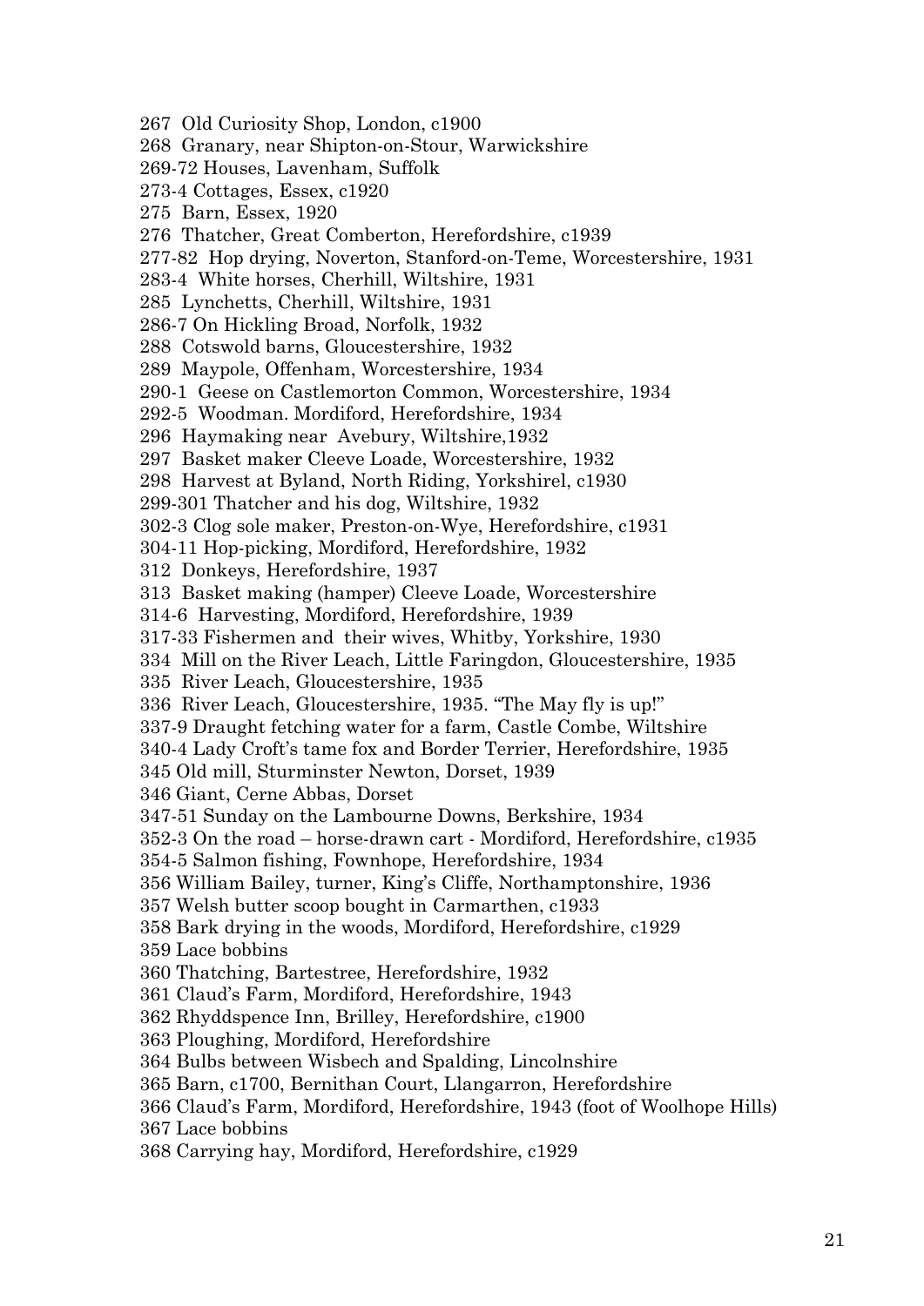267 Old Curiosity Shop, London, c1900
268 Granary, near Shipton-on-Stour, Warwickshire
269-72 Houses, Lavenham, Suffolk
273-4 Cottages, Essex, c1920
275 Barn, Essex, 1920
276 Thatcher, Great Comberton, Herefordshire, c1939
277-82 Hop drying, Noverton, Stanford-on-Teme, Worcestershire, 1931
283-4 White horses, Cherhill, Wiltshire, 1931
285 Lynchetts, Cherhill, Wiltshire, 1931
286-7 On Hickling Broad, Norfolk, 1932
288 Cotswold barns, Gloucestershire, 1932
289 Maypole, Offenham, Worcestershire, 1934
290-1 Geese on Castlemorton Common, Worcestershire, 1934
292-5 Woodman. Mordiford, Herefordshire, 1934
296 Haymaking near Avebury, Wiltshire,1932
297 Basket maker Cleeve Loade, Worcestershire, 1932
298 Harvest at Byland, North Riding, Yorkshirel, c1930
299-301 Thatcher and his dog, Wiltshire, 1932
302-3 Clog sole maker, Preston-on-Wye, Herefordshire, c1931
304-11 Hop-picking, Mordiford, Herefordshire, 1932
312 Donkeys, Herefordshire, 1937
313 Basket making (hamper) Cleeve Loade, Worcestershire
314-6 Harvesting, Mordiford, Herefordshire, 1939
317-33 Fishermen and their wives, Whitby, Yorkshire, 1930
334 Mill on the River Leach, Little Faringdon, Gloucestershire, 1935
335 River Leach, Gloucestershire, 1935
336 River Leach, Gloucestershire, 1935. "The May fly is up!"
337-9 Draught fetching water for a farm, Castle Combe, Wiltshire
340-4 Lady Croft's tame fox and Border Terrier, Herefordshire, 1935
345 Old mill, Sturminster Newton, Dorset, 1939
346 Giant, Cerne Abbas, Dorset
347-51 Sunday on the Lambourne Downs, Berkshire, 1934
352-3 On the road – horse-drawn cart - Mordiford, Herefordshire, c1935
354-5 Salmon fishing, Fownhope, Herefordshire, 1934
356 William Bailey, turner, King's Cliffe, Northamptonshire, 1936
357 Welsh butter scoop bought in Carmarthen, c1933
358 Bark drying in the woods, Mordiford, Herefordshire, c1929
359 Lace bobbins
360 Thatching, Bartestree, Herefordshire, 1932
361 Claud's Farm, Mordiford, Herefordshire, 1943
362 Rhyddspence Inn, Brilley, Herefordshire, c1900
363 Ploughing, Mordiford, Herefordshire
364 Bulbs between Wisbech and Spalding, Lincolnshire
365 Barn, c1700, Bernithan Court, Llangarron, Herefordshire
366 Claud's Farm, Mordiford, Herefordshire, 1943 (foot of Woolhope Hills)
367 Lace bobbins
368 Carrying hay, Mordiford, Herefordshire, c1929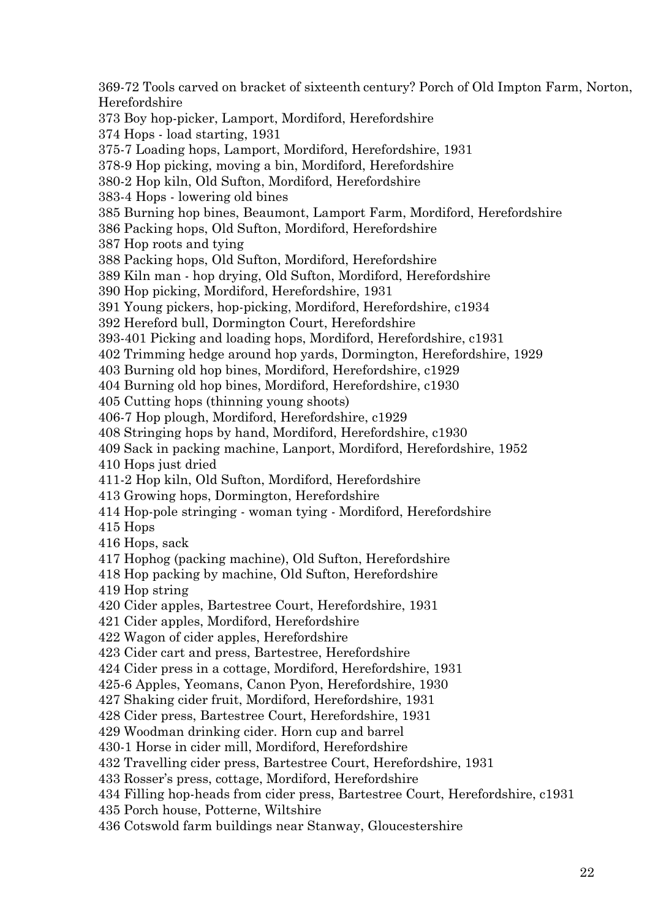369-72 Tools carved on bracket of sixteenth century? Porch of Old Impton Farm, Norton, Herefordshire
373 Boy hop-picker, Lamport, Mordiford, Herefordshire
374 Hops - load starting, 1931
375-7 Loading hops, Lamport, Mordiford, Herefordshire, 1931
378-9 Hop picking, moving a bin, Mordiford, Herefordshire
380-2 Hop kiln, Old Sufton, Mordiford, Herefordshire
383-4 Hops - lowering old bines
385 Burning hop bines, Beaumont, Lamport Farm, Mordiford, Herefordshire
386 Packing hops, Old Sufton, Mordiford, Herefordshire
387 Hop roots and tying
388 Packing hops, Old Sufton, Mordiford, Herefordshire
389 Kiln man - hop drying, Old Sufton, Mordiford, Herefordshire
390 Hop picking, Mordiford, Herefordshire, 1931
391 Young pickers, hop-picking, Mordiford, Herefordshire, c1934
392 Hereford bull, Dormington Court, Herefordshire
393-401 Picking and loading hops, Mordiford, Herefordshire, c1931
402 Trimming hedge around hop yards, Dormington, Herefordshire, 1929
403 Burning old hop bines, Mordiford, Herefordshire, c1929
404 Burning old hop bines, Mordiford, Herefordshire, c1930
405 Cutting hops (thinning young shoots)
406-7 Hop plough, Mordiford, Herefordshire, c1929
408 Stringing hops by hand, Mordiford, Herefordshire, c1930
409 Sack in packing machine, Lanport, Mordiford, Herefordshire, 1952
410 Hops just dried
411-2 Hop kiln, Old Sufton, Mordiford, Herefordshire
413 Growing hops, Dormington, Herefordshire
414 Hop-pole stringing - woman tying - Mordiford, Herefordshire
415 Hops
416 Hops, sack
417 Hophog (packing machine), Old Sufton, Herefordshire
418 Hop packing by machine, Old Sufton, Herefordshire
419 Hop string
420 Cider apples, Bartestree Court, Herefordshire, 1931
421 Cider apples, Mordiford, Herefordshire
422 Wagon of cider apples, Herefordshire
423 Cider cart and press, Bartestree, Herefordshire
424 Cider press in a cottage, Mordiford, Herefordshire, 1931
425-6 Apples, Yeomans, Canon Pyon, Herefordshire, 1930
427 Shaking cider fruit, Mordiford, Herefordshire, 1931
428 Cider press, Bartestree Court, Herefordshire, 1931
429 Woodman drinking cider. Horn cup and barrel
430-1 Horse in cider mill, Mordiford, Herefordshire
432 Travelling cider press, Bartestree Court, Herefordshire, 1931
433 Rosser's press, cottage, Mordiford, Herefordshire
434 Filling hop-heads from cider press, Bartestree Court, Herefordshire, c1931
435 Porch house, Potterne, Wiltshire
436 Cotswold farm buildings near Stanway, Gloucestershire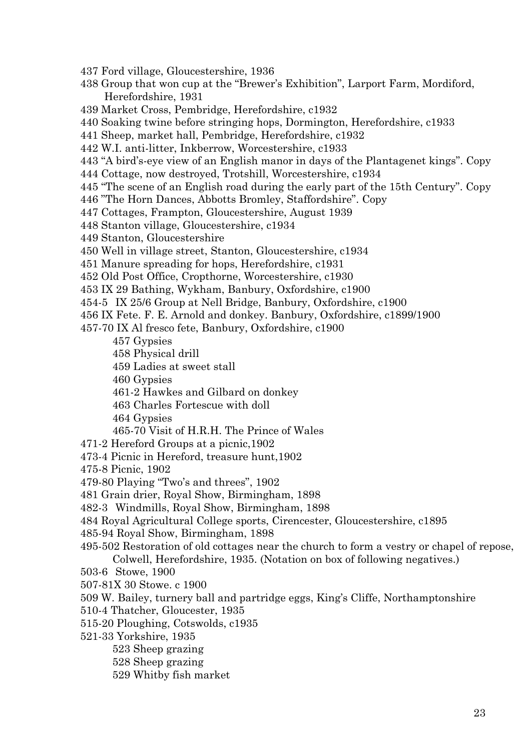437 Ford village, Gloucestershire, 1936

438 Group that won cup at the "Brewer's Exhibition", Larport Farm, Mordiford, Herefordshire, 1931

439 Market Cross, Pembridge, Herefordshire, c1932

440 Soaking twine before stringing hops, Dormington, Herefordshire, c1933

441 Sheep, market hall, Pembridge, Herefordshire, c1932

442 W.I. anti-litter, Inkberrow, Worcestershire, c1933

443 "A bird's-eye view of an English manor in days of the Plantagenet kings". Copy

444 Cottage, now destroyed, Trotshill, Worcestershire, c1934

445 "The scene of an English road during the early part of the 15th Century". Copy

446 "The Horn Dances, Abbotts Bromley, Staffordshire". Copy

447 Cottages, Frampton, Gloucestershire, August 1939

448 Stanton village, Gloucestershire, c1934

449 Stanton, Gloucestershire

450 Well in village street, Stanton, Gloucestershire, c1934

451 Manure spreading for hops, Herefordshire, c1931

452 Old Post Office, Cropthorne, Worcestershire, c1930

453 IX 29 Bathing, Wykham, Banbury, Oxfordshire, c1900

454-5 IX 25/6 Group at Nell Bridge, Banbury, Oxfordshire, c1900

456 IX Fete. F. E. Arnold and donkey. Banbury, Oxfordshire, c1899/1900

457-70 IX Al fresco fete, Banbury, Oxfordshire, c1900

- 457 Gypsies
- 458 Physical drill
- 459 Ladies at sweet stall
- 460 Gypsies
- 461-2 Hawkes and Gilbard on donkey
- 463 Charles Fortescue with doll
- 464 Gypsies
- 465-70 Visit of H.R.H. The Prince of Wales

471-2 Hereford Groups at a picnic,1902

473-4 Picnic in Hereford, treasure hunt,1902

475-8 Picnic, 1902

479-80 Playing "Two's and threes", 1902

481 Grain drier, Royal Show, Birmingham, 1898

482-3 Windmills, Royal Show, Birmingham, 1898

484 Royal Agricultural College sports, Cirencester, Gloucestershire, c1895

485-94 Royal Show, Birmingham, 1898

495-502 Restoration of old cottages near the church to form a vestry or chapel of repose, Colwell, Herefordshire, 1935. (Notation on box of following negatives.)

503-6 Stowe, 1900

507-81X 30 Stowe. c 1900

509 W. Bailey, turnery ball and partridge eggs, King's Cliffe, Northamptonshire

510-4 Thatcher, Gloucester, 1935

515-20 Ploughing, Cotswolds, c1935

521-33 Yorkshire, 1935

- 523 Sheep grazing
- 528 Sheep grazing
- 529 Whitby fish market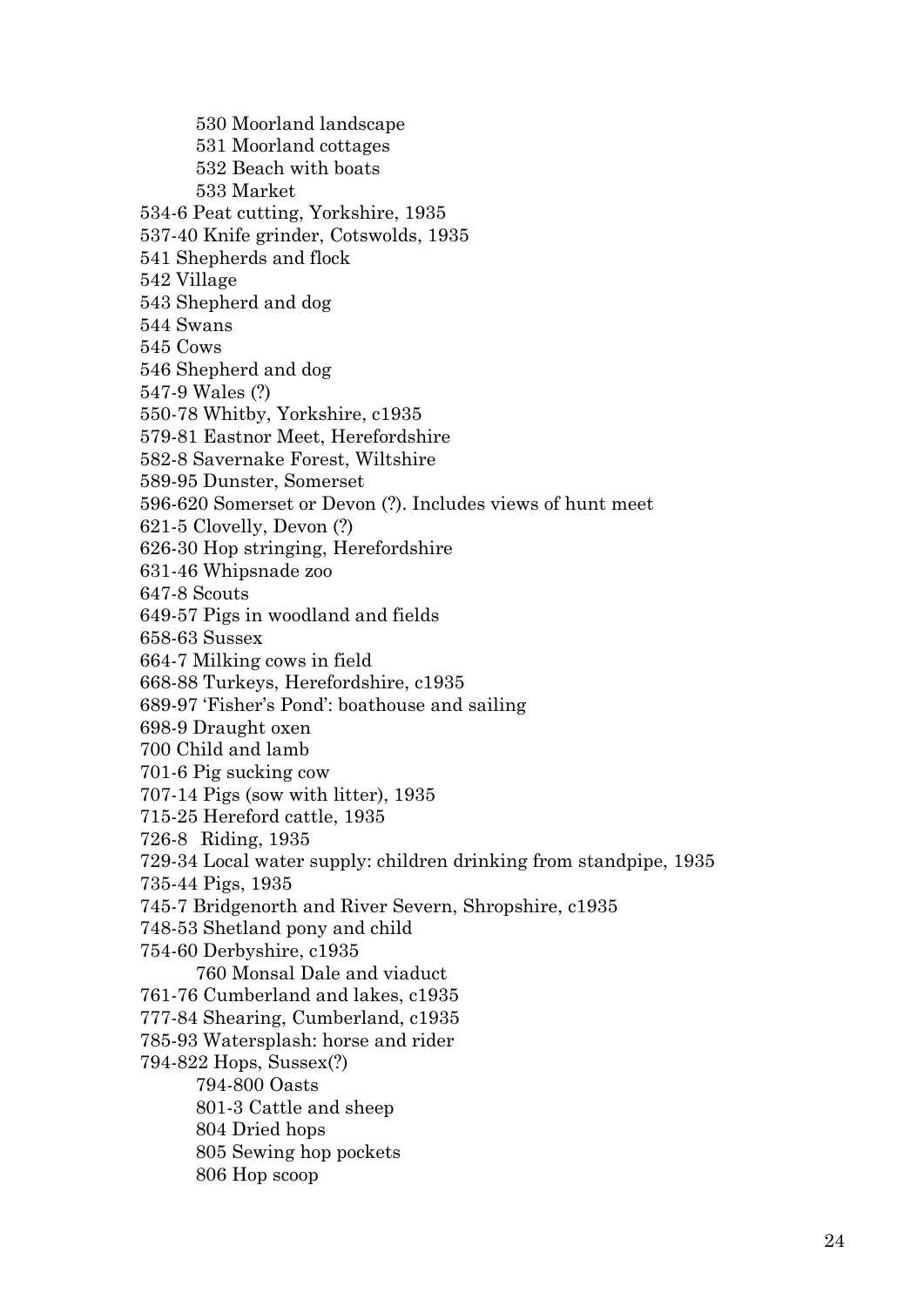- 530 Moorland landscape
- 531 Moorland cottages
- 532 Beach with boats
- 533 Market

534-6 Peat cutting, Yorkshire, 1935
537-40 Knife grinder, Cotswolds, 1935
541 Shepherds and flock
542 Village
543 Shepherd and dog
544 Swans
545 Cows
546 Shepherd and dog
547-9 Wales (?)
550-78 Whitby, Yorkshire, c1935
579-81 Eastnor Meet, Herefordshire
582-8 Savernake Forest, Wiltshire
589-95 Dunster, Somerset
596-620 Somerset or Devon (?). Includes views of hunt meet
621-5 Clovelly, Devon (?)
626-30 Hop stringing, Herefordshire
631-46 Whipsnade zoo
647-8 Scouts
649-57 Pigs in woodland and fields
658-63 Sussex
664-7 Milking cows in field
668-88 Turkeys, Herefordshire, c1935
689-97 'Fisher's Pond': boathouse and sailing
698-9 Draught oxen
700 Child and lamb
701-6 Pig sucking cow
707-14 Pigs (sow with litter), 1935
715-25 Hereford cattle, 1935
726-8 Riding, 1935
729-34 Local water supply: children drinking from standpipe, 1935
735-44 Pigs, 1935
745-7 Bridgenorth and River Severn, Shropshire, c1935
748-53 Shetland pony and child
754-60 Derbyshire, c1935

- 760 Monsal Dale and viaduct

761-76 Cumberland and lakes, c1935
777-84 Shearing, Cumberland, c1935
785-93 Watersplash: horse and rider
794-822 Hops, Sussex(?)

- 794-800 Oasts
- 801-3 Cattle and sheep
- 804 Dried hops
- 805 Sewing hop pockets
- 806 Hop scoop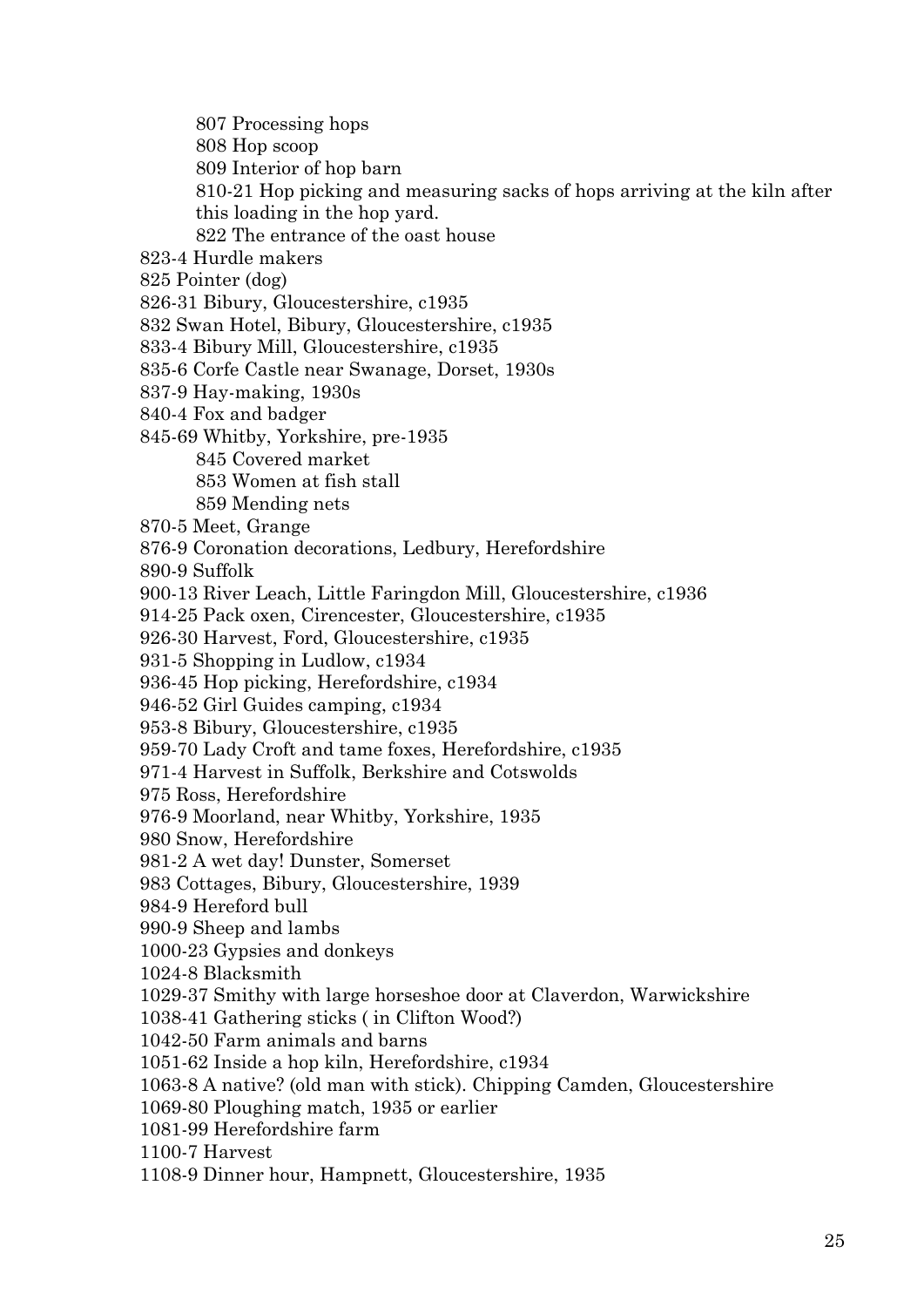- 807 Processing hops
- 808 Hop scoop
- 809 Interior of hop barn
- 810-21 Hop picking and measuring sacks of hops arriving at the kiln after this loading in the hop yard.
- 822 The entrance of the oast house

823-4 Hurdle makers

825 Pointer (dog)

826-31 Bibury, Gloucestershire, c1935

832 Swan Hotel, Bibury, Gloucestershire, c1935

833-4 Bibury Mill, Gloucestershire, c1935

835-6 Corfe Castle near Swanage, Dorset, 1930s

837-9 Hay-making, 1930s

840-4 Fox and badger

845-69 Whitby, Yorkshire, pre-1935

- 845 Covered market
- 853 Women at fish stall
- 859 Mending nets

870-5 Meet, Grange

876-9 Coronation decorations, Ledbury, Herefordshire

890-9 Suffolk

900-13 River Leach, Little Faringdon Mill, Gloucestershire, c1936

914-25 Pack oxen, Cirencester, Gloucestershire, c1935

926-30 Harvest, Ford, Gloucestershire, c1935

931-5 Shopping in Ludlow, c1934

936-45 Hop picking, Herefordshire, c1934

946-52 Girl Guides camping, c1934

953-8 Bibury, Gloucestershire, c1935

959-70 Lady Croft and tame foxes, Herefordshire, c1935

971-4 Harvest in Suffolk, Berkshire and Cotswolds

975 Ross, Herefordshire

976-9 Moorland, near Whitby, Yorkshire, 1935

980 Snow, Herefordshire

981-2 A wet day! Dunster, Somerset

983 Cottages, Bibury, Gloucestershire, 1939

984-9 Hereford bull

990-9 Sheep and lambs

1000-23 Gypsies and donkeys

1024-8 Blacksmith

1029-37 Smithy with large horseshoe door at Claverdon, Warwickshire

1038-41 Gathering sticks ( in Clifton Wood?)

1042-50 Farm animals and barns

1051-62 Inside a hop kiln, Herefordshire, c1934

1063-8 A native? (old man with stick). Chipping Camden, Gloucestershire

1069-80 Ploughing match, 1935 or earlier

1081-99 Herefordshire farm

1100-7 Harvest

1108-9 Dinner hour, Hampnett, Gloucestershire, 1935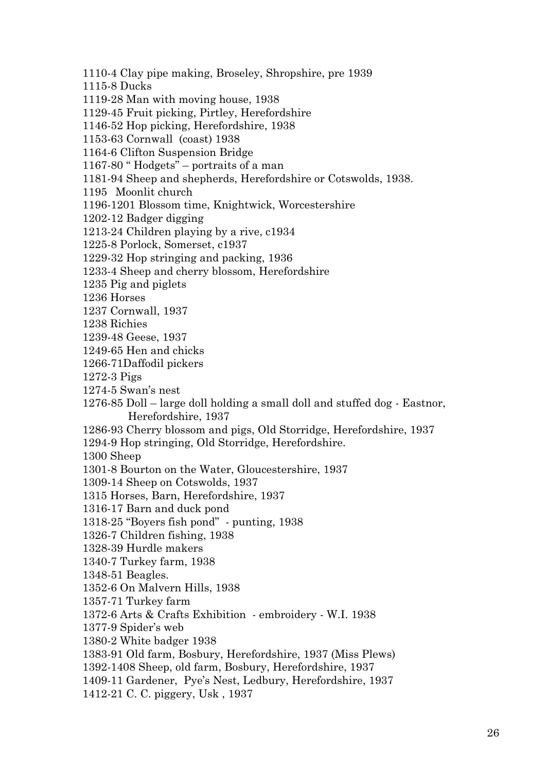1110-4 Clay pipe making, Broseley, Shropshire, pre 1939
1115-8 Ducks
1119-28 Man with moving house, 1938
1129-45 Fruit picking, Pirtley, Herefordshire
1146-52 Hop picking, Herefordshire, 1938
1153-63 Cornwall (coast) 1938
1164-6 Clifton Suspension Bridge
1167-80 " Hodgets" – portraits of a man
1181-94 Sheep and shepherds, Herefordshire or Cotswolds, 1938.
1195 Moonlit church
1196-1201 Blossom time, Knightwick, Worcestershire
1202-12 Badger digging
1213-24 Children playing by a rive, c1934
1225-8 Porlock, Somerset, c1937
1229-32 Hop stringing and packing, 1936
1233-4 Sheep and cherry blossom, Herefordshire
1235 Pig and piglets
1236 Horses
1237 Cornwall, 1937
1238 Richies
1239-48 Geese, 1937
1249-65 Hen and chicks
1266-71Daffodil pickers
1272-3 Pigs
1274-5 Swan's nest
1276-85 Doll – large doll holding a small doll and stuffed dog - Eastnor, Herefordshire, 1937
1286-93 Cherry blossom and pigs, Old Storridge, Herefordshire, 1937
1294-9 Hop stringing, Old Storridge, Herefordshire.
1300 Sheep
1301-8 Bourton on the Water, Gloucestershire, 1937
1309-14 Sheep on Cotswolds, 1937
1315 Horses, Barn, Herefordshire, 1937
1316-17 Barn and duck pond
1318-25 "Boyers fish pond" - punting, 1938
1326-7 Children fishing, 1938
1328-39 Hurdle makers
1340-7 Turkey farm, 1938
1348-51 Beagles.
1352-6 On Malvern Hills, 1938
1357-71 Turkey farm
1372-6 Arts & Crafts Exhibition - embroidery - W.I. 1938
1377-9 Spider's web
1380-2 White badger 1938
1383-91 Old farm, Bosbury, Herefordshire, 1937 (Miss Plews)
1392-1408 Sheep, old farm, Bosbury, Herefordshire, 1937
1409-11 Gardener, Pye's Nest, Ledbury, Herefordshire, 1937
1412-21 C. C. piggery, Usk , 1937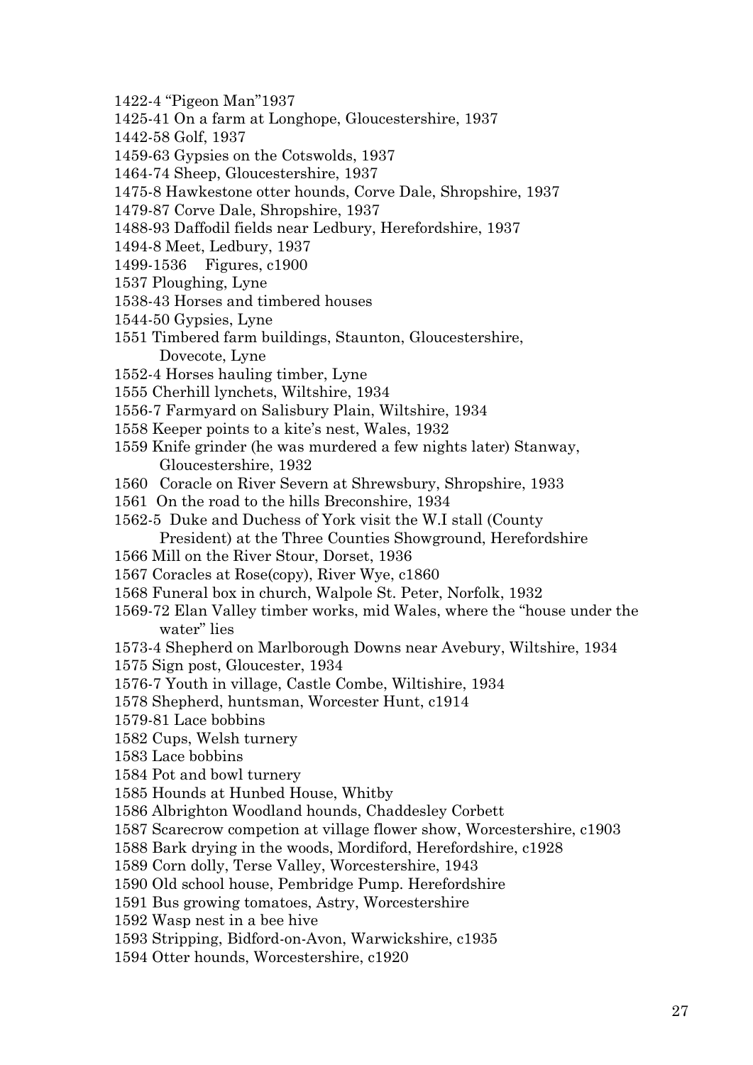1422-4 "Pigeon Man"1937

1425-41 On a farm at Longhope, Gloucestershire, 1937

1442-58 Golf, 1937

1459-63 Gypsies on the Cotswolds, 1937

1464-74 Sheep, Gloucestershire, 1937

1475-8 Hawkestone otter hounds, Corve Dale, Shropshire, 1937

1479-87 Corve Dale, Shropshire, 1937

1488-93 Daffodil fields near Ledbury, Herefordshire, 1937

1494-8 Meet, Ledbury, 1937

1499-1536 Figures, c1900

1537 Ploughing, Lyne

1538-43 Horses and timbered houses

1544-50 Gypsies, Lyne

1551 Timbered farm buildings, Staunton, Gloucestershire, Dovecote, Lyne

1552-4 Horses hauling timber, Lyne

1555 Cherhill lynchets, Wiltshire, 1934

1556-7 Farmyard on Salisbury Plain, Wiltshire, 1934

1558 Keeper points to a kite's nest, Wales, 1932

1559 Knife grinder (he was murdered a few nights later) Stanway, Gloucestershire, 1932

1560 Coracle on River Severn at Shrewsbury, Shropshire, 1933

1561 On the road to the hills Breconshire, 1934

1562-5 Duke and Duchess of York visit the W.I stall (County President) at the Three Counties Showground, Herefordshire

1566 Mill on the River Stour, Dorset, 1936

1567 Coracles at Rose(copy), River Wye, c1860

1568 Funeral box in church, Walpole St. Peter, Norfolk, 1932

1569-72 Elan Valley timber works, mid Wales, where the "house under the water" lies

1573-4 Shepherd on Marlborough Downs near Avebury, Wiltshire, 1934

1575 Sign post, Gloucester, 1934

1576-7 Youth in village, Castle Combe, Wiltishire, 1934

1578 Shepherd, huntsman, Worcester Hunt, c1914

1579-81 Lace bobbins

1582 Cups, Welsh turnery

1583 Lace bobbins

1584 Pot and bowl turnery

1585 Hounds at Hunbed House, Whitby

1586 Albrighton Woodland hounds, Chaddesley Corbett

1587 Scarecrow competion at village flower show, Worcestershire, c1903

1588 Bark drying in the woods, Mordiford, Herefordshire, c1928

1589 Corn dolly, Terse Valley, Worcestershire, 1943

1590 Old school house, Pembridge Pump. Herefordshire

1591 Bus growing tomatoes, Astry, Worcestershire

1592 Wasp nest in a bee hive

1593 Stripping, Bidford-on-Avon, Warwickshire, c1935

1594 Otter hounds, Worcestershire, c1920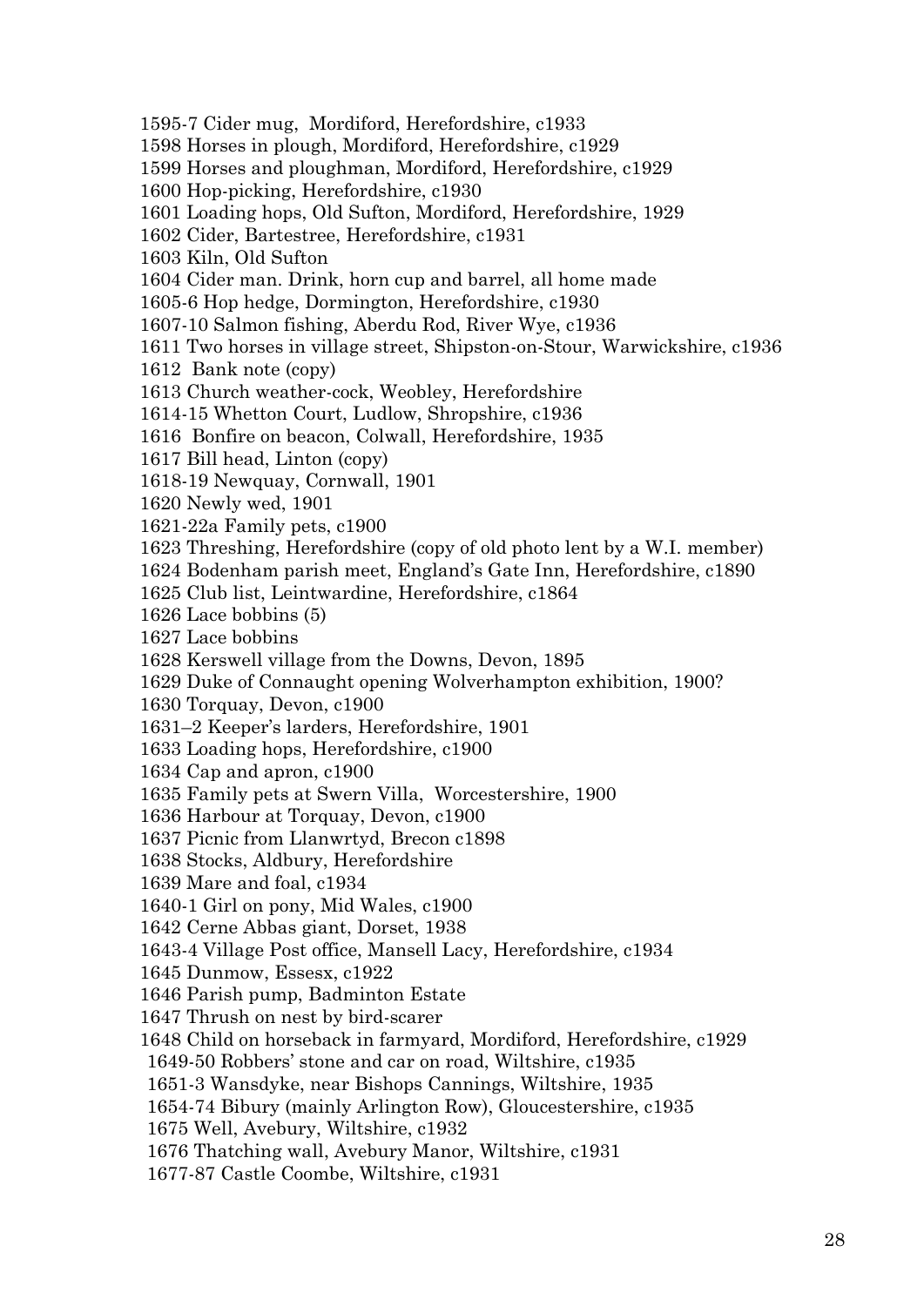1595-7 Cider mug, Mordiford, Herefordshire, c1933
1598 Horses in plough, Mordiford, Herefordshire, c1929
1599 Horses and ploughman, Mordiford, Herefordshire, c1929
1600 Hop-picking, Herefordshire, c1930
1601 Loading hops, Old Sufton, Mordiford, Herefordshire, 1929
1602 Cider, Bartestree, Herefordshire, c1931
1603 Kiln, Old Sufton
1604 Cider man. Drink, horn cup and barrel, all home made
1605-6 Hop hedge, Dormington, Herefordshire, c1930
1607-10 Salmon fishing, Aberdu Rod, River Wye, c1936
1611 Two horses in village street, Shipston-on-Stour, Warwickshire, c1936
1612 Bank note (copy)
1613 Church weather-cock, Weobley, Herefordshire
1614-15 Whetton Court, Ludlow, Shropshire, c1936
1616 Bonfire on beacon, Colwall, Herefordshire, 1935
1617 Bill head, Linton (copy)
1618-19 Newquay, Cornwall, 1901
1620 Newly wed, 1901
1621-22a Family pets, c1900
1623 Threshing, Herefordshire (copy of old photo lent by a W.I. member)
1624 Bodenham parish meet, England's Gate Inn, Herefordshire, c1890
1625 Club list, Leintwardine, Herefordshire, c1864
1626 Lace bobbins (5)
1627 Lace bobbins
1628 Kerswell village from the Downs, Devon, 1895
1629 Duke of Connaught opening Wolverhampton exhibition, 1900?
1630 Torquay, Devon, c1900
1631–2 Keeper's larders, Herefordshire, 1901
1633 Loading hops, Herefordshire, c1900
1634 Cap and apron, c1900
1635 Family pets at Swern Villa, Worcestershire, 1900
1636 Harbour at Torquay, Devon, c1900
1637 Picnic from Llanwrtyd, Brecon c1898
1638 Stocks, Aldbury, Herefordshire
1639 Mare and foal, c1934
1640-1 Girl on pony, Mid Wales, c1900
1642 Cerne Abbas giant, Dorset, 1938
1643-4 Village Post office, Mansell Lacy, Herefordshire, c1934
1645 Dunmow, Essesx, c1922
1646 Parish pump, Badminton Estate
1647 Thrush on nest by bird-scarer
1648 Child on horseback in farmyard, Mordiford, Herefordshire, c1929
1649-50 Robbers' stone and car on road, Wiltshire, c1935
1651-3 Wansdyke, near Bishops Cannings, Wiltshire, 1935
1654-74 Bibury (mainly Arlington Row), Gloucestershire, c1935
1675 Well, Avebury, Wiltshire, c1932
1676 Thatching wall, Avebury Manor, Wiltshire, c1931
1677-87 Castle Coombe, Wiltshire, c1931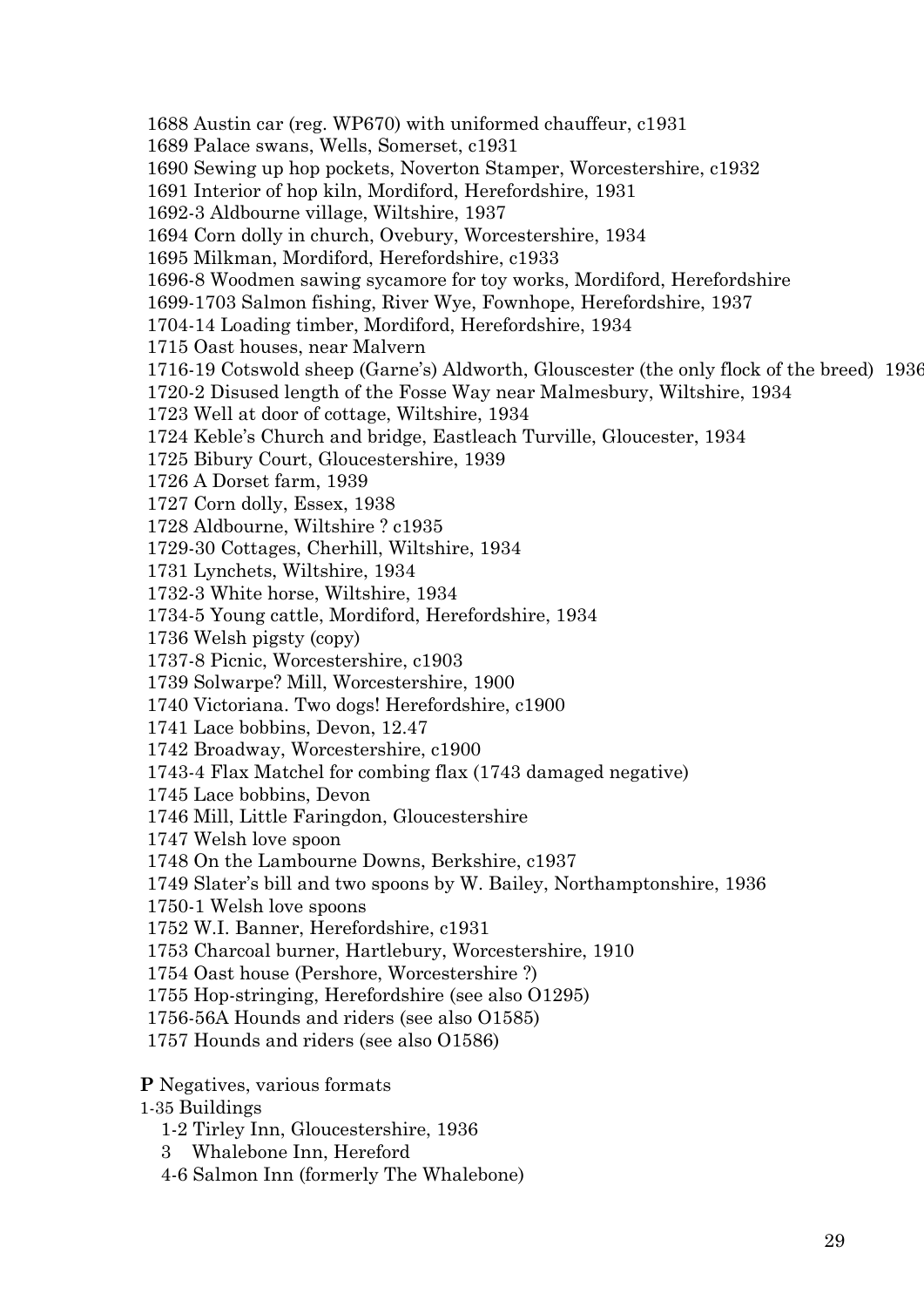1688 Austin car (reg. WP670) with uniformed chauffeur, c1931
1689 Palace swans, Wells, Somerset, c1931
1690 Sewing up hop pockets, Noverton Stamper, Worcestershire, c1932
1691 Interior of hop kiln, Mordiford, Herefordshire, 1931
1692-3 Aldbourne village, Wiltshire, 1937
1694 Corn dolly in church, Ovebury, Worcestershire, 1934
1695 Milkman, Mordiford, Herefordshire, c1933
1696-8 Woodmen sawing sycamore for toy works, Mordiford, Herefordshire
1699-1703 Salmon fishing, River Wye, Fownhope, Herefordshire, 1937
1704-14 Loading timber, Mordiford, Herefordshire, 1934
1715 Oast houses, near Malvern
1716-19 Cotswold sheep (Garne's) Aldworth, Glouscester (the only flock of the breed) 1936
1720-2 Disused length of the Fosse Way near Malmesbury, Wiltshire, 1934
1723 Well at door of cottage, Wiltshire, 1934
1724 Keble's Church and bridge, Eastleach Turville, Gloucester, 1934
1725 Bibury Court, Gloucestershire, 1939
1726 A Dorset farm, 1939
1727 Corn dolly, Essex, 1938
1728 Aldbourne, Wiltshire ? c1935
1729-30 Cottages, Cherhill, Wiltshire, 1934
1731 Lynchets, Wiltshire, 1934
1732-3 White horse, Wiltshire, 1934
1734-5 Young cattle, Mordiford, Herefordshire, 1934
1736 Welsh pigsty (copy)
1737-8 Picnic, Worcestershire, c1903
1739 Solwarpe? Mill, Worcestershire, 1900
1740 Victoriana. Two dogs! Herefordshire, c1900
1741 Lace bobbins, Devon, 12.47
1742 Broadway, Worcestershire, c1900
1743-4 Flax Matchel for combing flax (1743 damaged negative)
1745 Lace bobbins, Devon
1746 Mill, Little Faringdon, Gloucestershire
1747 Welsh love spoon
1748 On the Lambourne Downs, Berkshire, c1937
1749 Slater's bill and two spoons by W. Bailey, Northamptonshire, 1936
1750-1 Welsh love spoons
1752 W.I. Banner, Herefordshire, c1931
1753 Charcoal burner, Hartlebury, Worcestershire, 1910
1754 Oast house (Pershore, Worcestershire ?)
1755 Hop-stringing, Herefordshire (see also O1295)
1756-56A Hounds and riders (see also O1585)
1757 Hounds and riders (see also O1586)

**P** Negatives, various formats

1-35 Buildings

- 1-2 Tirley Inn, Gloucestershire, 1936
- 3 Whalebone Inn, Hereford
- 4-6 Salmon Inn (formerly The Whalebone)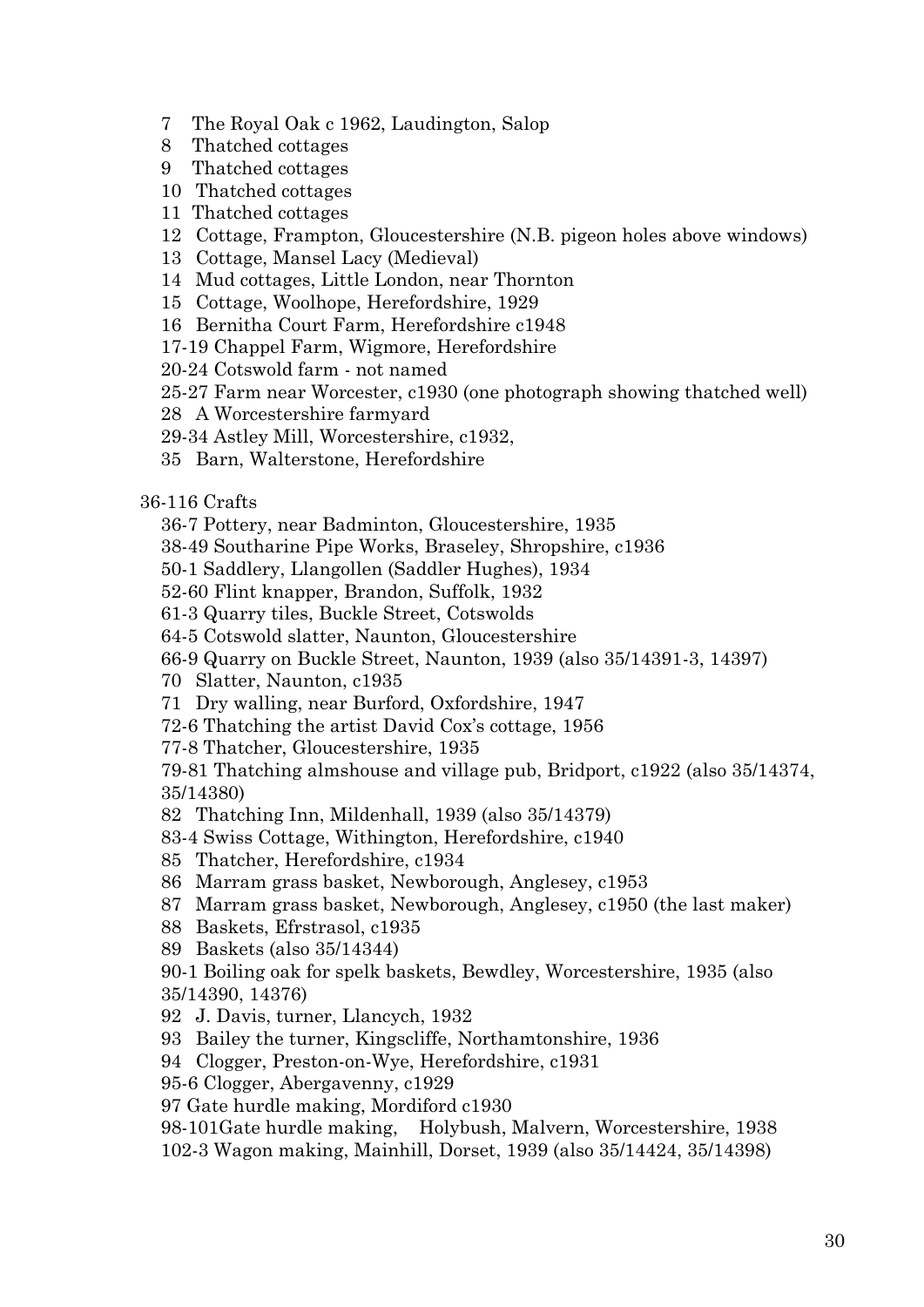7 The Royal Oak c 1962, Laudington, Salop
8 Thatched cottages
9 Thatched cottages
10 Thatched cottages
11 Thatched cottages
12 Cottage, Frampton, Gloucestershire (N.B. pigeon holes above windows)
13 Cottage, Mansel Lacy (Medieval)
14 Mud cottages, Little London, near Thornton
15 Cottage, Woolhope, Herefordshire, 1929
16 Bernitha Court Farm, Herefordshire c1948
17-19 Chappel Farm, Wigmore, Herefordshire
20-24 Cotswold farm - not named
25-27 Farm near Worcester, c1930 (one photograph showing thatched well)
28 A Worcestershire farmyard
29-34 Astley Mill, Worcestershire, c1932,
35 Barn, Walterstone, Herefordshire

36-116 Crafts

36-7 Pottery, near Badminton, Gloucestershire, 1935
38-49 Southarine Pipe Works, Braseley, Shropshire, c1936
50-1 Saddlery, Llangollen (Saddler Hughes), 1934
52-60 Flint knapper, Brandon, Suffolk, 1932
61-3 Quarry tiles, Buckle Street, Cotswolds
64-5 Cotswold slatter, Naunton, Gloucestershire
66-9 Quarry on Buckle Street, Naunton, 1939 (also 35/14391-3, 14397)
70 Slatter, Naunton, c1935
71 Dry walling, near Burford, Oxfordshire, 1947
72-6 Thatching the artist David Cox's cottage, 1956
77-8 Thatcher, Gloucestershire, 1935
79-81 Thatching almshouse and village pub, Bridport, c1922 (also 35/14374, 35/14380)
82 Thatching Inn, Mildenhall, 1939 (also 35/14379)
83-4 Swiss Cottage, Withington, Herefordshire, c1940
85 Thatcher, Herefordshire, c1934
86 Marram grass basket, Newborough, Anglesey, c1953
87 Marram grass basket, Newborough, Anglesey, c1950 (the last maker)
88 Baskets, Efrstrasol, c1935
89 Baskets (also 35/14344)
90-1 Boiling oak for spelk baskets, Bewdley, Worcestershire, 1935 (also 35/14390, 14376)
92 J. Davis, turner, Llancych, 1932
93 Bailey the turner, Kingscliffe, Northamtonshire, 1936
94 Clogger, Preston-on-Wye, Herefordshire, c1931
95-6 Clogger, Abergavenny, c1929
97 Gate hurdle making, Mordiford c1930
98-101Gate hurdle making, Holybush, Malvern, Worcestershire, 1938
102-3 Wagon making, Mainhill, Dorset, 1939 (also 35/14424, 35/14398)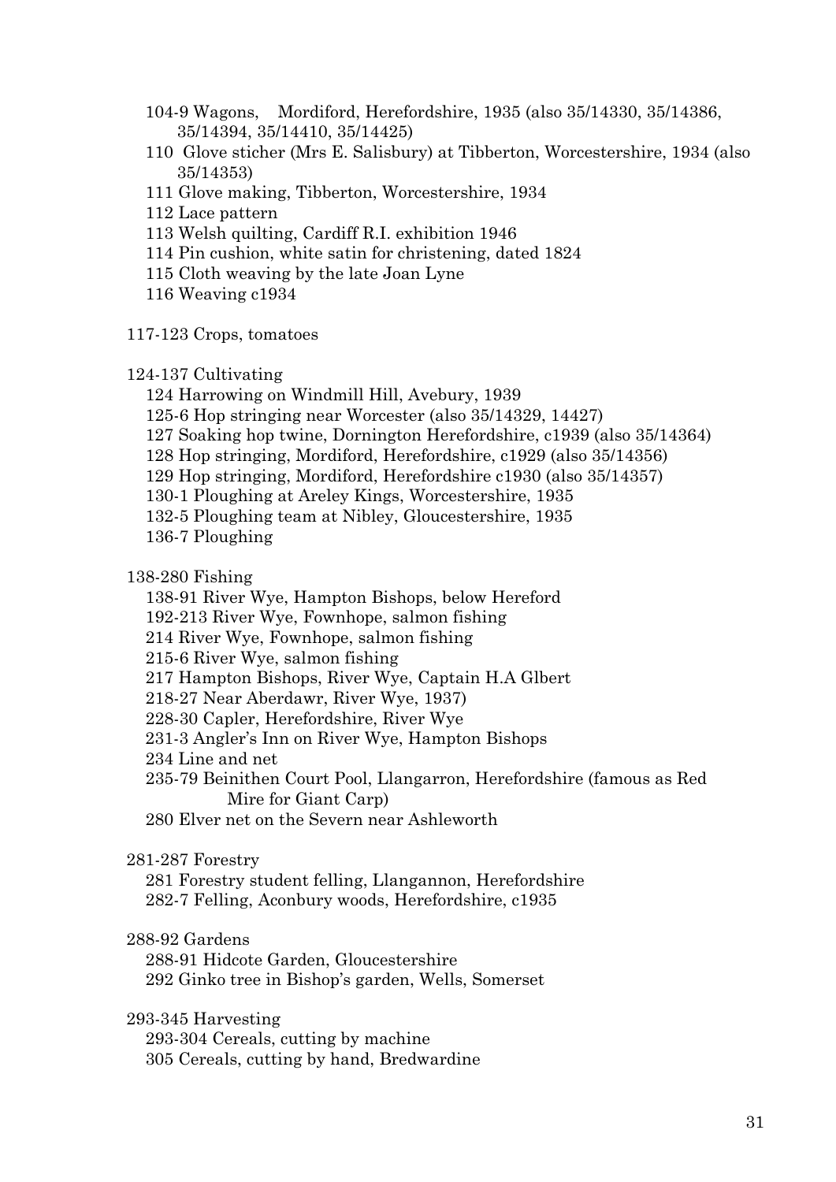104-9 Wagons, Mordiford, Herefordshire, 1935 (also 35/14330, 35/14386, 35/14394, 35/14410, 35/14425)

110 Glove sticher (Mrs E. Salisbury) at Tibberton, Worcestershire, 1934 (also 35/14353)

111 Glove making, Tibberton, Worcestershire, 1934

112 Lace pattern

113 Welsh quilting, Cardiff R.I. exhibition 1946

114 Pin cushion, white satin for christening, dated 1824

115 Cloth weaving by the late Joan Lyne

116 Weaving c1934

117-123 Crops, tomatoes

124-137 Cultivating

124 Harrowing on Windmill Hill, Avebury, 1939

125-6 Hop stringing near Worcester (also 35/14329, 14427)

127 Soaking hop twine, Dornington Herefordshire, c1939 (also 35/14364)

128 Hop stringing, Mordiford, Herefordshire, c1929 (also 35/14356)

129 Hop stringing, Mordiford, Herefordshire c1930 (also 35/14357)

130-1 Ploughing at Areley Kings, Worcestershire, 1935

132-5 Ploughing team at Nibley, Gloucestershire, 1935

136-7 Ploughing

138-280 Fishing

138-91 River Wye, Hampton Bishops, below Hereford

192-213 River Wye, Fownhope, salmon fishing

214 River Wye, Fownhope, salmon fishing

215-6 River Wye, salmon fishing

217 Hampton Bishops, River Wye, Captain H.A Glbert

218-27 Near Aberdawr, River Wye, 1937)

228-30 Capler, Herefordshire, River Wye

231-3 Angler's Inn on River Wye, Hampton Bishops

234 Line and net

235-79 Beinithen Court Pool, Llangarron, Herefordshire (famous as Red Mire for Giant Carp)

280 Elver net on the Severn near Ashleworth

281-287 Forestry

281 Forestry student felling, Llangannon, Herefordshire

282-7 Felling, Aconbury woods, Herefordshire, c1935

288-92 Gardens

288-91 Hidcote Garden, Gloucestershire

292 Ginko tree in Bishop's garden, Wells, Somerset

293-345 Harvesting

293-304 Cereals, cutting by machine

305 Cereals, cutting by hand, Bredwardine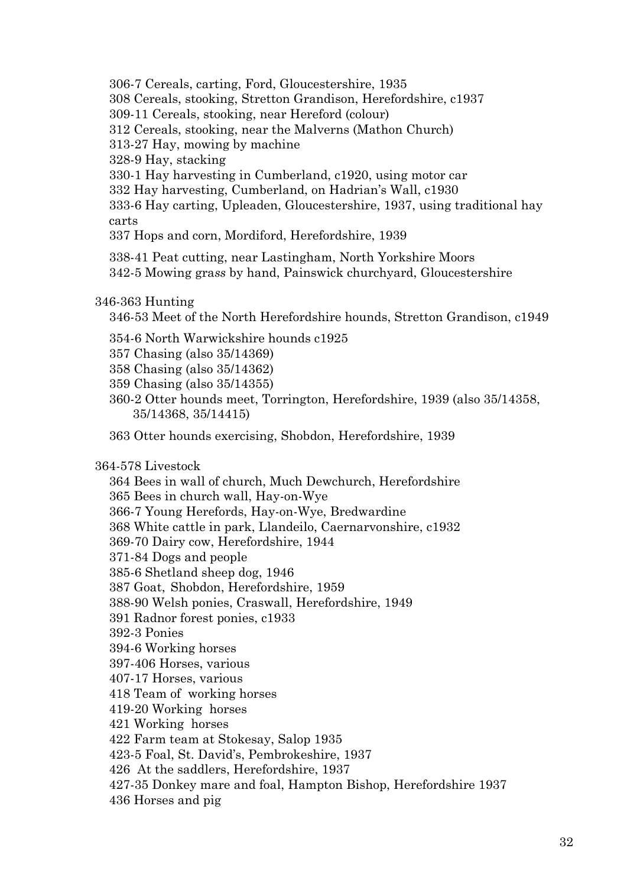306-7 Cereals, carting, Ford, Gloucestershire, 1935
308 Cereals, stooking, Stretton Grandison, Herefordshire, c1937
309-11 Cereals, stooking, near Hereford (colour)
312 Cereals, stooking, near the Malverns (Mathon Church)
313-27 Hay, mowing by machine
328-9 Hay, stacking
330-1 Hay harvesting in Cumberland, c1920, using motor car
332 Hay harvesting, Cumberland, on Hadrian's Wall, c1930
333-6 Hay carting, Upleaden, Gloucestershire, 1937, using traditional hay carts
337 Hops and corn, Mordiford, Herefordshire, 1939

338-41 Peat cutting, near Lastingham, North Yorkshire Moors
342-5 Mowing grass by hand, Painswick churchyard, Gloucestershire

346-363 Hunting

346-53 Meet of the North Herefordshire hounds, Stretton Grandison, c1949

354-6 North Warwickshire hounds c1925
357 Chasing (also 35/14369)
358 Chasing (also 35/14362)
359 Chasing (also 35/14355)
360-2 Otter hounds meet, Torrington, Herefordshire, 1939 (also 35/14358, 35/14368, 35/14415)

363 Otter hounds exercising, Shobdon, Herefordshire, 1939

364-578 Livestock

364 Bees in wall of church, Much Dewchurch, Herefordshire
365 Bees in church wall, Hay-on-Wye
366-7 Young Herefords, Hay-on-Wye, Bredwardine
368 White cattle in park, Llandeilo, Caernarvonshire, c1932
369-70 Dairy cow, Herefordshire, 1944
371-84 Dogs and people
385-6 Shetland sheep dog, 1946
387 Goat, Shobdon, Herefordshire, 1959
388-90 Welsh ponies, Craswall, Herefordshire, 1949
391 Radnor forest ponies, c1933
392-3 Ponies
394-6 Working horses
397-406 Horses, various
407-17 Horses, various
418 Team of working horses
419-20 Working horses
421 Working horses
422 Farm team at Stokesay, Salop 1935
423-5 Foal, St. David's, Pembrokeshire, 1937
426 At the saddlers, Herefordshire, 1937
427-35 Donkey mare and foal, Hampton Bishop, Herefordshire 1937
436 Horses and pig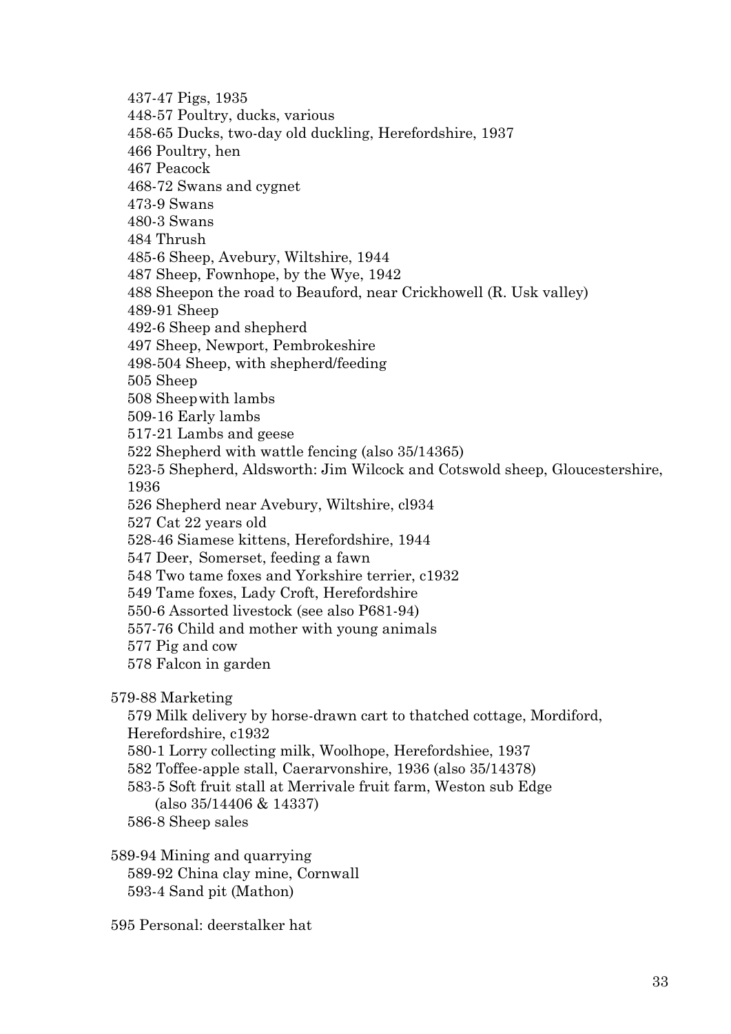437-47 Pigs, 1935
448-57 Poultry, ducks, various
458-65 Ducks, two-day old duckling, Herefordshire, 1937
466 Poultry, hen
467 Peacock
468-72 Swans and cygnet
473-9 Swans
480-3 Swans
484 Thrush
485-6 Sheep, Avebury, Wiltshire, 1944
487 Sheep, Fownhope, by the Wye, 1942
488 Sheepon the road to Beauford, near Crickhowell (R. Usk valley)
489-91 Sheep
492-6 Sheep and shepherd
497 Sheep, Newport, Pembrokeshire
498-504 Sheep, with shepherd/feeding
505 Sheep
508 Sheepwith lambs
509-16 Early lambs
517-21 Lambs and geese
522 Shepherd with wattle fencing (also 35/14365)
523-5 Shepherd, Aldsworth: Jim Wilcock and Cotswold sheep, Gloucestershire, 1936
526 Shepherd near Avebury, Wiltshire, cl934
527 Cat 22 years old
528-46 Siamese kittens, Herefordshire, 1944
547 Deer, Somerset, feeding a fawn
548 Two tame foxes and Yorkshire terrier, c1932
549 Tame foxes, Lady Croft, Herefordshire
550-6 Assorted livestock (see also P681-94)
557-76 Child and mother with young animals
577 Pig and cow
578 Falcon in garden

579-88 Marketing

579 Milk delivery by horse-drawn cart to thatched cottage, Mordiford, Herefordshire, c1932
580-1 Lorry collecting milk, Woolhope, Herefordshiee, 1937
582 Toffee-apple stall, Caerarvonshire, 1936 (also 35/14378)
583-5 Soft fruit stall at Merrivale fruit farm, Weston sub Edge (also 35/14406 & 14337)
586-8 Sheep sales

589-94 Mining and quarrying

589-92 China clay mine, Cornwall
593-4 Sand pit (Mathon)

595 Personal: deerstalker hat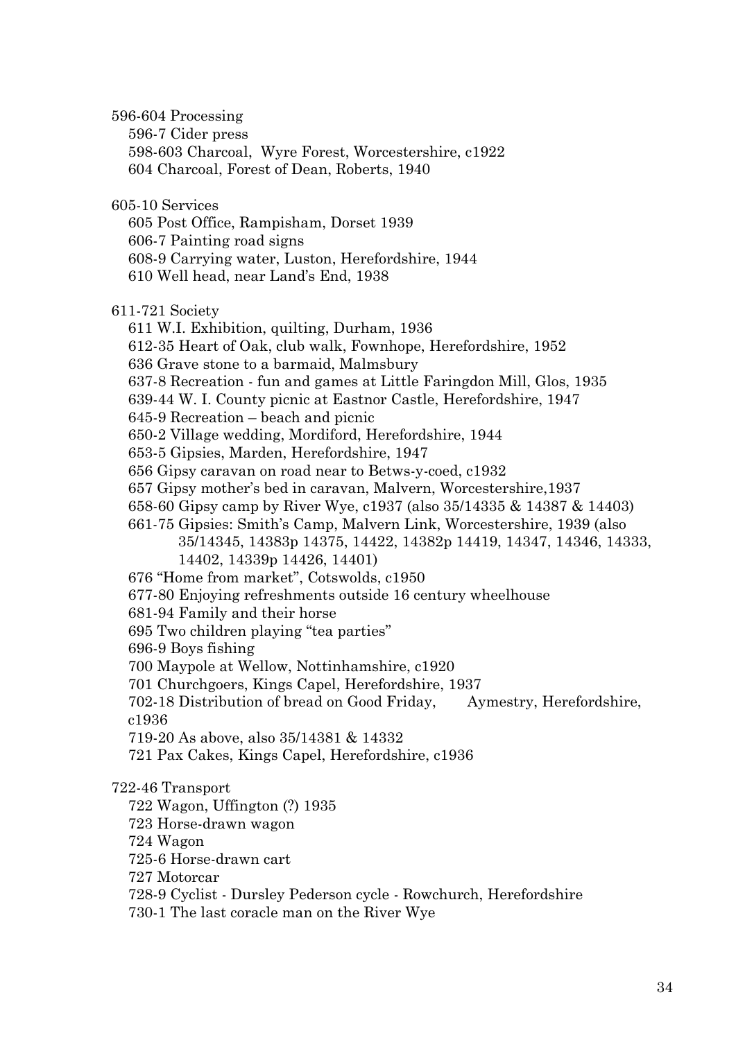596-604 Processing

- 596-7 Cider press
- 598-603 Charcoal, Wyre Forest, Worcestershire, c1922
- 604 Charcoal, Forest of Dean, Roberts, 1940

605-10 Services

- 605 Post Office, Rampisham, Dorset 1939
- 606-7 Painting road signs
- 608-9 Carrying water, Luston, Herefordshire, 1944
- 610 Well head, near Land's End, 1938

611-721 Society

- 611 W.I. Exhibition, quilting, Durham, 1936
- 612-35 Heart of Oak, club walk, Fownhope, Herefordshire, 1952
- 636 Grave stone to a barmaid, Malmsbury
- 637-8 Recreation - fun and games at Little Faringdon Mill, Glos, 1935
- 639-44 W. I. County picnic at Eastnor Castle, Herefordshire, 1947
- 645-9 Recreation – beach and picnic
- 650-2 Village wedding, Mordiford, Herefordshire, 1944
- 653-5 Gipsies, Marden, Herefordshire, 1947
- 656 Gipsy caravan on road near to Betws-y-coed, c1932
- 657 Gipsy mother's bed in caravan, Malvern, Worcestershire,1937
- 658-60 Gipsy camp by River Wye, c1937 (also 35/14335 & 14387 & 14403)
- 661-75 Gipsies: Smith's Camp, Malvern Link, Worcestershire, 1939 (also 35/14345, 14383p 14375, 14422, 14382p 14419, 14347, 14346, 14333, 14402, 14339p 14426, 14401)
- 676 "Home from market", Cotswolds, c1950
- 677-80 Enjoying refreshments outside 16 century wheelhouse
- 681-94 Family and their horse
- 695 Two children playing "tea parties"
- 696-9 Boys fishing
- 700 Maypole at Wellow, Nottinhamshire, c1920
- 701 Churchgoers, Kings Capel, Herefordshire, 1937
- 702-18 Distribution of bread on Good Friday, Aymestry, Herefordshire, c1936
- 719-20 As above, also 35/14381 & 14332
- 721 Pax Cakes, Kings Capel, Herefordshire, c1936

722-46 Transport

- 722 Wagon, Uffington (?) 1935
- 723 Horse-drawn wagon
- 724 Wagon
- 725-6 Horse-drawn cart
- 727 Motorcar
- 728-9 Cyclist - Dursley Pederson cycle - Rowchurch, Herefordshire
- 730-1 The last coracle man on the River Wye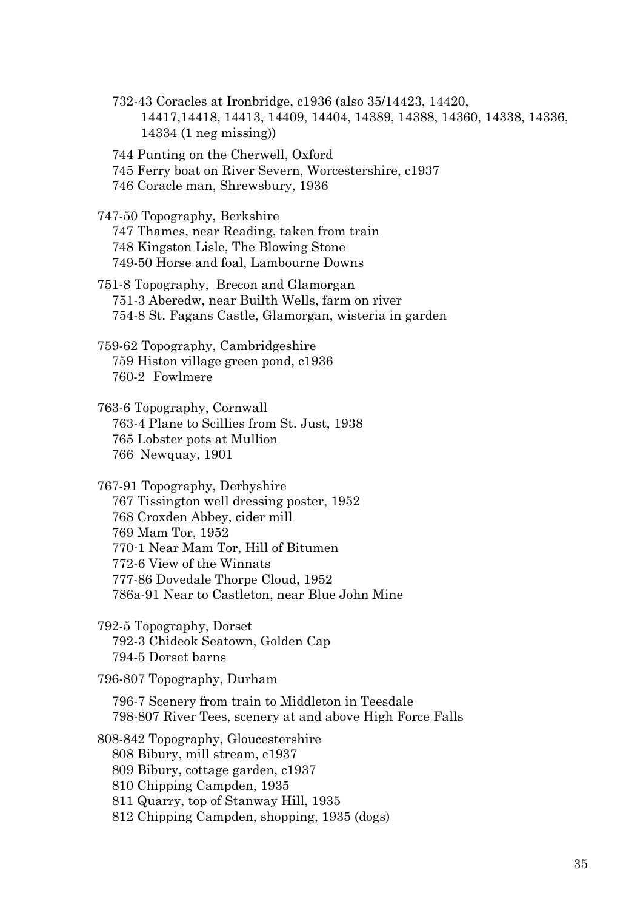732-43 Coracles at Ironbridge, c1936 (also 35/14423, 14420, 14417,14418, 14413, 14409, 14404, 14389, 14388, 14360, 14338, 14336, 14334 (1 neg missing))

744 Punting on the Cherwell, Oxford
745 Ferry boat on River Severn, Worcestershire, c1937
746 Coracle man, Shrewsbury, 1936

747-50 Topography, Berkshire
747 Thames, near Reading, taken from train
748 Kingston Lisle, The Blowing Stone
749-50 Horse and foal, Lambourne Downs

751-8 Topography, Brecon and Glamorgan
751-3 Aberedw, near Builth Wells, farm on river
754-8 St. Fagans Castle, Glamorgan, wisteria in garden

759-62 Topography, Cambridgeshire
759 Histon village green pond, c1936
760-2 Fowlmere

763-6 Topography, Cornwall
763-4 Plane to Scillies from St. Just, 1938
765 Lobster pots at Mullion
766 Newquay, 1901

767-91 Topography, Derbyshire
767 Tissington well dressing poster, 1952
768 Croxden Abbey, cider mill
769 Mam Tor, 1952
770-1 Near Mam Tor, Hill of Bitumen
772-6 View of the Winnats
777-86 Dovedale Thorpe Cloud, 1952
786a-91 Near to Castleton, near Blue John Mine

792-5 Topography, Dorset
792-3 Chideok Seatown, Golden Cap
794-5 Dorset barns

796-807 Topography, Durham

796-7 Scenery from train to Middleton in Teesdale
798-807 River Tees, scenery at and above High Force Falls

808-842 Topography, Gloucestershire
808 Bibury, mill stream, c1937
809 Bibury, cottage garden, c1937
810 Chipping Campden, 1935
811 Quarry, top of Stanway Hill, 1935
812 Chipping Campden, shopping, 1935 (dogs)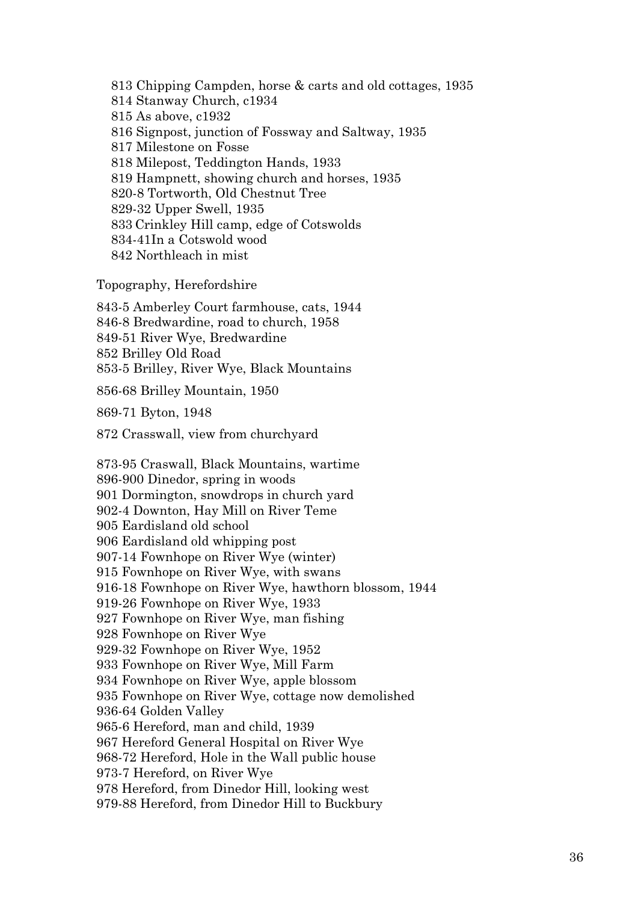813 Chipping Campden, horse & carts and old cottages, 1935
814 Stanway Church, c1934
815 As above, c1932
816 Signpost, junction of Fossway and Saltway, 1935
817 Milestone on Fosse
818 Milepost, Teddington Hands, 1933
819 Hampnett, showing church and horses, 1935
820-8 Tortworth, Old Chestnut Tree
829-32 Upper Swell, 1935
833 Crinkley Hill camp, edge of Cotswolds
834-41In a Cotswold wood
842 Northleach in mist

Topography, Herefordshire

843-5 Amberley Court farmhouse, cats, 1944
846-8 Bredwardine, road to church, 1958
849-51 River Wye, Bredwardine
852 Brilley Old Road
853-5 Brilley, River Wye, Black Mountains

856-68 Brilley Mountain, 1950

869-71 Byton, 1948

872 Crasswall, view from churchyard

873-95 Craswall, Black Mountains, wartime
896-900 Dinedor, spring in woods
901 Dormington, snowdrops in church yard
902-4 Downton, Hay Mill on River Teme
905 Eardisland old school
906 Eardisland old whipping post
907-14 Fownhope on River Wye (winter)
915 Fownhope on River Wye, with swans
916-18 Fownhope on River Wye, hawthorn blossom, 1944
919-26 Fownhope on River Wye, 1933
927 Fownhope on River Wye, man fishing
928 Fownhope on River Wye
929-32 Fownhope on River Wye, 1952
933 Fownhope on River Wye, Mill Farm
934 Fownhope on River Wye, apple blossom
935 Fownhope on River Wye, cottage now demolished
936-64 Golden Valley
965-6 Hereford, man and child, 1939
967 Hereford General Hospital on River Wye
968-72 Hereford, Hole in the Wall public house
973-7 Hereford, on River Wye
978 Hereford, from Dinedor Hill, looking west
979-88 Hereford, from Dinedor Hill to Buckbury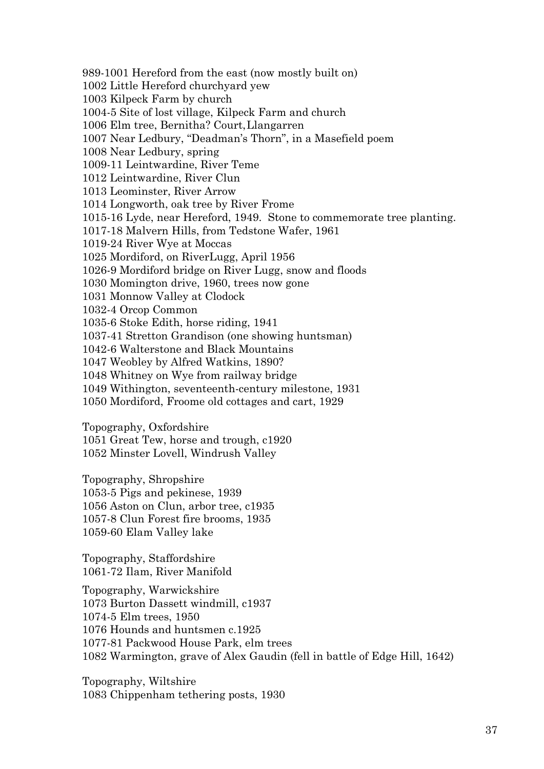989-1001 Hereford from the east (now mostly built on)
1002 Little Hereford churchyard yew
1003 Kilpeck Farm by church
1004-5 Site of lost village, Kilpeck Farm and church
1006 Elm tree, Bernitha? Court, Llangarren
1007 Near Ledbury, "Deadman's Thorn", in a Masefield poem
1008 Near Ledbury, spring
1009-11 Leintwardine, River Teme
1012 Leintwardine, River Clun
1013 Leominster, River Arrow
1014 Longworth, oak tree by River Frome
1015-16 Lyde, near Hereford, 1949. Stone to commemorate tree planting.
1017-18 Malvern Hills, from Tedstone Wafer, 1961
1019-24 River Wye at Moccas
1025 Mordiford, on RiverLugg, April 1956
1026-9 Mordiford bridge on River Lugg, snow and floods
1030 Momington drive, 1960, trees now gone
1031 Monnow Valley at Clodock
1032-4 Orcop Common
1035-6 Stoke Edith, horse riding, 1941
1037-41 Stretton Grandison (one showing huntsman)
1042-6 Walterstone and Black Mountains
1047 Weobley by Alfred Watkins, 1890?
1048 Whitney on Wye from railway bridge
1049 Withington, seventeenth-century milestone, 1931
1050 Mordiford, Froome old cottages and cart, 1929

Topography, Oxfordshire
1051 Great Tew, horse and trough, c1920
1052 Minster Lovell, Windrush Valley

Topography, Shropshire
1053-5 Pigs and pekinese, 1939
1056 Aston on Clun, arbor tree, c1935
1057-8 Clun Forest fire brooms, 1935
1059-60 Elam Valley lake

Topography, Staffordshire
1061-72 Ilam, River Manifold

Topography, Warwickshire
1073 Burton Dassett windmill, c1937
1074-5 Elm trees, 1950
1076 Hounds and huntsmen c.1925
1077-81 Packwood House Park, elm trees
1082 Warmington, grave of Alex Gaudin (fell in battle of Edge Hill, 1642)

Topography, Wiltshire
1083 Chippenham tethering posts, 1930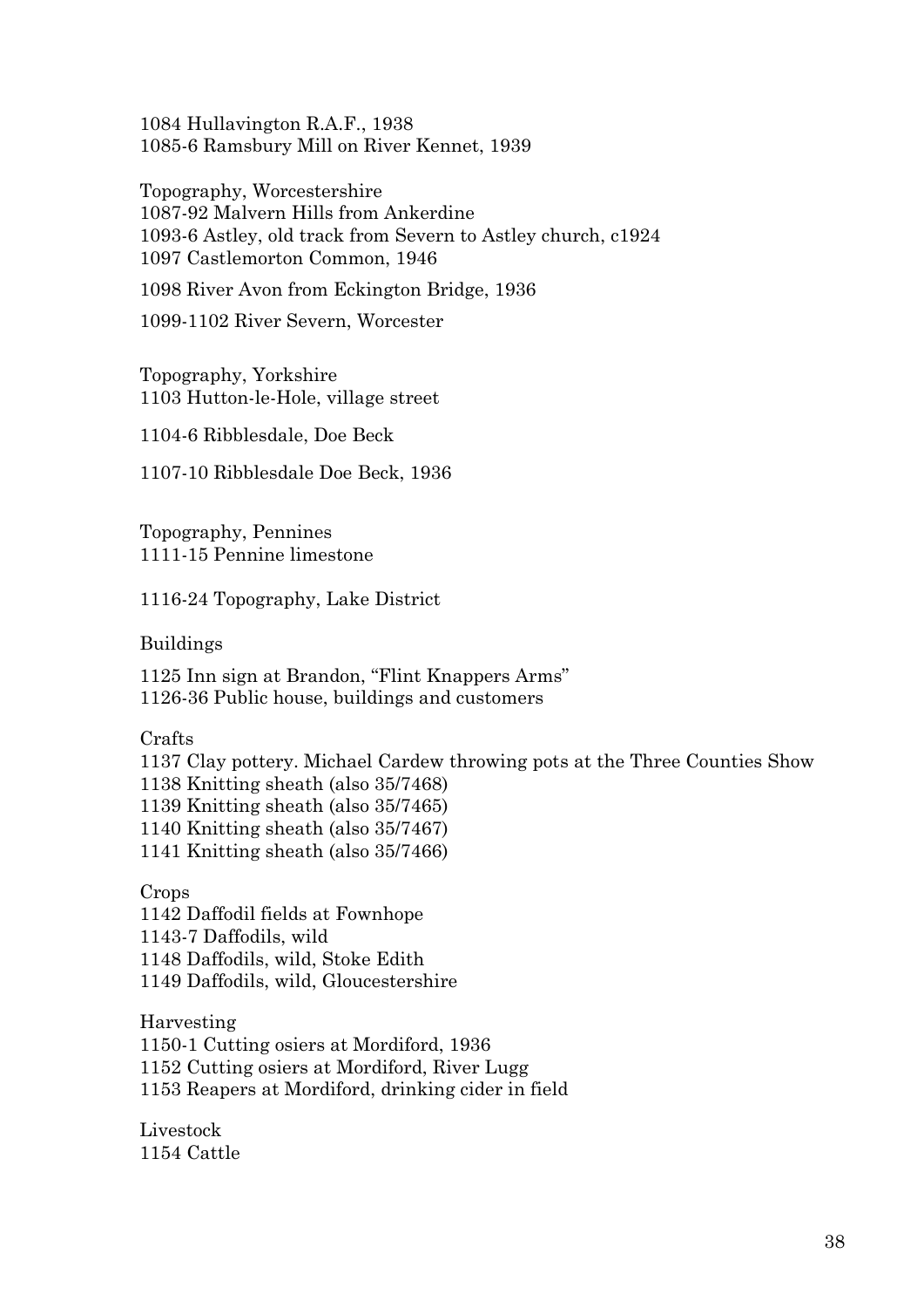1084 Hullavington R.A.F., 1938
1085-6 Ramsbury Mill on River Kennet, 1939

Topography, Worcestershire
1087-92 Malvern Hills from Ankerdine
1093-6 Astley, old track from Severn to Astley church, c1924
1097 Castlemorton Common, 1946

1098 River Avon from Eckington Bridge, 1936

1099-1102 River Severn, Worcester

Topography, Yorkshire
1103 Hutton-le-Hole, village street

1104-6 Ribblesdale, Doe Beck

1107-10 Ribblesdale Doe Beck, 1936

Topography, Pennines
1111-15 Pennine limestone

1116-24 Topography, Lake District

Buildings

1125 Inn sign at Brandon, "Flint Knappers Arms"
1126-36 Public house, buildings and customers

Crafts
1137 Clay pottery. Michael Cardew throwing pots at the Three Counties Show
1138 Knitting sheath (also 35/7468)
1139 Knitting sheath (also 35/7465)
1140 Knitting sheath (also 35/7467)
1141 Knitting sheath (also 35/7466)

Crops
1142 Daffodil fields at Fownhope
1143-7 Daffodils, wild
1148 Daffodils, wild, Stoke Edith
1149 Daffodils, wild, Gloucestershire

Harvesting
1150-1 Cutting osiers at Mordiford, 1936
1152 Cutting osiers at Mordiford, River Lugg
1153 Reapers at Mordiford, drinking cider in field

Livestock
1154 Cattle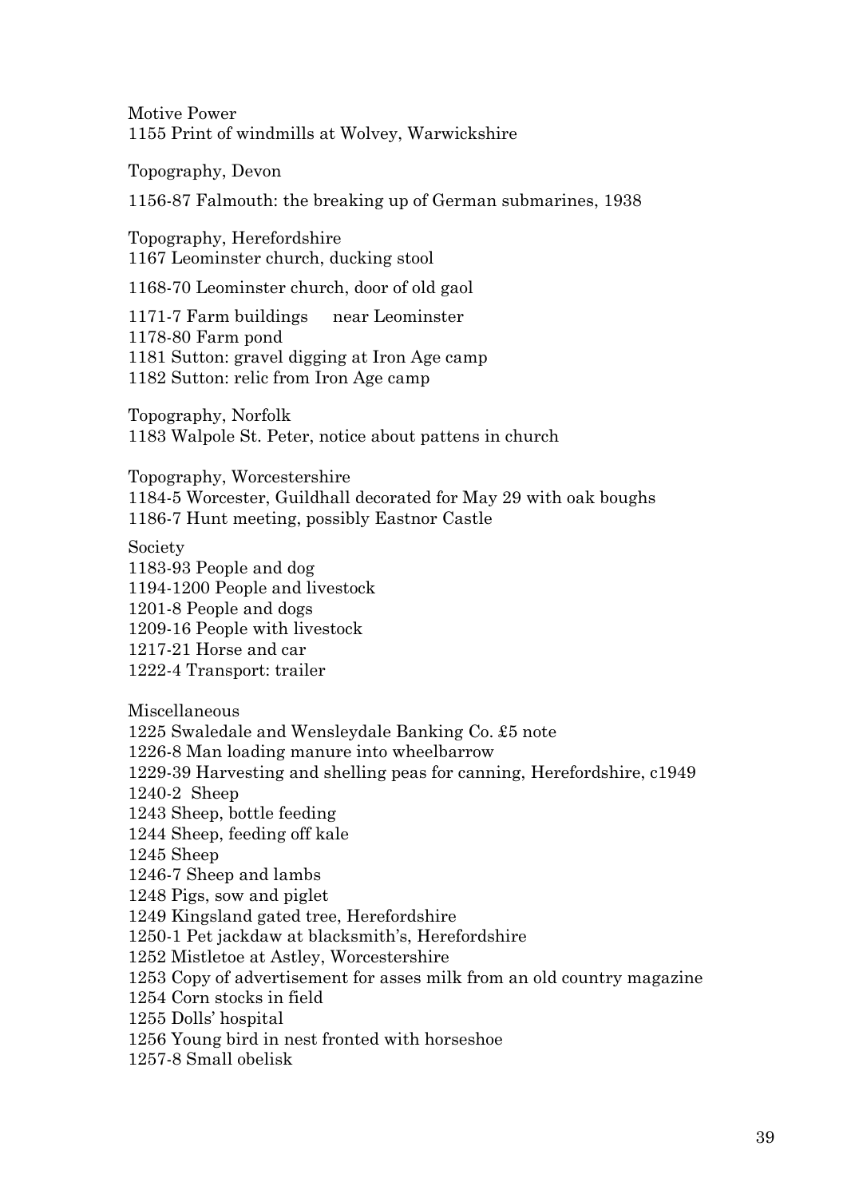Motive Power

1155 Print of windmills at Wolvey, Warwickshire

Topography, Devon

1156-87 Falmouth: the breaking up of German submarines, 1938

Topography, Herefordshire

1167 Leominster church, ducking stool

1168-70 Leominster church, door of old gaol

1171-7 Farm buildings near Leominster
1178-80 Farm pond
1181 Sutton: gravel digging at Iron Age camp
1182 Sutton: relic from Iron Age camp

Topography, Norfolk

1183 Walpole St. Peter, notice about pattens in church

Topography, Worcestershire

1184-5 Worcester, Guildhall decorated for May 29 with oak boughs
1186-7 Hunt meeting, possibly Eastnor Castle

Society

1183-93 People and dog
1194-1200 People and livestock
1201-8 People and dogs
1209-16 People with livestock
1217-21 Horse and car
1222-4 Transport: trailer

Miscellaneous

1225 Swaledale and Wensleydale Banking Co. £5 note
1226-8 Man loading manure into wheelbarrow
1229-39 Harvesting and shelling peas for canning, Herefordshire, c1949
1240-2 Sheep
1243 Sheep, bottle feeding
1244 Sheep, feeding off kale
1245 Sheep
1246-7 Sheep and lambs
1248 Pigs, sow and piglet
1249 Kingsland gated tree, Herefordshire
1250-1 Pet jackdaw at blacksmith's, Herefordshire
1252 Mistletoe at Astley, Worcestershire
1253 Copy of advertisement for asses milk from an old country magazine
1254 Corn stocks in field
1255 Dolls' hospital
1256 Young bird in nest fronted with horseshoe
1257-8 Small obelisk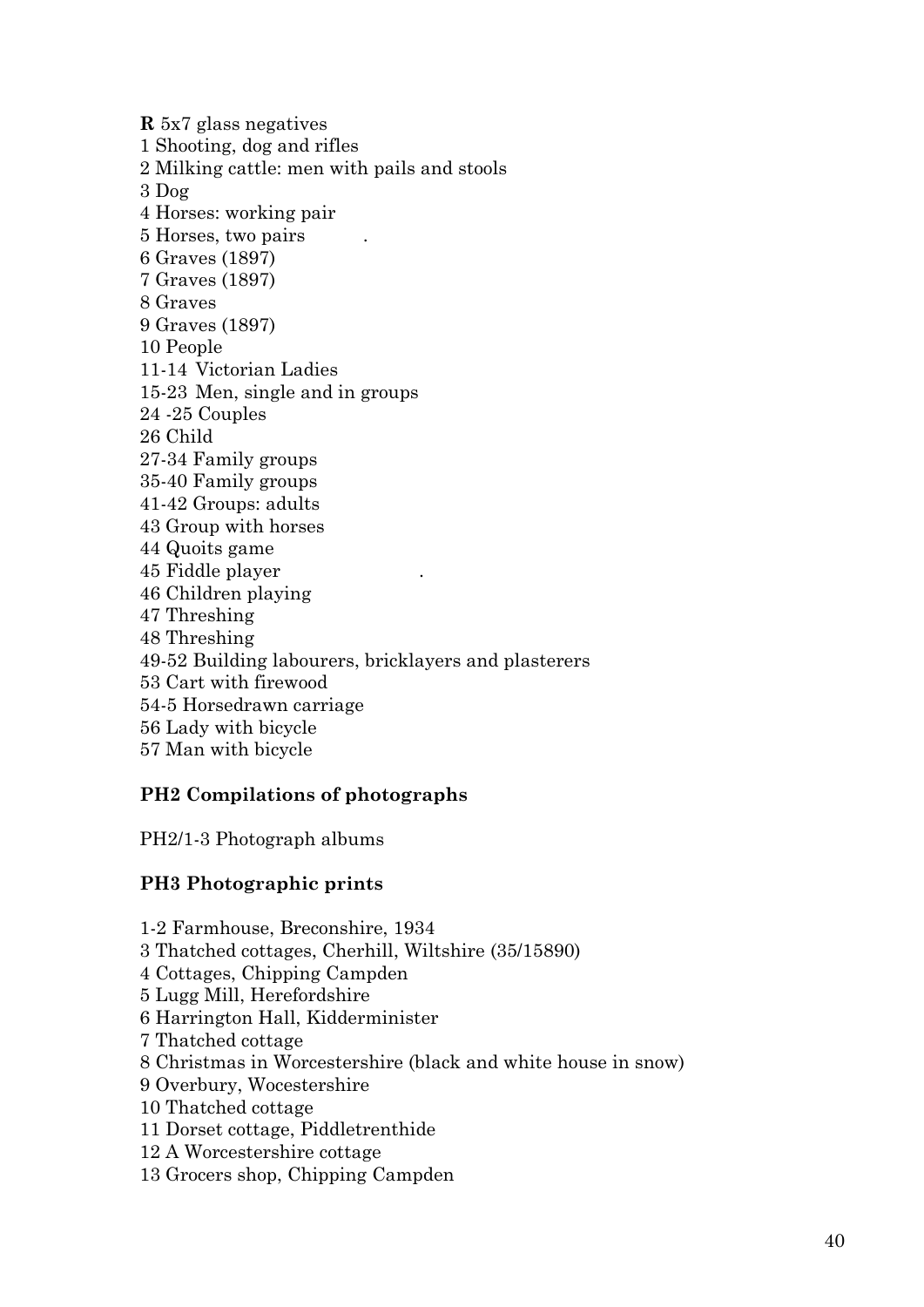**R** 5x7 glass negatives

1 Shooting, dog and rifles
2 Milking cattle: men with pails and stools
3 Dog
4 Horses: working pair
5 Horses, two pairs .
6 Graves (1897)
7 Graves (1897)
8 Graves
9 Graves (1897)
10 People
11-14 Victorian Ladies
15-23 Men, single and in groups
24 -25 Couples
26 Child
27-34 Family groups
35-40 Family groups
41-42 Groups: adults
43 Group with horses
44 Quoits game
45 Fiddle player .
46 Children playing
47 Threshing
48 Threshing
49-52 Building labourers, bricklayers and plasterers
53 Cart with firewood
54-5 Horsedrawn carriage
56 Lady with bicycle
57 Man with bicycle

**PH2 Compilations of photographs**

PH2/1-3 Photograph albums

**PH3 Photographic prints**

1-2 Farmhouse, Breconshire, 1934
3 Thatched cottages, Cherhill, Wiltshire (35/15890)
4 Cottages, Chipping Campden
5 Lugg Mill, Herefordshire
6 Harrington Hall, Kidderminister
7 Thatched cottage
8 Christmas in Worcestershire (black and white house in snow)
9 Overbury, Wocestershire
10 Thatched cottage
11 Dorset cottage, Piddletrenthide
12 A Worcestershire cottage
13 Grocers shop, Chipping Campden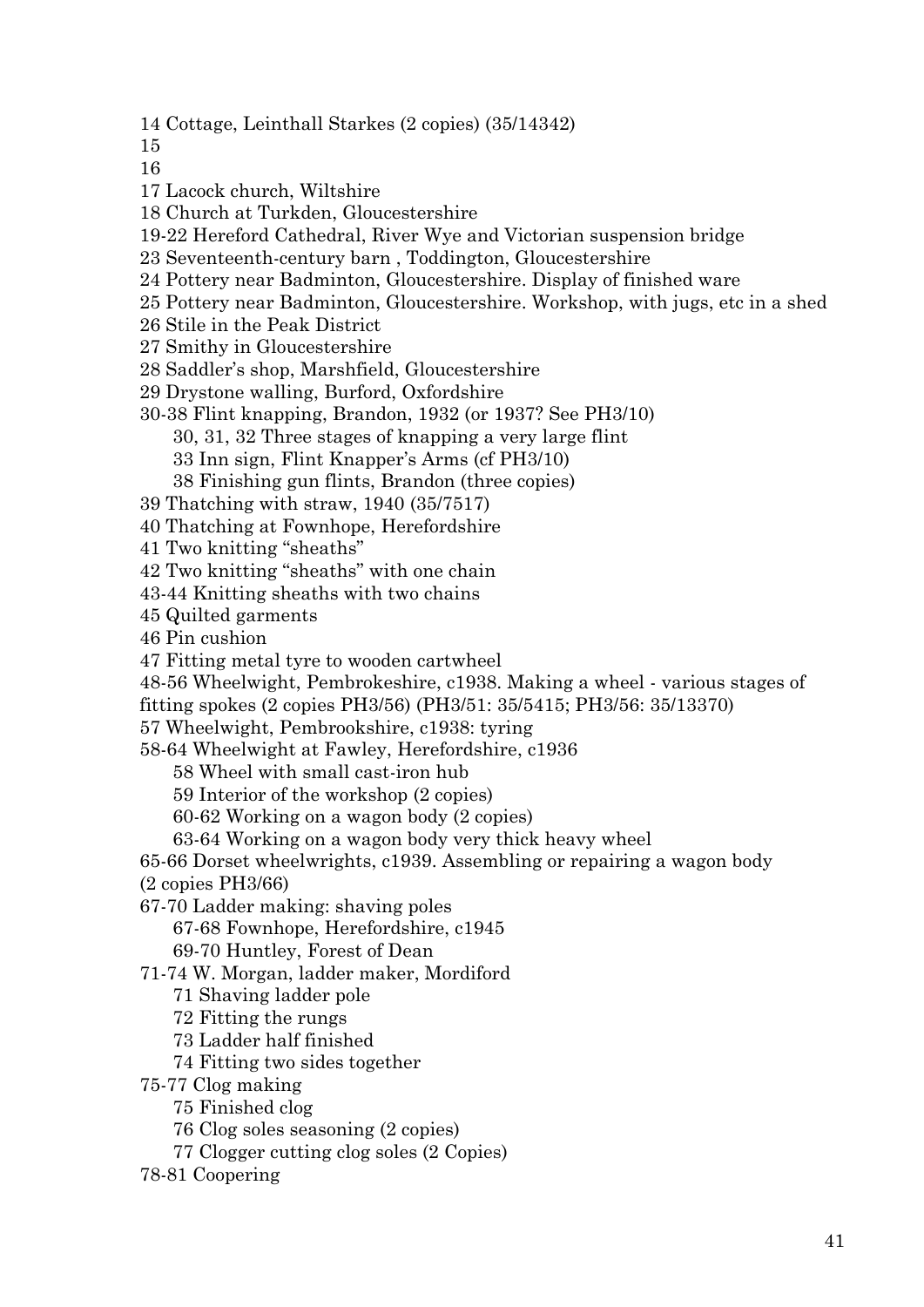14 Cottage, Leinthall Starkes (2 copies) (35/14342)

15

16

17 Lacock church, Wiltshire

18 Church at Turkden, Gloucestershire

19-22 Hereford Cathedral, River Wye and Victorian suspension bridge

23 Seventeenth-century barn , Toddington, Gloucestershire

24 Pottery near Badminton, Gloucestershire. Display of finished ware

25 Pottery near Badminton, Gloucestershire. Workshop, with jugs, etc in a shed

26 Stile in the Peak District

27 Smithy in Gloucestershire

28 Saddler's shop, Marshfield, Gloucestershire

29 Drystone walling, Burford, Oxfordshire

30-38 Flint knapping, Brandon, 1932 (or 1937? See PH3/10)

- 30, 31, 32 Three stages of knapping a very large flint
- 33 Inn sign, Flint Knapper's Arms (cf PH3/10)
- 38 Finishing gun flints, Brandon (three copies)

39 Thatching with straw, 1940 (35/7517)

40 Thatching at Fownhope, Herefordshire

41 Two knitting "sheaths"

42 Two knitting "sheaths" with one chain

43-44 Knitting sheaths with two chains

45 Quilted garments

46 Pin cushion

47 Fitting metal tyre to wooden cartwheel

48-56 Wheelwight, Pembrokeshire, c1938. Making a wheel - various stages of fitting spokes (2 copies PH3/56) (PH3/51: 35/5415; PH3/56: 35/13370)

57 Wheelwight, Pembrookshire, c1938: tyring

58-64 Wheelwight at Fawley, Herefordshire, c1936

- 58 Wheel with small cast-iron hub
- 59 Interior of the workshop (2 copies)
- 60-62 Working on a wagon body (2 copies)
- 63-64 Working on a wagon body very thick heavy wheel

65-66 Dorset wheelwrights, c1939. Assembling or repairing a wagon body (2 copies PH3/66)

67-70 Ladder making: shaving poles

- 67-68 Fownhope, Herefordshire, c1945
- 69-70 Huntley, Forest of Dean

71-74 W. Morgan, ladder maker, Mordiford

- 71 Shaving ladder pole
- 72 Fitting the rungs
- 73 Ladder half finished
- 74 Fitting two sides together

75-77 Clog making

- 75 Finished clog
- 76 Clog soles seasoning (2 copies)
- 77 Clogger cutting clog soles (2 Copies)

78-81 Coopering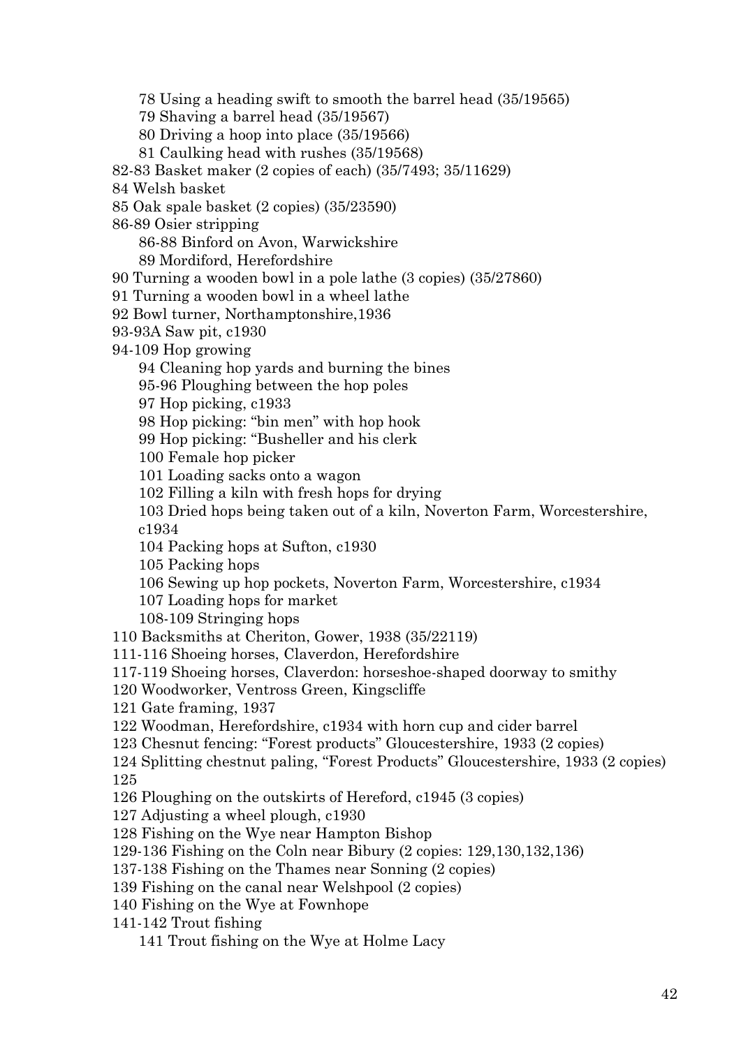- 78 Using a heading swift to smooth the barrel head (35/19565)
- 79 Shaving a barrel head (35/19567)
- 80 Driving a hoop into place (35/19566)
- 81 Caulking head with rushes (35/19568)

82-83 Basket maker (2 copies of each) (35/7493; 35/11629)

84 Welsh basket

85 Oak spale basket (2 copies) (35/23590)

86-89 Osier stripping

- 86-88 Binford on Avon, Warwickshire
- 89 Mordiford, Herefordshire

90 Turning a wooden bowl in a pole lathe (3 copies) (35/27860)

91 Turning a wooden bowl in a wheel lathe

92 Bowl turner, Northamptonshire,1936

93-93A Saw pit, c1930

94-109 Hop growing

- 94 Cleaning hop yards and burning the bines
- 95-96 Ploughing between the hop poles
- 97 Hop picking, c1933
- 98 Hop picking: "bin men" with hop hook
- 99 Hop picking: "Busheller and his clerk
- 100 Female hop picker
- 101 Loading sacks onto a wagon
- 102 Filling a kiln with fresh hops for drying
- 103 Dried hops being taken out of a kiln, Noverton Farm, Worcestershire, c1934
- 104 Packing hops at Sufton, c1930
- 105 Packing hops
- 106 Sewing up hop pockets, Noverton Farm, Worcestershire, c1934
- 107 Loading hops for market
- 108-109 Stringing hops

110 Backsmiths at Cheriton, Gower, 1938 (35/22119)

111-116 Shoeing horses, Claverdon, Herefordshire

117-119 Shoeing horses, Claverdon: horseshoe-shaped doorway to smithy

120 Woodworker, Ventross Green, Kingscliffe

121 Gate framing, 1937

122 Woodman, Herefordshire, c1934 with horn cup and cider barrel

123 Chesnut fencing: "Forest products" Gloucestershire, 1933 (2 copies)

124 Splitting chestnut paling, "Forest Products" Gloucestershire, 1933 (2 copies)

125

126 Ploughing on the outskirts of Hereford, c1945 (3 copies)

127 Adjusting a wheel plough, c1930

128 Fishing on the Wye near Hampton Bishop

129-136 Fishing on the Coln near Bibury (2 copies: 129,130,132,136)

137-138 Fishing on the Thames near Sonning (2 copies)

139 Fishing on the canal near Welshpool (2 copies)

140 Fishing on the Wye at Fownhope

141-142 Trout fishing

- 141 Trout fishing on the Wye at Holme Lacy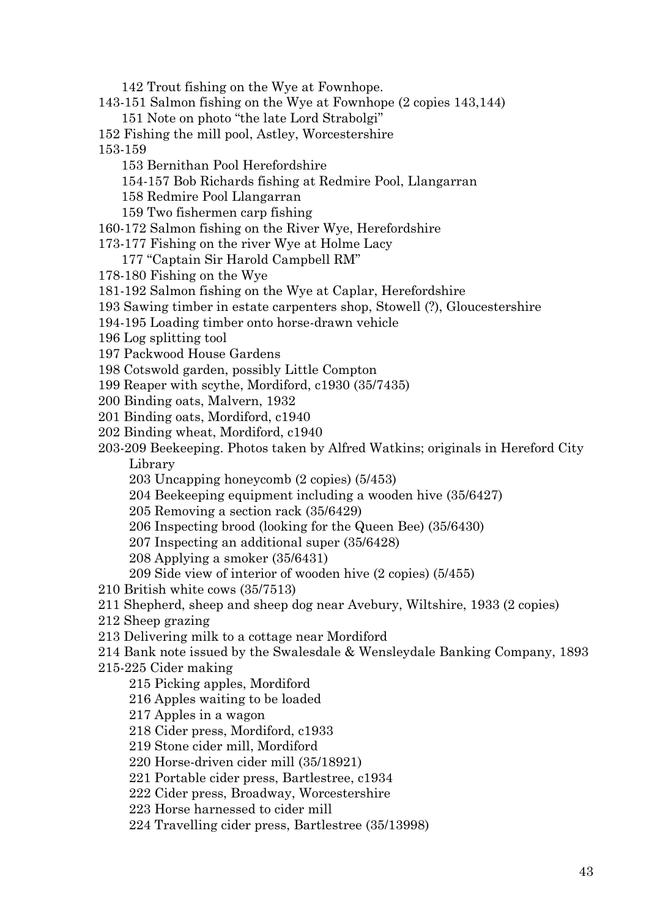- 142 Trout fishing on the Wye at Fownhope.

143-151 Salmon fishing on the Wye at Fownhope (2 copies 143,144)

- 151 Note on photo "the late Lord Strabolgi"

152 Fishing the mill pool, Astley, Worcestershire

153-159

- 153 Bernithan Pool Herefordshire
- 154-157 Bob Richards fishing at Redmire Pool, Llangarran
- 158 Redmire Pool Llangarran
- 159 Two fishermen carp fishing

160-172 Salmon fishing on the River Wye, Herefordshire

173-177 Fishing on the river Wye at Holme Lacy

- 177 "Captain Sir Harold Campbell RM"

178-180 Fishing on the Wye

181-192 Salmon fishing on the Wye at Caplar, Herefordshire

193 Sawing timber in estate carpenters shop, Stowell (?), Gloucestershire

194-195 Loading timber onto horse-drawn vehicle

196 Log splitting tool

197 Packwood House Gardens

198 Cotswold garden, possibly Little Compton

199 Reaper with scythe, Mordiford, c1930 (35/7435)

200 Binding oats, Malvern, 1932

201 Binding oats, Mordiford, c1940

202 Binding wheat, Mordiford, c1940

203-209 Beekeeping. Photos taken by Alfred Watkins; originals in Hereford City Library

- 203 Uncapping honeycomb (2 copies) (5/453)
- 204 Beekeeping equipment including a wooden hive (35/6427)
- 205 Removing a section rack (35/6429)
- 206 Inspecting brood (looking for the Queen Bee) (35/6430)
- 207 Inspecting an additional super (35/6428)
- 208 Applying a smoker (35/6431)
- 209 Side view of interior of wooden hive (2 copies) (5/455)

210 British white cows (35/7513)

211 Shepherd, sheep and sheep dog near Avebury, Wiltshire, 1933 (2 copies)

212 Sheep grazing

213 Delivering milk to a cottage near Mordiford

214 Bank note issued by the Swalesdale & Wensleydale Banking Company, 1893

215-225 Cider making

- 215 Picking apples, Mordiford
- 216 Apples waiting to be loaded
- 217 Apples in a wagon
- 218 Cider press, Mordiford, c1933
- 219 Stone cider mill, Mordiford
- 220 Horse-driven cider mill (35/18921)
- 221 Portable cider press, Bartlestree, c1934
- 222 Cider press, Broadway, Worcestershire
- 223 Horse harnessed to cider mill
- 224 Travelling cider press, Bartlestree (35/13998)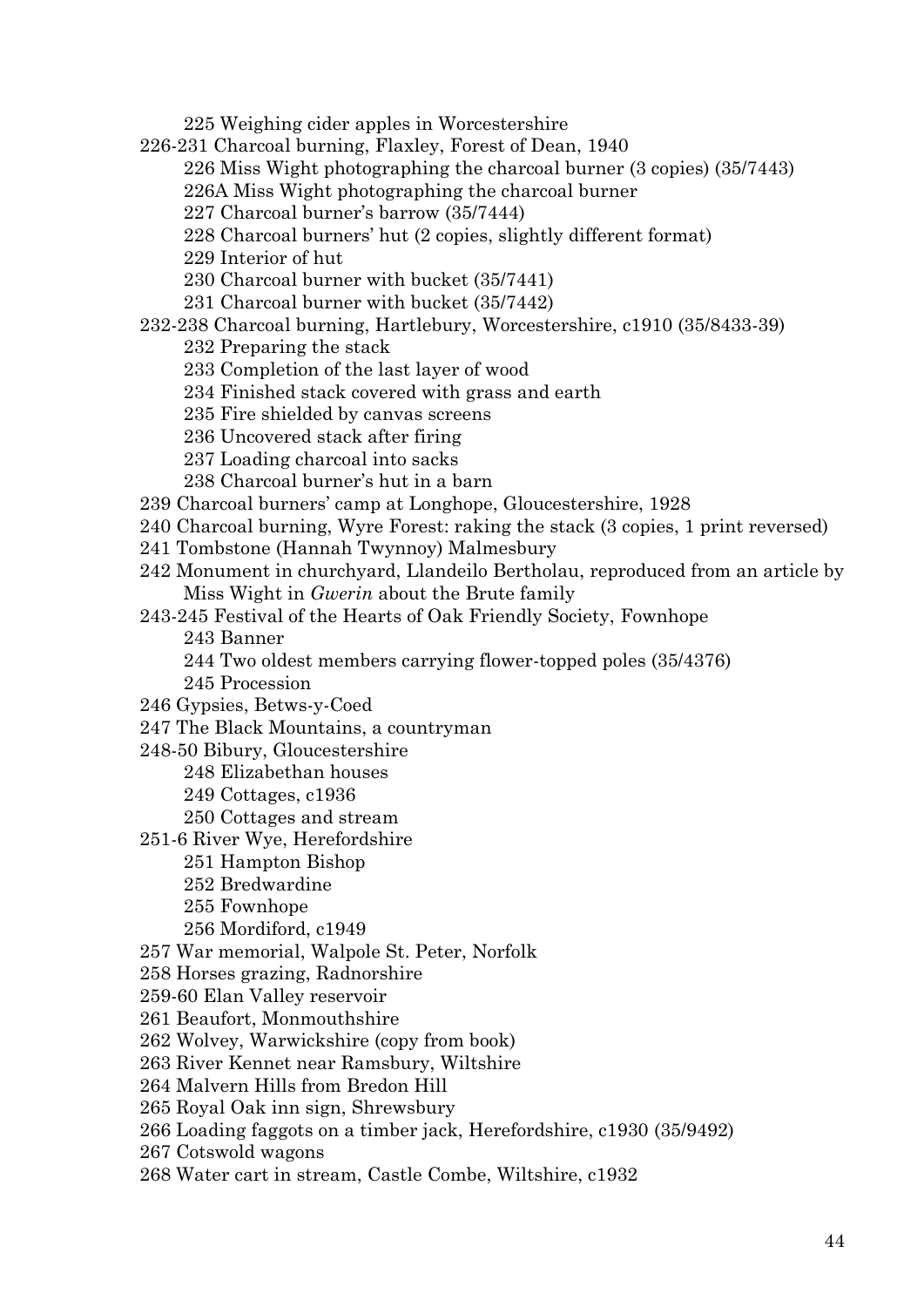- 225 Weighing cider apples in Worcestershire
- 226-231 Charcoal burning, Flaxley, Forest of Dean, 1940
  - 226 Miss Wight photographing the charcoal burner (3 copies) (35/7443)
  - 226A Miss Wight photographing the charcoal burner
  - 227 Charcoal burner's barrow (35/7444)
  - 228 Charcoal burners' hut (2 copies, slightly different format)
  - 229 Interior of hut
  - 230 Charcoal burner with bucket (35/7441)
  - 231 Charcoal burner with bucket (35/7442)
- 232-238 Charcoal burning, Hartlebury, Worcestershire, c1910 (35/8433-39)
  - 232 Preparing the stack
  - 233 Completion of the last layer of wood
  - 234 Finished stack covered with grass and earth
  - 235 Fire shielded by canvas screens
  - 236 Uncovered stack after firing
  - 237 Loading charcoal into sacks
  - 238 Charcoal burner's hut in a barn
- 239 Charcoal burners' camp at Longhope, Gloucestershire, 1928
- 240 Charcoal burning, Wyre Forest: raking the stack (3 copies, 1 print reversed)
- 241 Tombstone (Hannah Twynnoy) Malmesbury
- 242 Monument in churchyard, Llandeilo Bertholau, reproduced from an article by Miss Wight in *Gwerin* about the Brute family
- 243-245 Festival of the Hearts of Oak Friendly Society, Fownhope
  - 243 Banner
  - 244 Two oldest members carrying flower-topped poles (35/4376)
  - 245 Procession
- 246 Gypsies, Betws-y-Coed
- 247 The Black Mountains, a countryman
- 248-50 Bibury, Gloucestershire
  - 248 Elizabethan houses
  - 249 Cottages, c1936
  - 250 Cottages and stream
- 251-6 River Wye, Herefordshire
  - 251 Hampton Bishop
  - 252 Bredwardine
  - 255 Fownhope
  - 256 Mordiford, c1949
- 257 War memorial, Walpole St. Peter, Norfolk
- 258 Horses grazing, Radnorshire
- 259-60 Elan Valley reservoir
- 261 Beaufort, Monmouthshire
- 262 Wolvey, Warwickshire (copy from book)
- 263 River Kennet near Ramsbury, Wiltshire
- 264 Malvern Hills from Bredon Hill
- 265 Royal Oak inn sign, Shrewsbury
- 266 Loading faggots on a timber jack, Herefordshire, c1930 (35/9492)
- 267 Cotswold wagons
- 268 Water cart in stream, Castle Combe, Wiltshire, c1932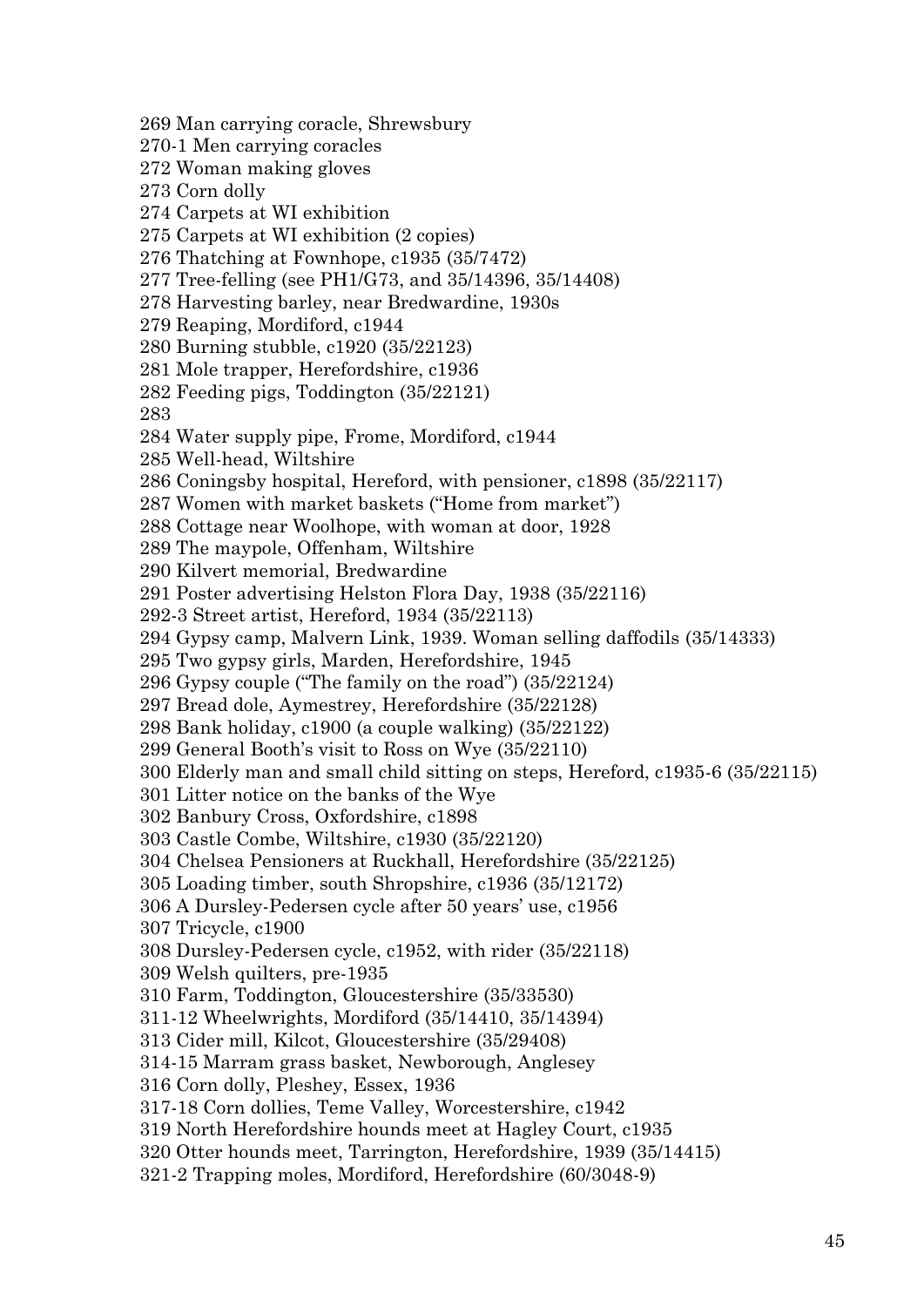269 Man carrying coracle, Shrewsbury  
270-1 Men carrying coracles  
272 Woman making gloves  
273 Corn dolly  
274 Carpets at WI exhibition  
275 Carpets at WI exhibition (2 copies)  
276 Thatching at Fownhope, c1935 (35/7472)  
277 Tree-felling (see PH1/G73, and 35/14396, 35/14408)  
278 Harvesting barley, near Bredwardine, 1930s  
279 Reaping, Mordiford, c1944  
280 Burning stubble, c1920 (35/22123)  
281 Mole trapper, Herefordshire, c1936  
282 Feeding pigs, Toddington (35/22121)  
283  
284 Water supply pipe, Frome, Mordiford, c1944  
285 Well-head, Wiltshire  
286 Coningsby hospital, Hereford, with pensioner, c1898 (35/22117)  
287 Women with market baskets ("Home from market")  
288 Cottage near Woolhope, with woman at door, 1928  
289 The maypole, Offenham, Wiltshire  
290 Kilvert memorial, Bredwardine  
291 Poster advertising Helston Flora Day, 1938 (35/22116)  
292-3 Street artist, Hereford, 1934 (35/22113)  
294 Gypsy camp, Malvern Link, 1939. Woman selling daffodils (35/14333)  
295 Two gypsy girls, Marden, Herefordshire, 1945  
296 Gypsy couple ("The family on the road") (35/22124)  
297 Bread dole, Aymestrey, Herefordshire (35/22128)  
298 Bank holiday, c1900 (a couple walking) (35/22122)  
299 General Booth's visit to Ross on Wye (35/22110)  
300 Elderly man and small child sitting on steps, Hereford, c1935-6 (35/22115)  
301 Litter notice on the banks of the Wye  
302 Banbury Cross, Oxfordshire, c1898  
303 Castle Combe, Wiltshire, c1930 (35/22120)  
304 Chelsea Pensioners at Ruckhall, Herefordshire (35/22125)  
305 Loading timber, south Shropshire, c1936 (35/12172)  
306 A Dursley-Pedersen cycle after 50 years' use, c1956  
307 Tricycle, c1900  
308 Dursley-Pedersen cycle, c1952, with rider (35/22118)  
309 Welsh quilters, pre-1935  
310 Farm, Toddington, Gloucestershire (35/33530)  
311-12 Wheelwrights, Mordiford (35/14410, 35/14394)  
313 Cider mill, Kilcot, Gloucestershire (35/29408)  
314-15 Marram grass basket, Newborough, Anglesey  
316 Corn dolly, Pleshey, Essex, 1936  
317-18 Corn dollies, Teme Valley, Worcestershire, c1942  
319 North Herefordshire hounds meet at Hagley Court, c1935  
320 Otter hounds meet, Tarrington, Herefordshire, 1939 (35/14415)  
321-2 Trapping moles, Mordiford, Herefordshire (60/3048-9)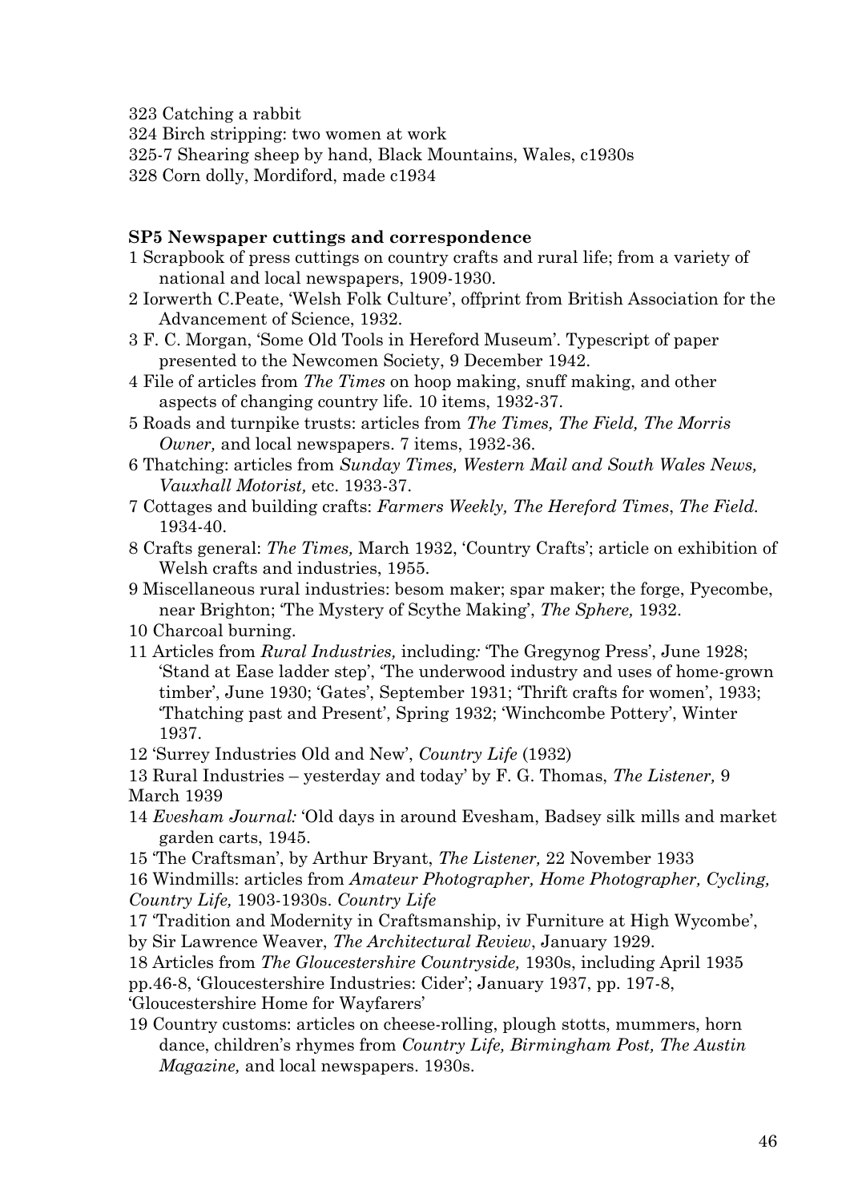323 Catching a rabbit
324 Birch stripping: two women at work
325-7 Shearing sheep by hand, Black Mountains, Wales, c1930s
328 Corn dolly, Mordiford, made c1934

**SP5 Newspaper cuttings and correspondence**

1 Scrapbook of press cuttings on country crafts and rural life; from a variety of national and local newspapers, 1909-1930.
2 Iorwerth C.Peate, 'Welsh Folk Culture', offprint from British Association for the Advancement of Science, 1932.
3 F. C. Morgan, 'Some Old Tools in Hereford Museum'. Typescript of paper presented to the Newcomen Society, 9 December 1942.
4 File of articles from *The Times* on hoop making, snuff making, and other aspects of changing country life. 10 items, 1932-37.
5 Roads and turnpike trusts: articles from *The Times, The Field, The Morris Owner,* and local newspapers. 7 items, 1932-36.
6 Thatching: articles from *Sunday Times, Western Mail and South Wales News, Vauxhall Motorist,* etc. 1933-37.
7 Cottages and building crafts: *Farmers Weekly, The Hereford Times*, *The Field.* 1934-40.
8 Crafts general: *The Times,* March 1932, 'Country Crafts'; article on exhibition of Welsh crafts and industries, 1955.
9 Miscellaneous rural industries: besom maker; spar maker; the forge, Pyecombe, near Brighton; 'The Mystery of Scythe Making', *The Sphere,* 1932.
10 Charcoal burning.
11 Articles from *Rural Industries,* including*:* 'The Gregynog Press', June 1928; 'Stand at Ease ladder step', 'The underwood industry and uses of home-grown timber', June 1930; 'Gates', September 1931; 'Thrift crafts for women', 1933; 'Thatching past and Present', Spring 1932; 'Winchcombe Pottery', Winter 1937.
12 'Surrey Industries Old and New', *Country Life* (1932)
13 Rural Industries – yesterday and today' by F. G. Thomas, *The Listener,* 9 March 1939
14 *Evesham Journal:* 'Old days in around Evesham, Badsey silk mills and market garden carts, 1945.
15 'The Craftsman', by Arthur Bryant, *The Listener,* 22 November 1933
16 Windmills: articles from *Amateur Photographer, Home Photographer, Cycling, Country Life,* 1903-1930s. *Country Life*
17 'Tradition and Modernity in Craftsmanship, iv Furniture at High Wycombe', by Sir Lawrence Weaver, *The Architectural Review*, January 1929.
18 Articles from *The Gloucestershire Countryside,* 1930s, including April 1935 pp.46-8, 'Gloucestershire Industries: Cider'; January 1937, pp. 197-8, 'Gloucestershire Home for Wayfarers'
19 Country customs: articles on cheese-rolling, plough stotts, mummers, horn dance, children's rhymes from *Country Life, Birmingham Post, The Austin Magazine,* and local newspapers. 1930s.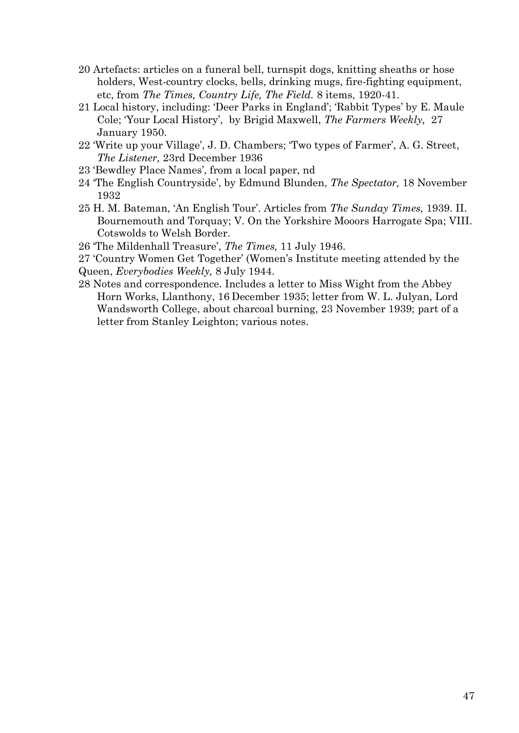20 Artefacts: articles on a funeral bell, turnspit dogs, knitting sheaths or hose holders, West-country clocks, bells, drinking mugs, fire-fighting equipment, etc, from *The Times, Country Life, The Field.* 8 items, 1920-41.

21 Local history, including: 'Deer Parks in England'; 'Rabbit Types' by E. Maule Cole; 'Your Local History', by Brigid Maxwell, *The Farmers Weekly,* 27 January 1950.

22 'Write up your Village', J. D. Chambers; 'Two types of Farmer', A. G. Street, *The Listener,* 23rd December 1936

23 'Bewdley Place Names', from a local paper, nd

24 'The English Countryside', by Edmund Blunden, *The Spectator,* 18 November 1932

25 H. M. Bateman, 'An English Tour'. Articles from *The Sunday Times,* 1939. II. Bournemouth and Torquay; V. On the Yorkshire Mooors Harrogate Spa; VIII. Cotswolds to Welsh Border.

26 'The Mildenhall Treasure', *The Times,* 11 July 1946.

27 'Country Women Get Together' (Women's Institute meeting attended by the Queen, *Everybodies Weekly,* 8 July 1944.

28 Notes and correspondence. Includes a letter to Miss Wight from the Abbey Horn Works, Llanthony, 16 December 1935; letter from W. L. Julyan, Lord Wandsworth College, about charcoal burning, 23 November 1939; part of a letter from Stanley Leighton; various notes.